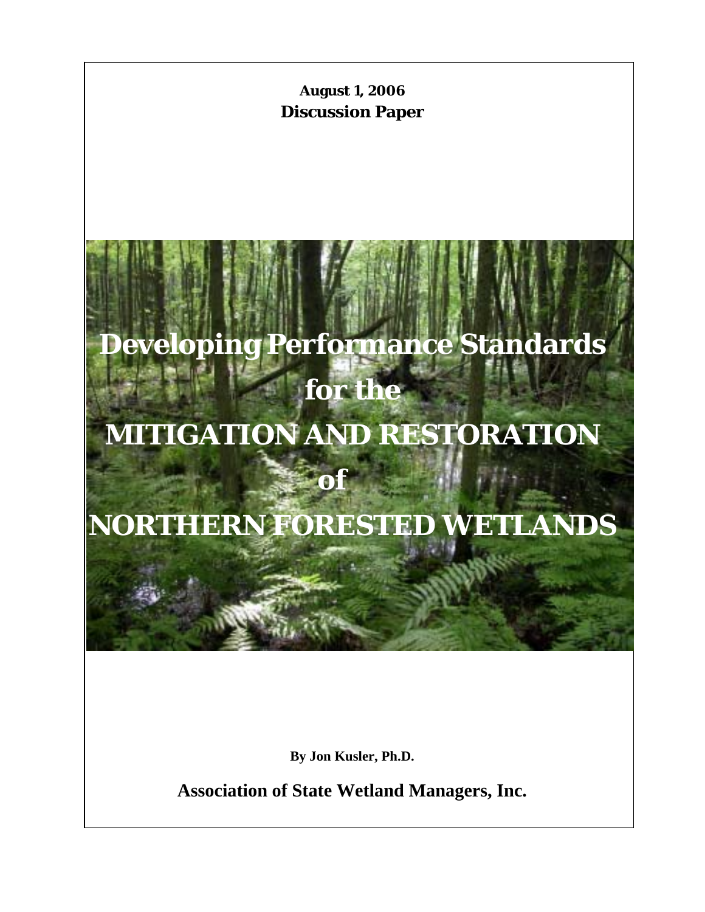**August 1, 2006**
**Discussion Paper**

# Developing Performance Standards for the MITIGATION AND RESTORATION of NORTHERN FORESTED WETLANDS

**By Jon Kusler, Ph.D.**

**Association of State Wetland Managers, Inc.**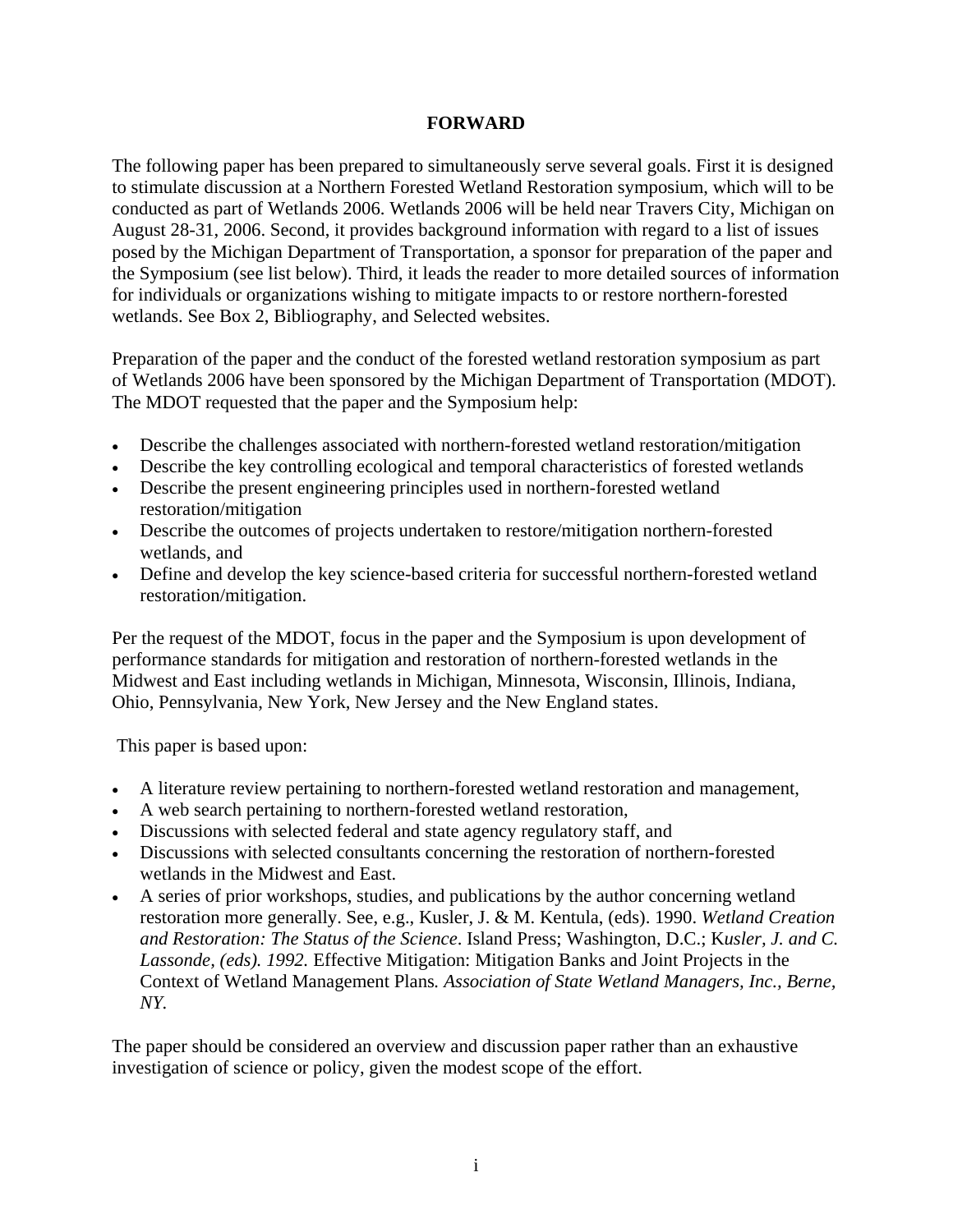# FORWARD

The following paper has been prepared to simultaneously serve several goals. First it is designed to stimulate discussion at a Northern Forested Wetland Restoration symposium, which will to be conducted as part of Wetlands 2006. Wetlands 2006 will be held near Travers City, Michigan on August 28-31, 2006. Second, it provides background information with regard to a list of issues posed by the Michigan Department of Transportation, a sponsor for preparation of the paper and the Symposium (see list below). Third, it leads the reader to more detailed sources of information for individuals or organizations wishing to mitigate impacts to or restore northern-forested wetlands. See Box 2, Bibliography, and Selected websites.

Preparation of the paper and the conduct of the forested wetland restoration symposium as part of Wetlands 2006 have been sponsored by the Michigan Department of Transportation (MDOT). The MDOT requested that the paper and the Symposium help:

- Describe the challenges associated with northern-forested wetland restoration/mitigation
- Describe the key controlling ecological and temporal characteristics of forested wetlands
- Describe the present engineering principles used in northern-forested wetland restoration/mitigation
- Describe the outcomes of projects undertaken to restore/mitigation northern-forested wetlands, and
- Define and develop the key science-based criteria for successful northern-forested wetland restoration/mitigation.

Per the request of the MDOT, focus in the paper and the Symposium is upon development of performance standards for mitigation and restoration of northern-forested wetlands in the Midwest and East including wetlands in Michigan, Minnesota, Wisconsin, Illinois, Indiana, Ohio, Pennsylvania, New York, New Jersey and the New England states.

This paper is based upon:

- A literature review pertaining to northern-forested wetland restoration and management,
- A web search pertaining to northern-forested wetland restoration,
- Discussions with selected federal and state agency regulatory staff, and
- Discussions with selected consultants concerning the restoration of northern-forested wetlands in the Midwest and East.
- A series of prior workshops, studies, and publications by the author concerning wetland restoration more generally. See, e.g., Kusler, J. & M. Kentula, (eds). 1990. *Wetland Creation and Restoration: The Status of the Science*. Island Press; Washington, D.C.; K*usler, J. and C. Lassonde, (eds). 1992.* Effective Mitigation: Mitigation Banks and Joint Projects in the Context of Wetland Management Plans*. Association of State Wetland Managers, Inc., Berne, NY.*

The paper should be considered an overview and discussion paper rather than an exhaustive investigation of science or policy, given the modest scope of the effort.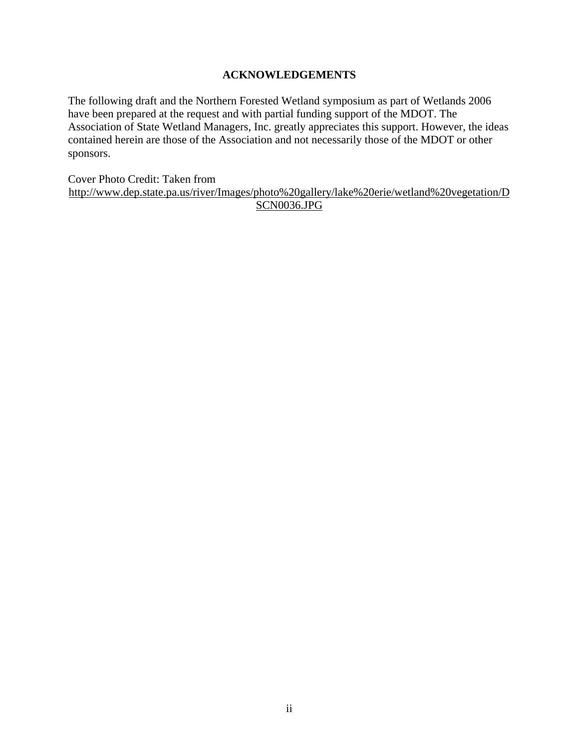## ACKNOWLEDGEMENTS

The following draft and the Northern Forested Wetland symposium as part of Wetlands 2006 have been prepared at the request and with partial funding support of the MDOT. The Association of State Wetland Managers, Inc. greatly appreciates this support. However, the ideas contained herein are those of the Association and not necessarily those of the MDOT or other sponsors.

Cover Photo Credit: Taken from http://www.dep.state.pa.us/river/Images/photo%20gallery/lake%20erie/wetland%20vegetation/DSCN0036.JPG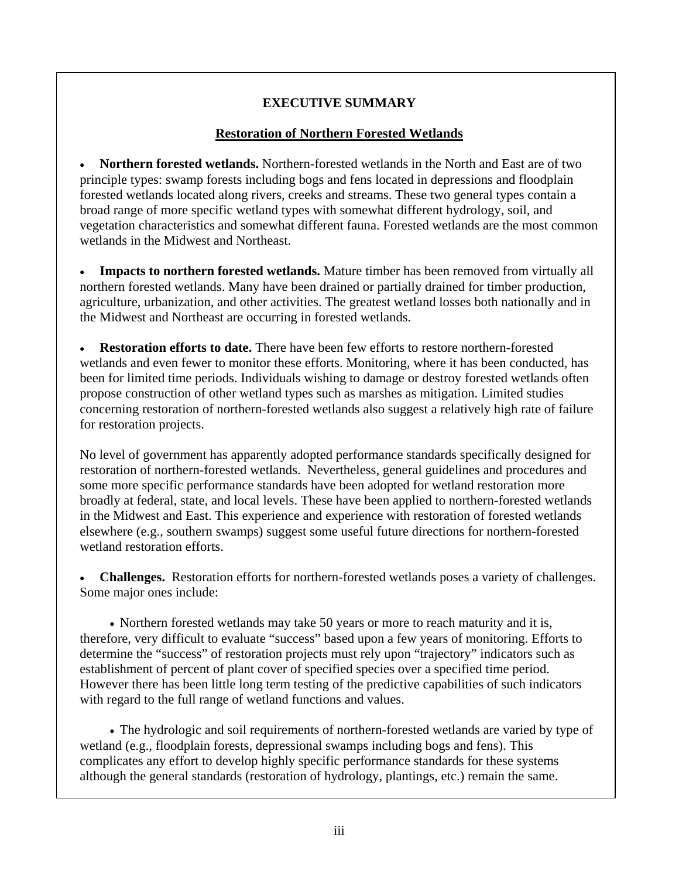# EXECUTIVE SUMMARY

## Restoration of Northern Forested Wetlands

- **Northern forested wetlands.** Northern-forested wetlands in the North and East are of two principle types: swamp forests including bogs and fens located in depressions and floodplain forested wetlands located along rivers, creeks and streams. These two general types contain a broad range of more specific wetland types with somewhat different hydrology, soil, and vegetation characteristics and somewhat different fauna. Forested wetlands are the most common wetlands in the Midwest and Northeast.

- **Impacts to northern forested wetlands.** Mature timber has been removed from virtually all northern forested wetlands. Many have been drained or partially drained for timber production, agriculture, urbanization, and other activities. The greatest wetland losses both nationally and in the Midwest and Northeast are occurring in forested wetlands.

- **Restoration efforts to date.** There have been few efforts to restore northern-forested wetlands and even fewer to monitor these efforts. Monitoring, where it has been conducted, has been for limited time periods. Individuals wishing to damage or destroy forested wetlands often propose construction of other wetland types such as marshes as mitigation. Limited studies concerning restoration of northern-forested wetlands also suggest a relatively high rate of failure for restoration projects.

No level of government has apparently adopted performance standards specifically designed for restoration of northern-forested wetlands. Nevertheless, general guidelines and procedures and some more specific performance standards have been adopted for wetland restoration more broadly at federal, state, and local levels. These have been applied to northern-forested wetlands in the Midwest and East. This experience and experience with restoration of forested wetlands elsewhere (e.g., southern swamps) suggest some useful future directions for northern-forested wetland restoration efforts.

- **Challenges.** Restoration efforts for northern-forested wetlands poses a variety of challenges. Some major ones include:

  - Northern forested wetlands may take 50 years or more to reach maturity and it is, therefore, very difficult to evaluate "success" based upon a few years of monitoring. Efforts to determine the "success" of restoration projects must rely upon "trajectory" indicators such as establishment of percent of plant cover of specified species over a specified time period. However there has been little long term testing of the predictive capabilities of such indicators with regard to the full range of wetland functions and values.

  - The hydrologic and soil requirements of northern-forested wetlands are varied by type of wetland (e.g., floodplain forests, depressional swamps including bogs and fens). This complicates any effort to develop highly specific performance standards for these systems although the general standards (restoration of hydrology, plantings, etc.) remain the same.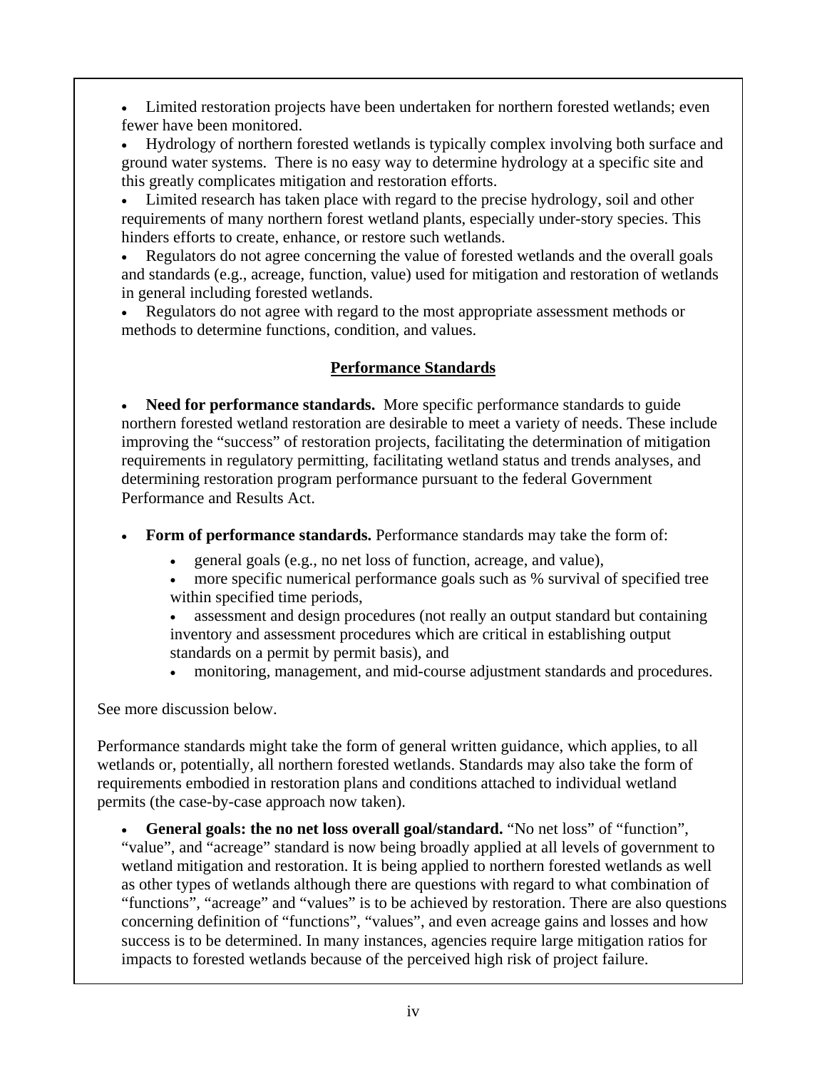- Limited restoration projects have been undertaken for northern forested wetlands; even fewer have been monitored.
- Hydrology of northern forested wetlands is typically complex involving both surface and ground water systems. There is no easy way to determine hydrology at a specific site and this greatly complicates mitigation and restoration efforts.
- Limited research has taken place with regard to the precise hydrology, soil and other requirements of many northern forest wetland plants, especially under-story species. This hinders efforts to create, enhance, or restore such wetlands.
- Regulators do not agree concerning the value of forested wetlands and the overall goals and standards (e.g., acreage, function, value) used for mitigation and restoration of wetlands in general including forested wetlands.
- Regulators do not agree with regard to the most appropriate assessment methods or methods to determine functions, condition, and values.

## Performance Standards

- **Need for performance standards.** More specific performance standards to guide northern forested wetland restoration are desirable to meet a variety of needs. These include improving the "success" of restoration projects, facilitating the determination of mitigation requirements in regulatory permitting, facilitating wetland status and trends analyses, and determining restoration program performance pursuant to the federal Government Performance and Results Act.

- **Form of performance standards.** Performance standards may take the form of:
  - general goals (e.g., no net loss of function, acreage, and value),
  - more specific numerical performance goals such as % survival of specified tree within specified time periods,
  - assessment and design procedures (not really an output standard but containing inventory and assessment procedures which are critical in establishing output standards on a permit by permit basis), and
  - monitoring, management, and mid-course adjustment standards and procedures.

See more discussion below.

Performance standards might take the form of general written guidance, which applies, to all wetlands or, potentially, all northern forested wetlands. Standards may also take the form of requirements embodied in restoration plans and conditions attached to individual wetland permits (the case-by-case approach now taken).

- **General goals: the no net loss overall goal/standard.** "No net loss" of "function", "value", and "acreage" standard is now being broadly applied at all levels of government to wetland mitigation and restoration. It is being applied to northern forested wetlands as well as other types of wetlands although there are questions with regard to what combination of "functions", "acreage" and "values" is to be achieved by restoration. There are also questions concerning definition of "functions", "values", and even acreage gains and losses and how success is to be determined. In many instances, agencies require large mitigation ratios for impacts to forested wetlands because of the perceived high risk of project failure.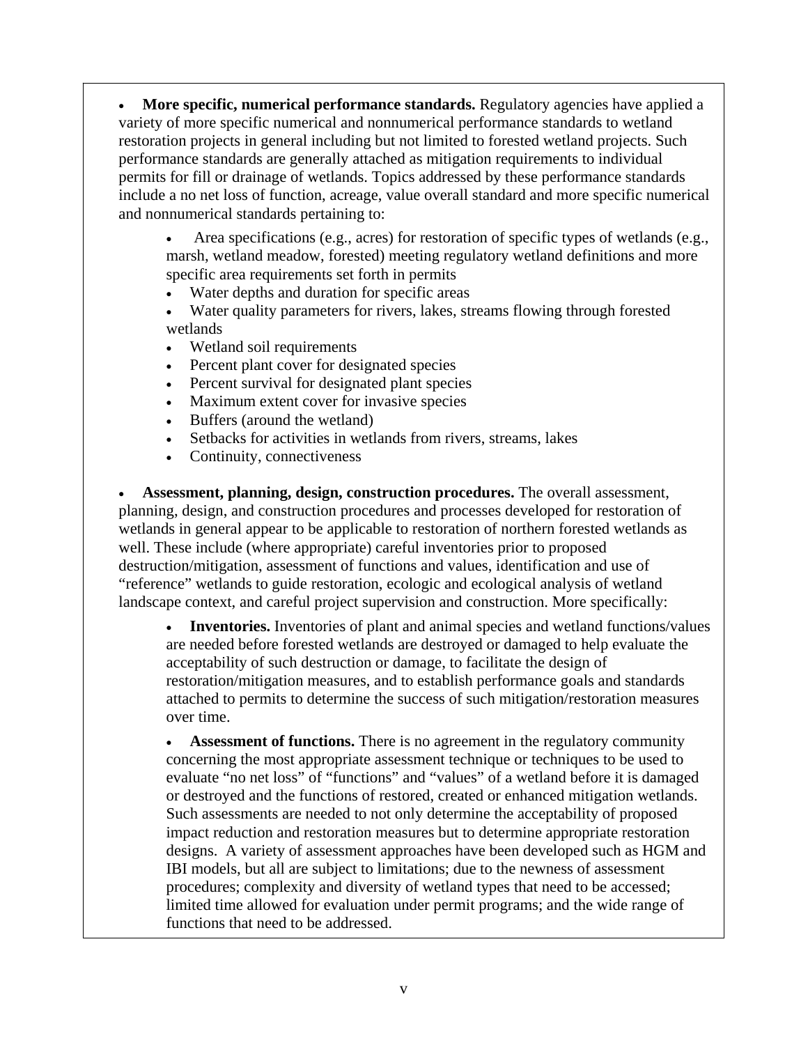- **More specific, numerical performance standards.** Regulatory agencies have applied a variety of more specific numerical and nonnumerical performance standards to wetland restoration projects in general including but not limited to forested wetland projects. Such performance standards are generally attached as mitigation requirements to individual permits for fill or drainage of wetlands. Topics addressed by these performance standards include a no net loss of function, acreage, value overall standard and more specific numerical and nonnumerical standards pertaining to:

    - Area specifications (e.g., acres) for restoration of specific types of wetlands (e.g., marsh, wetland meadow, forested) meeting regulatory wetland definitions and more specific area requirements set forth in permits
    - Water depths and duration for specific areas
    - Water quality parameters for rivers, lakes, streams flowing through forested wetlands
    - Wetland soil requirements
    - Percent plant cover for designated species
    - Percent survival for designated plant species
    - Maximum extent cover for invasive species
    - Buffers (around the wetland)
    - Setbacks for activities in wetlands from rivers, streams, lakes
    - Continuity, connectiveness

- **Assessment, planning, design, construction procedures.** The overall assessment, planning, design, and construction procedures and processes developed for restoration of wetlands in general appear to be applicable to restoration of northern forested wetlands as well. These include (where appropriate) careful inventories prior to proposed destruction/mitigation, assessment of functions and values, identification and use of "reference" wetlands to guide restoration, ecologic and ecological analysis of wetland landscape context, and careful project supervision and construction. More specifically:

    - **Inventories.** Inventories of plant and animal species and wetland functions/values are needed before forested wetlands are destroyed or damaged to help evaluate the acceptability of such destruction or damage, to facilitate the design of restoration/mitigation measures, and to establish performance goals and standards attached to permits to determine the success of such mitigation/restoration measures over time.

    - **Assessment of functions.** There is no agreement in the regulatory community concerning the most appropriate assessment technique or techniques to be used to evaluate "no net loss" of "functions" and "values" of a wetland before it is damaged or destroyed and the functions of restored, created or enhanced mitigation wetlands. Such assessments are needed to not only determine the acceptability of proposed impact reduction and restoration measures but to determine appropriate restoration designs. A variety of assessment approaches have been developed such as HGM and IBI models, but all are subject to limitations; due to the newness of assessment procedures; complexity and diversity of wetland types that need to be accessed; limited time allowed for evaluation under permit programs; and the wide range of functions that need to be addressed.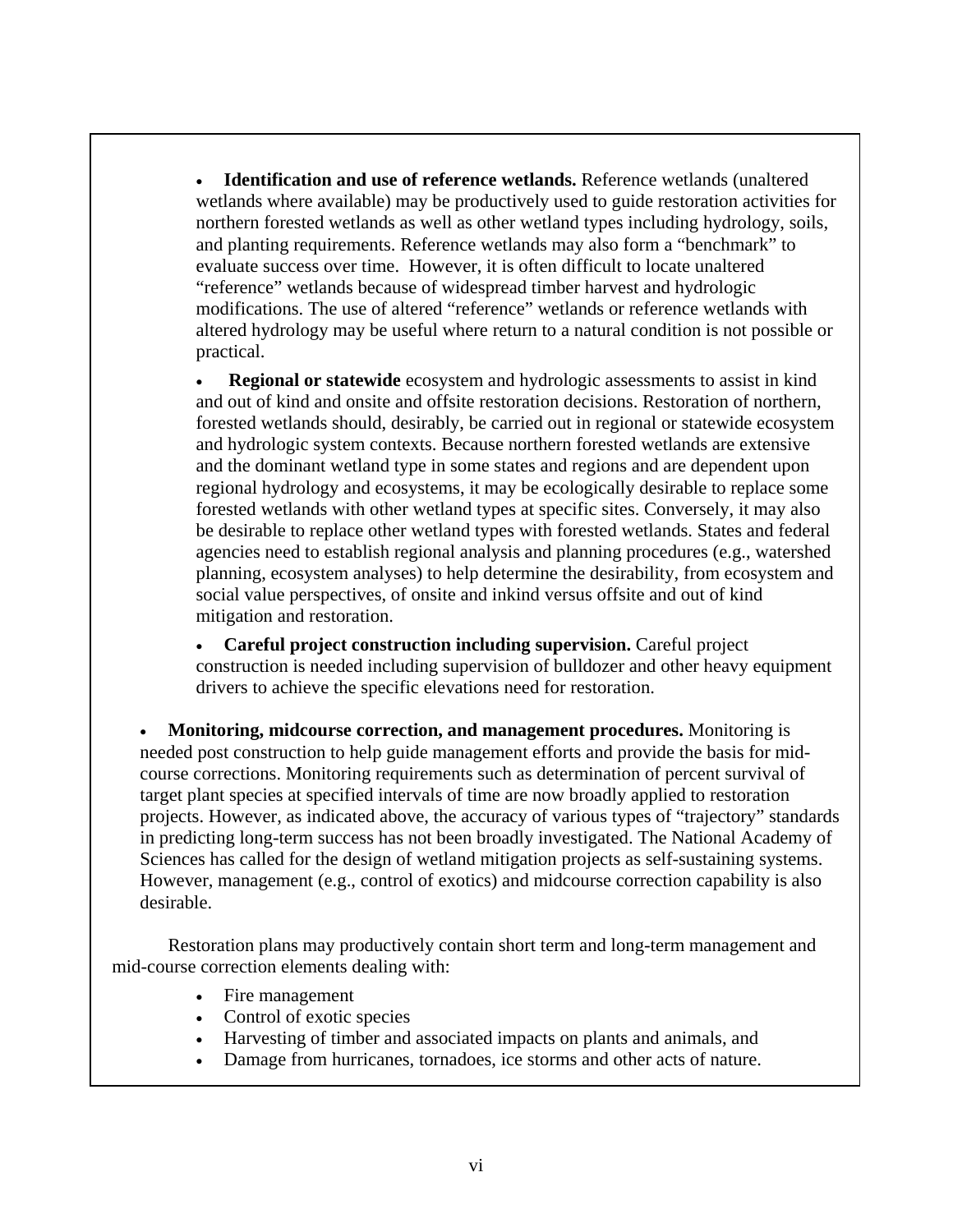- **Identification and use of reference wetlands.** Reference wetlands (unaltered wetlands where available) may be productively used to guide restoration activities for northern forested wetlands as well as other wetland types including hydrology, soils, and planting requirements. Reference wetlands may also form a "benchmark" to evaluate success over time. However, it is often difficult to locate unaltered "reference" wetlands because of widespread timber harvest and hydrologic modifications. The use of altered "reference" wetlands or reference wetlands with altered hydrology may be useful where return to a natural condition is not possible or practical.

- **Regional or statewide** ecosystem and hydrologic assessments to assist in kind and out of kind and onsite and offsite restoration decisions. Restoration of northern, forested wetlands should, desirably, be carried out in regional or statewide ecosystem and hydrologic system contexts. Because northern forested wetlands are extensive and the dominant wetland type in some states and regions and are dependent upon regional hydrology and ecosystems, it may be ecologically desirable to replace some forested wetlands with other wetland types at specific sites. Conversely, it may also be desirable to replace other wetland types with forested wetlands. States and federal agencies need to establish regional analysis and planning procedures (e.g., watershed planning, ecosystem analyses) to help determine the desirability, from ecosystem and social value perspectives, of onsite and inkind versus offsite and out of kind mitigation and restoration.

- **Careful project construction including supervision.** Careful project construction is needed including supervision of bulldozer and other heavy equipment drivers to achieve the specific elevations need for restoration.

- **Monitoring, midcourse correction, and management procedures.** Monitoring is needed post construction to help guide management efforts and provide the basis for mid-course corrections. Monitoring requirements such as determination of percent survival of target plant species at specified intervals of time are now broadly applied to restoration projects. However, as indicated above, the accuracy of various types of "trajectory" standards in predicting long-term success has not been broadly investigated. The National Academy of Sciences has called for the design of wetland mitigation projects as self-sustaining systems. However, management (e.g., control of exotics) and midcourse correction capability is also desirable.

Restoration plans may productively contain short term and long-term management and mid-course correction elements dealing with:

- Fire management
- Control of exotic species
- Harvesting of timber and associated impacts on plants and animals, and
- Damage from hurricanes, tornadoes, ice storms and other acts of nature.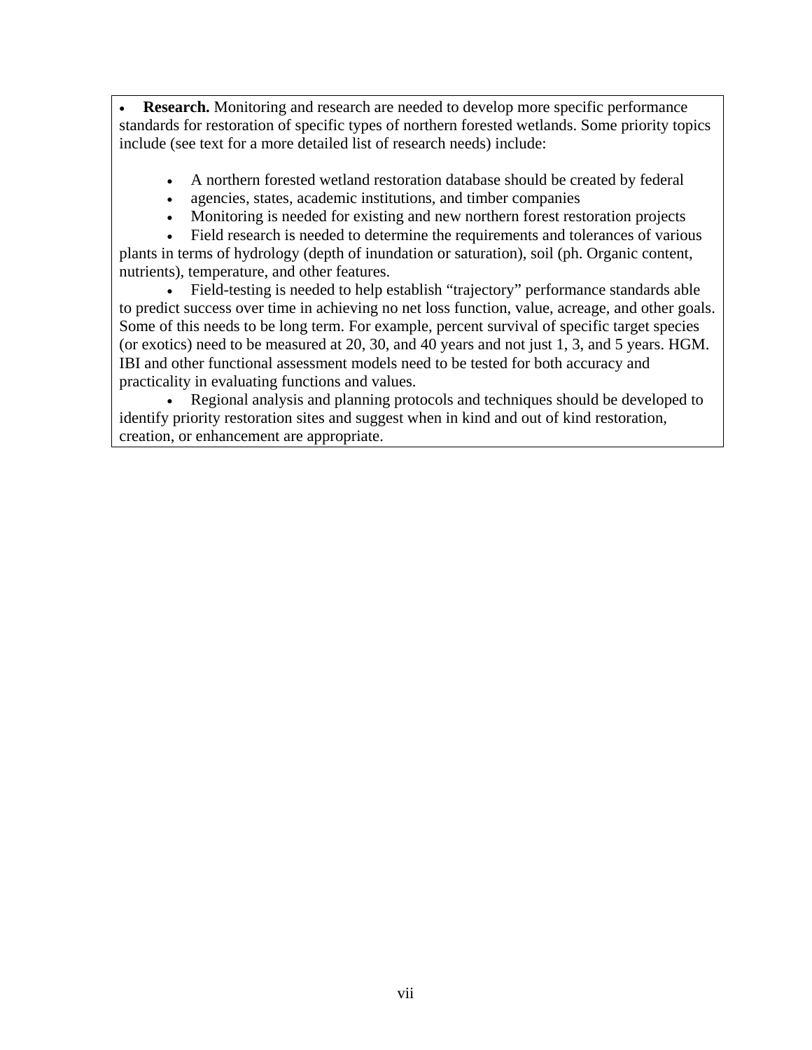- **Research.** Monitoring and research are needed to develop more specific performance standards for restoration of specific types of northern forested wetlands. Some priority topics include (see text for a more detailed list of research needs) include:

    - A northern forested wetland restoration database should be created by federal
    - agencies, states, academic institutions, and timber companies
    - Monitoring is needed for existing and new northern forest restoration projects
    - Field research is needed to determine the requirements and tolerances of various plants in terms of hydrology (depth of inundation or saturation), soil (ph. Organic content, nutrients), temperature, and other features.
    - Field-testing is needed to help establish "trajectory" performance standards able to predict success over time in achieving no net loss function, value, acreage, and other goals. Some of this needs to be long term. For example, percent survival of specific target species (or exotics) need to be measured at 20, 30, and 40 years and not just 1, 3, and 5 years. HGM. IBI and other functional assessment models need to be tested for both accuracy and practicality in evaluating functions and values.
    - Regional analysis and planning protocols and techniques should be developed to identify priority restoration sites and suggest when in kind and out of kind restoration, creation, or enhancement are appropriate.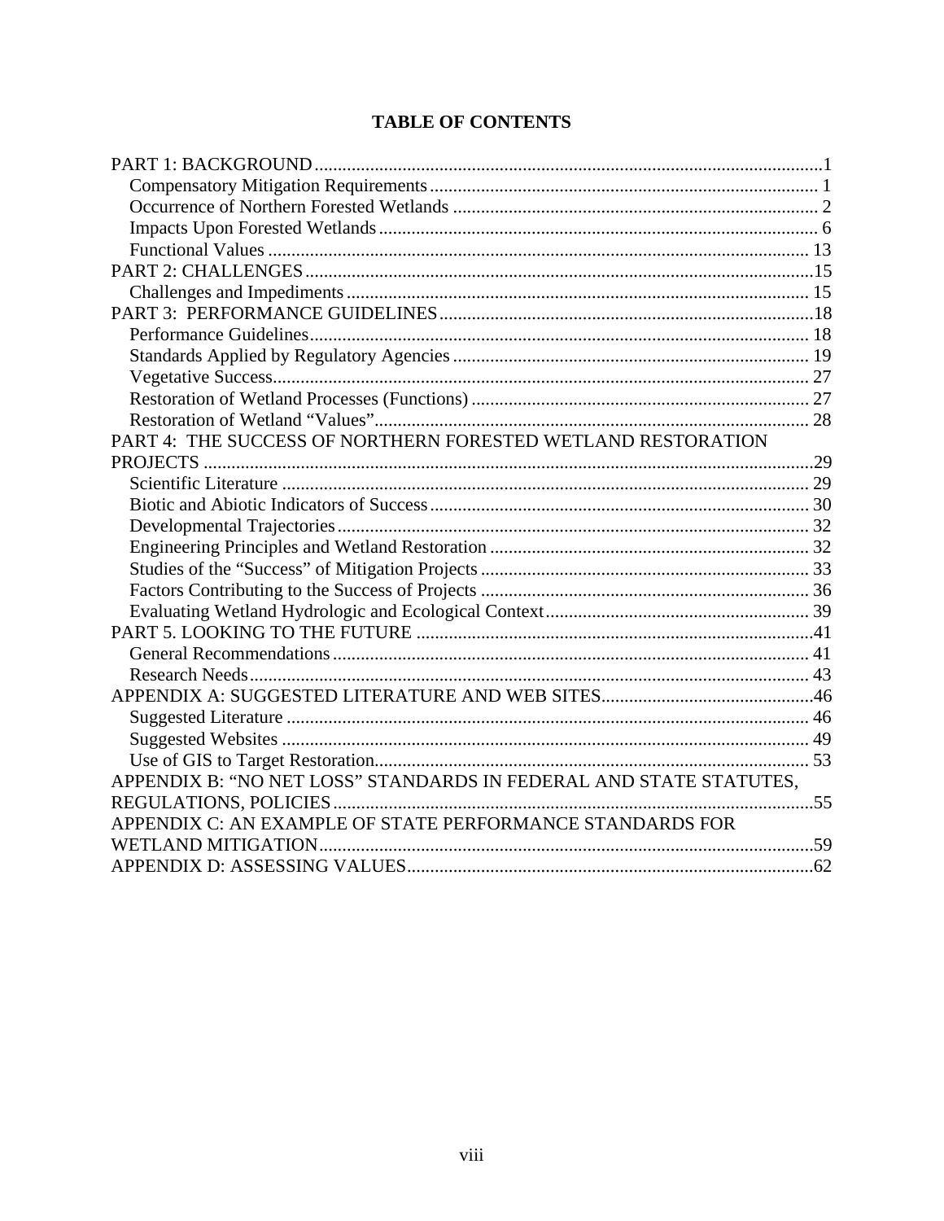# TABLE OF CONTENTS

PART 1: BACKGROUND ... 1
- Compensatory Mitigation Requirements ... 1
- Occurrence of Northern Forested Wetlands ... 2
- Impacts Upon Forested Wetlands ... 6
- Functional Values ... 13

PART 2: CHALLENGES ... 15
- Challenges and Impediments ... 15

PART 3: PERFORMANCE GUIDELINES ... 18
- Performance Guidelines ... 18
- Standards Applied by Regulatory Agencies ... 19
- Vegetative Success ... 27
- Restoration of Wetland Processes (Functions) ... 27
- Restoration of Wetland "Values" ... 28

PART 4: THE SUCCESS OF NORTHERN FORESTED WETLAND RESTORATION PROJECTS ... 29
- Scientific Literature ... 29
- Biotic and Abiotic Indicators of Success ... 30
- Developmental Trajectories ... 32
- Engineering Principles and Wetland Restoration ... 32
- Studies of the "Success" of Mitigation Projects ... 33
- Factors Contributing to the Success of Projects ... 36
- Evaluating Wetland Hydrologic and Ecological Context ... 39

PART 5. LOOKING TO THE FUTURE ... 41
- General Recommendations ... 41
- Research Needs ... 43

APPENDIX A: SUGGESTED LITERATURE AND WEB SITES ... 46
- Suggested Literature ... 46
- Suggested Websites ... 49
- Use of GIS to Target Restoration ... 53

APPENDIX B: "NO NET LOSS" STANDARDS IN FEDERAL AND STATE STATUTES, REGULATIONS, POLICIES ... 55

APPENDIX C: AN EXAMPLE OF STATE PERFORMANCE STANDARDS FOR WETLAND MITIGATION ... 59

APPENDIX D: ASSESSING VALUES ... 62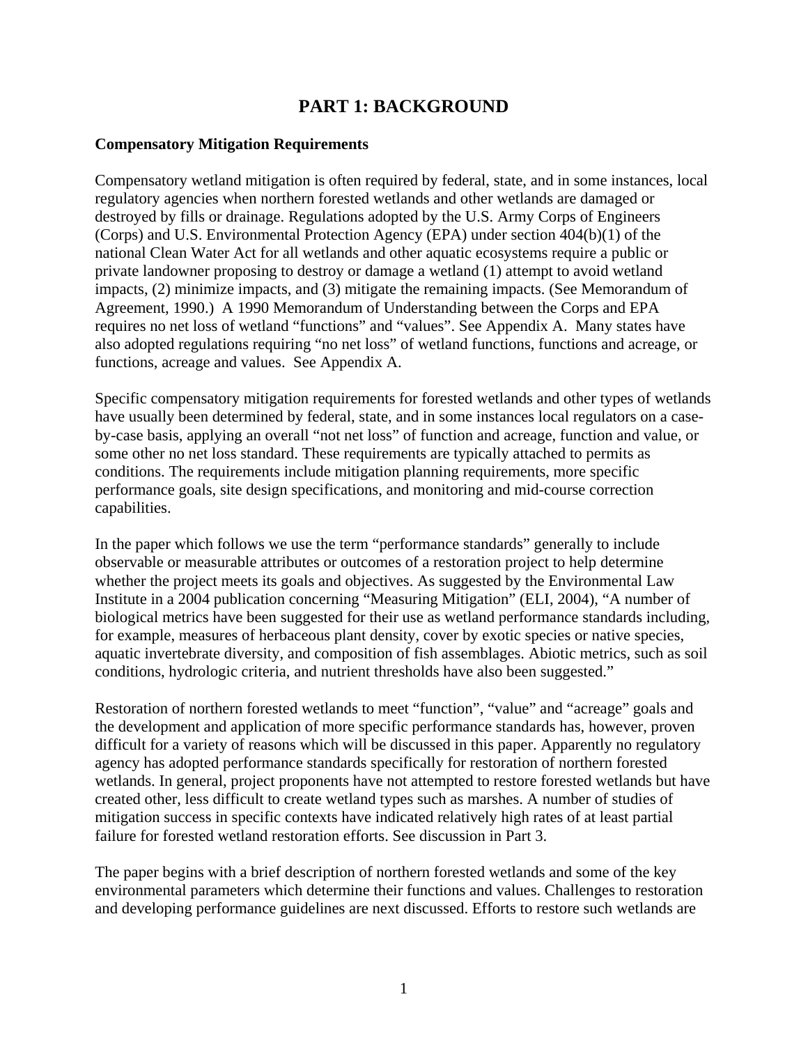# PART 1: BACKGROUND

**Compensatory Mitigation Requirements**

Compensatory wetland mitigation is often required by federal, state, and in some instances, local regulatory agencies when northern forested wetlands and other wetlands are damaged or destroyed by fills or drainage. Regulations adopted by the U.S. Army Corps of Engineers (Corps) and U.S. Environmental Protection Agency (EPA) under section 404(b)(1) of the national Clean Water Act for all wetlands and other aquatic ecosystems require a public or private landowner proposing to destroy or damage a wetland (1) attempt to avoid wetland impacts, (2) minimize impacts, and (3) mitigate the remaining impacts. (See Memorandum of Agreement, 1990.) A 1990 Memorandum of Understanding between the Corps and EPA requires no net loss of wetland "functions" and "values". See Appendix A. Many states have also adopted regulations requiring "no net loss" of wetland functions, functions and acreage, or functions, acreage and values. See Appendix A.

Specific compensatory mitigation requirements for forested wetlands and other types of wetlands have usually been determined by federal, state, and in some instances local regulators on a case-by-case basis, applying an overall "not net loss" of function and acreage, function and value, or some other no net loss standard. These requirements are typically attached to permits as conditions. The requirements include mitigation planning requirements, more specific performance goals, site design specifications, and monitoring and mid-course correction capabilities.

In the paper which follows we use the term "performance standards" generally to include observable or measurable attributes or outcomes of a restoration project to help determine whether the project meets its goals and objectives. As suggested by the Environmental Law Institute in a 2004 publication concerning "Measuring Mitigation" (ELI, 2004), "A number of biological metrics have been suggested for their use as wetland performance standards including, for example, measures of herbaceous plant density, cover by exotic species or native species, aquatic invertebrate diversity, and composition of fish assemblages. Abiotic metrics, such as soil conditions, hydrologic criteria, and nutrient thresholds have also been suggested."

Restoration of northern forested wetlands to meet "function", "value" and "acreage" goals and the development and application of more specific performance standards has, however, proven difficult for a variety of reasons which will be discussed in this paper. Apparently no regulatory agency has adopted performance standards specifically for restoration of northern forested wetlands. In general, project proponents have not attempted to restore forested wetlands but have created other, less difficult to create wetland types such as marshes. A number of studies of mitigation success in specific contexts have indicated relatively high rates of at least partial failure for forested wetland restoration efforts. See discussion in Part 3.

The paper begins with a brief description of northern forested wetlands and some of the key environmental parameters which determine their functions and values. Challenges to restoration and developing performance guidelines are next discussed. Efforts to restore such wetlands are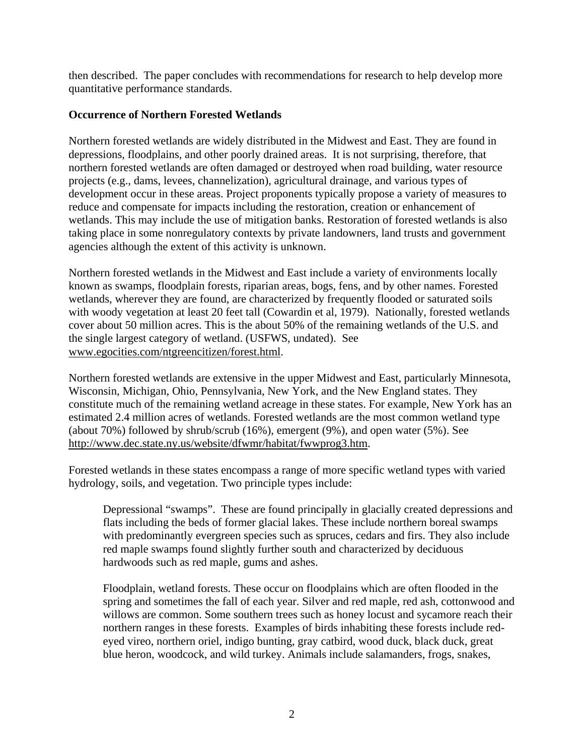then described. The paper concludes with recommendations for research to help develop more quantitative performance standards.

**Occurrence of Northern Forested Wetlands**

Northern forested wetlands are widely distributed in the Midwest and East. They are found in depressions, floodplains, and other poorly drained areas. It is not surprising, therefore, that northern forested wetlands are often damaged or destroyed when road building, water resource projects (e.g., dams, levees, channelization), agricultural drainage, and various types of development occur in these areas. Project proponents typically propose a variety of measures to reduce and compensate for impacts including the restoration, creation or enhancement of wetlands. This may include the use of mitigation banks. Restoration of forested wetlands is also taking place in some nonregulatory contexts by private landowners, land trusts and government agencies although the extent of this activity is unknown.

Northern forested wetlands in the Midwest and East include a variety of environments locally known as swamps, floodplain forests, riparian areas, bogs, fens, and by other names. Forested wetlands, wherever they are found, are characterized by frequently flooded or saturated soils with woody vegetation at least 20 feet tall (Cowardin et al, 1979). Nationally, forested wetlands cover about 50 million acres. This is the about 50% of the remaining wetlands of the U.S. and the single largest category of wetland. (USFWS, undated). See www.egocities.com/ntgreencitizen/forest.html.

Northern forested wetlands are extensive in the upper Midwest and East, particularly Minnesota, Wisconsin, Michigan, Ohio, Pennsylvania, New York, and the New England states. They constitute much of the remaining wetland acreage in these states. For example, New York has an estimated 2.4 million acres of wetlands. Forested wetlands are the most common wetland type (about 70%) followed by shrub/scrub (16%), emergent (9%), and open water (5%). See http://www.dec.state.ny.us/website/dfwmr/habitat/fwwprog3.htm.

Forested wetlands in these states encompass a range of more specific wetland types with varied hydrology, soils, and vegetation. Two principle types include:

> Depressional "swamps". These are found principally in glacially created depressions and flats including the beds of former glacial lakes. These include northern boreal swamps with predominantly evergreen species such as spruces, cedars and firs. They also include red maple swamps found slightly further south and characterized by deciduous hardwoods such as red maple, gums and ashes.
>
> Floodplain, wetland forests. These occur on floodplains which are often flooded in the spring and sometimes the fall of each year. Silver and red maple, red ash, cottonwood and willows are common. Some southern trees such as honey locust and sycamore reach their northern ranges in these forests. Examples of birds inhabiting these forests include red-eyed vireo, northern oriel, indigo bunting, gray catbird, wood duck, black duck, great blue heron, woodcock, and wild turkey. Animals include salamanders, frogs, snakes,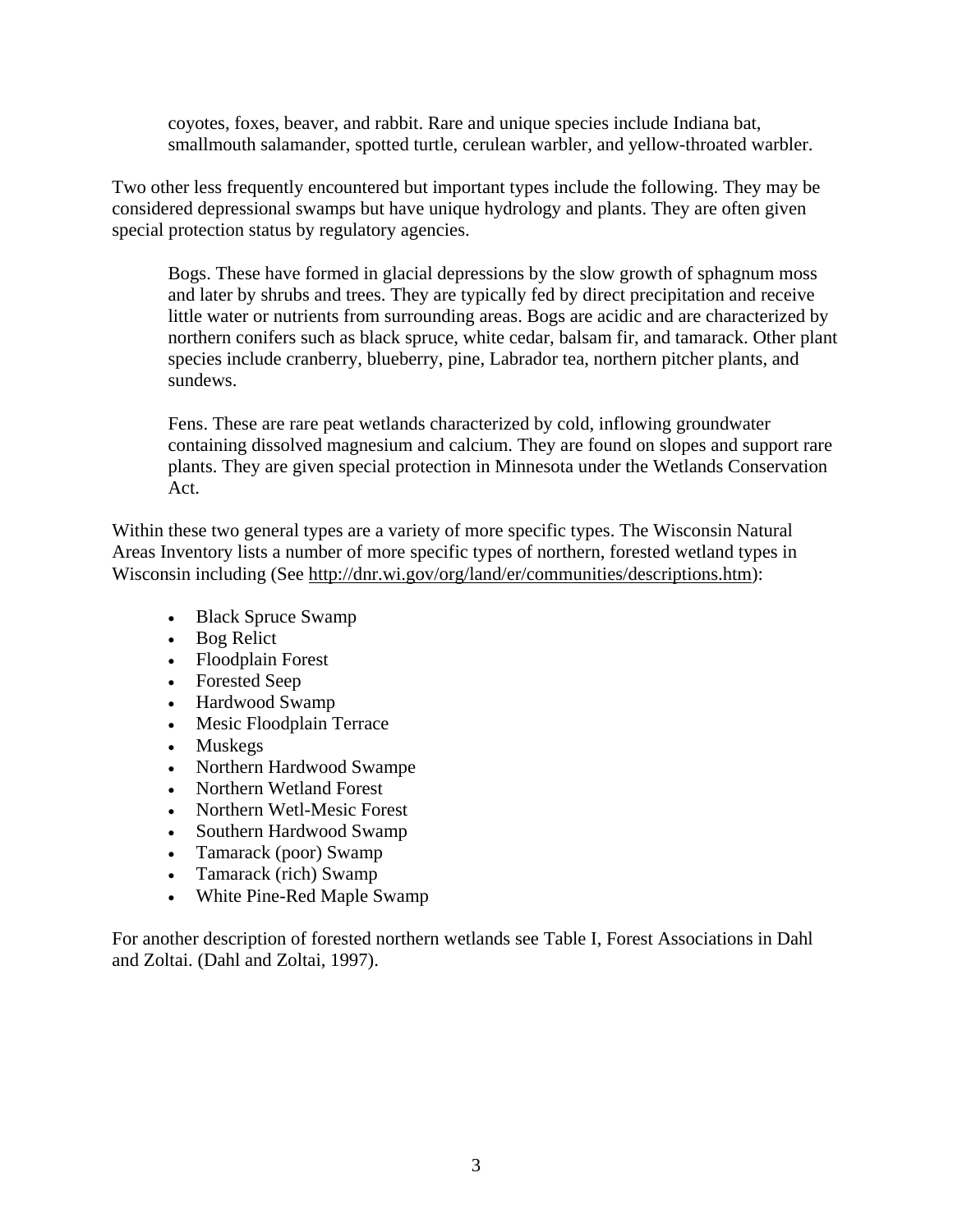coyotes, foxes, beaver, and rabbit. Rare and unique species include Indiana bat, smallmouth salamander, spotted turtle, cerulean warbler, and yellow-throated warbler.

Two other less frequently encountered but important types include the following. They may be considered depressional swamps but have unique hydrology and plants. They are often given special protection status by regulatory agencies.

Bogs. These have formed in glacial depressions by the slow growth of sphagnum moss and later by shrubs and trees. They are typically fed by direct precipitation and receive little water or nutrients from surrounding areas. Bogs are acidic and are characterized by northern conifers such as black spruce, white cedar, balsam fir, and tamarack. Other plant species include cranberry, blueberry, pine, Labrador tea, northern pitcher plants, and sundews.

Fens. These are rare peat wetlands characterized by cold, inflowing groundwater containing dissolved magnesium and calcium. They are found on slopes and support rare plants. They are given special protection in Minnesota under the Wetlands Conservation Act.

Within these two general types are a variety of more specific types. The Wisconsin Natural Areas Inventory lists a number of more specific types of northern, forested wetland types in Wisconsin including (See http://dnr.wi.gov/org/land/er/communities/descriptions.htm):

- Black Spruce Swamp
- Bog Relict
- Floodplain Forest
- Forested Seep
- Hardwood Swamp
- Mesic Floodplain Terrace
- Muskegs
- Northern Hardwood Swampe
- Northern Wetland Forest
- Northern Wetl-Mesic Forest
- Southern Hardwood Swamp
- Tamarack (poor) Swamp
- Tamarack (rich) Swamp
- White Pine-Red Maple Swamp

For another description of forested northern wetlands see Table I, Forest Associations in Dahl and Zoltai. (Dahl and Zoltai, 1997).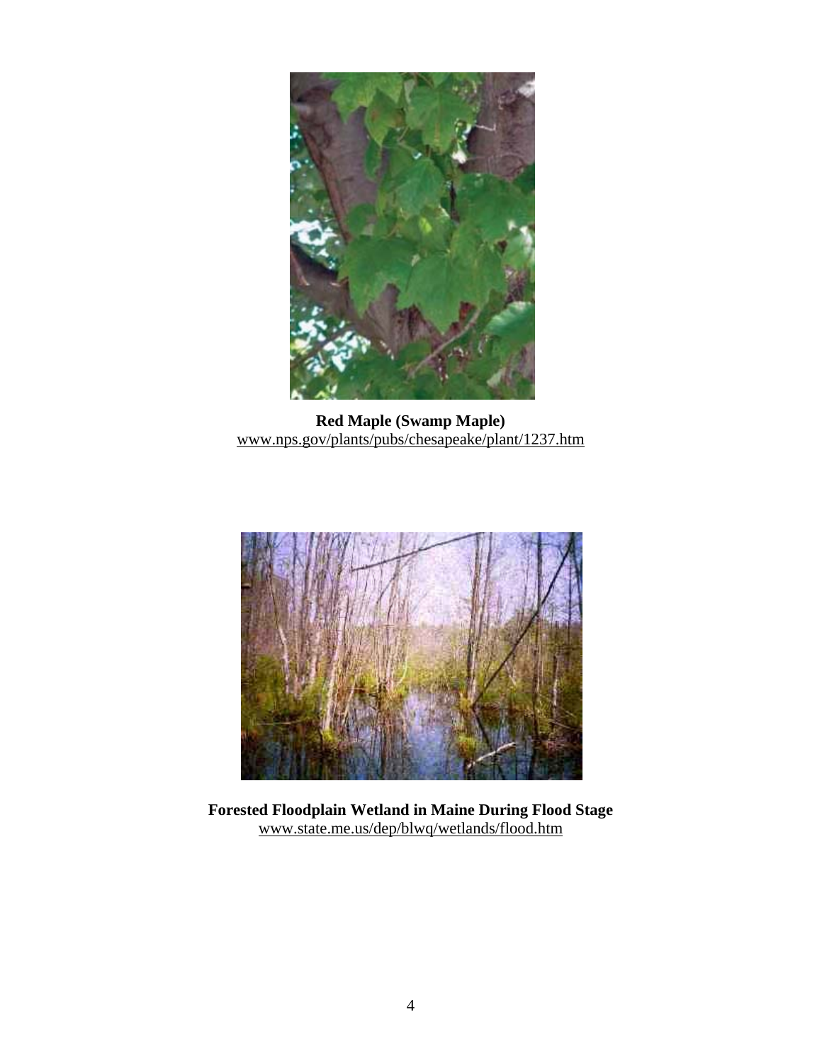**Red Maple (Swamp Maple)**
www.nps.gov/plants/pubs/chesapeake/plant/1237.htm

**Forested Floodplain Wetland in Maine During Flood Stage**
www.state.me.us/dep/blwq/wetlands/flood.htm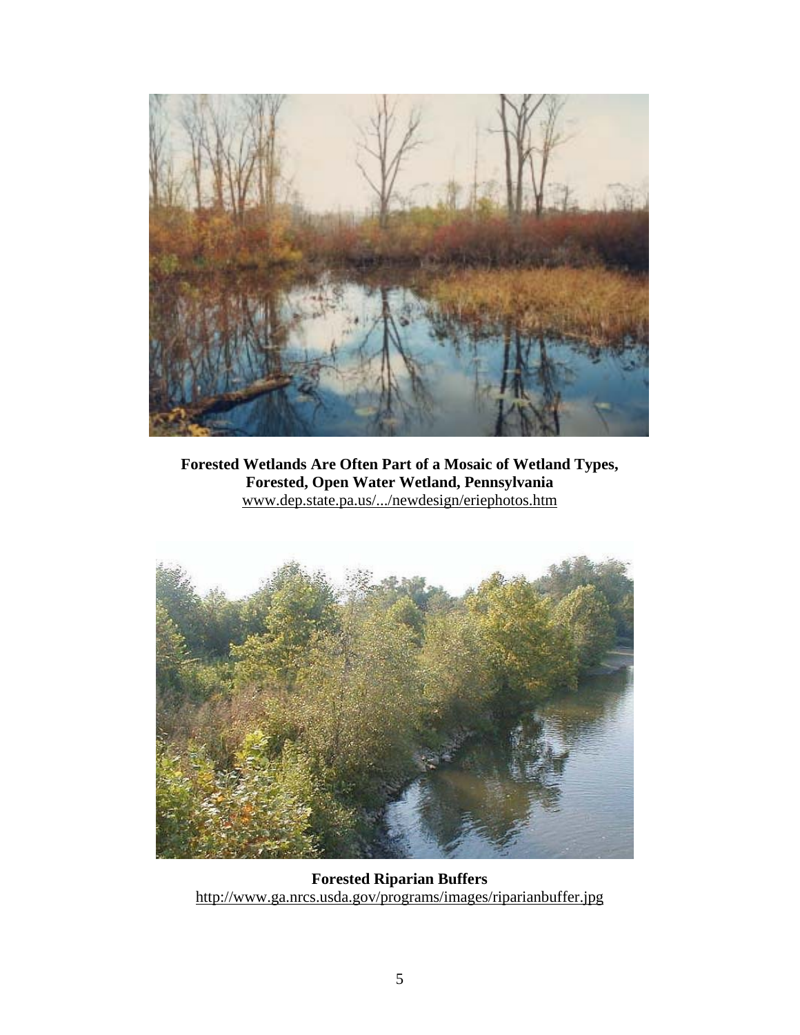**Forested Wetlands Are Often Part of a Mosaic of Wetland Types, Forested, Open Water Wetland, Pennsylvania**
www.dep.state.pa.us/.../newdesign/eriephotos.htm

**Forested Riparian Buffers**
http://www.ga.nrcs.usda.gov/programs/images/riparianbuffer.jpg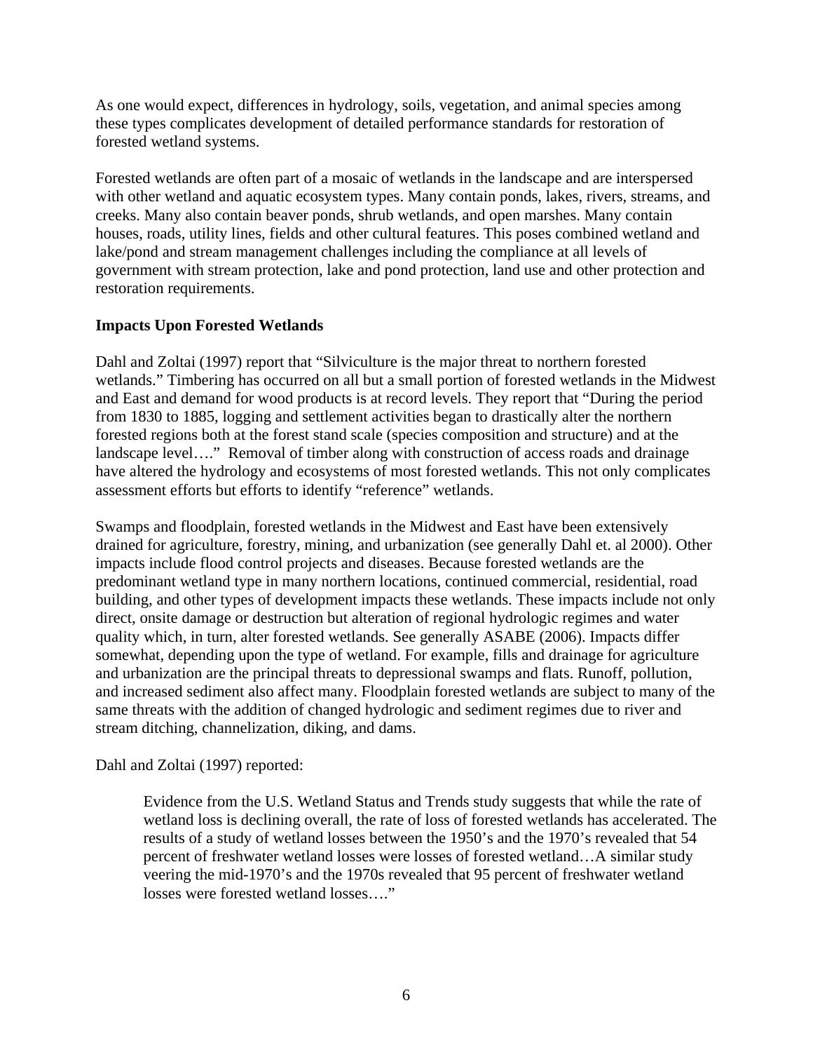As one would expect, differences in hydrology, soils, vegetation, and animal species among these types complicates development of detailed performance standards for restoration of forested wetland systems.

Forested wetlands are often part of a mosaic of wetlands in the landscape and are interspersed with other wetland and aquatic ecosystem types. Many contain ponds, lakes, rivers, streams, and creeks. Many also contain beaver ponds, shrub wetlands, and open marshes. Many contain houses, roads, utility lines, fields and other cultural features. This poses combined wetland and lake/pond and stream management challenges including the compliance at all levels of government with stream protection, lake and pond protection, land use and other protection and restoration requirements.

**Impacts Upon Forested Wetlands**

Dahl and Zoltai (1997) report that "Silviculture is the major threat to northern forested wetlands." Timbering has occurred on all but a small portion of forested wetlands in the Midwest and East and demand for wood products is at record levels. They report that "During the period from 1830 to 1885, logging and settlement activities began to drastically alter the northern forested regions both at the forest stand scale (species composition and structure) and at the landscape level…." Removal of timber along with construction of access roads and drainage have altered the hydrology and ecosystems of most forested wetlands. This not only complicates assessment efforts but efforts to identify "reference" wetlands.

Swamps and floodplain, forested wetlands in the Midwest and East have been extensively drained for agriculture, forestry, mining, and urbanization (see generally Dahl et. al 2000). Other impacts include flood control projects and diseases. Because forested wetlands are the predominant wetland type in many northern locations, continued commercial, residential, road building, and other types of development impacts these wetlands. These impacts include not only direct, onsite damage or destruction but alteration of regional hydrologic regimes and water quality which, in turn, alter forested wetlands. See generally ASABE (2006). Impacts differ somewhat, depending upon the type of wetland. For example, fills and drainage for agriculture and urbanization are the principal threats to depressional swamps and flats. Runoff, pollution, and increased sediment also affect many. Floodplain forested wetlands are subject to many of the same threats with the addition of changed hydrologic and sediment regimes due to river and stream ditching, channelization, diking, and dams.

Dahl and Zoltai (1997) reported:

> Evidence from the U.S. Wetland Status and Trends study suggests that while the rate of wetland loss is declining overall, the rate of loss of forested wetlands has accelerated. The results of a study of wetland losses between the 1950's and the 1970's revealed that 54 percent of freshwater wetland losses were losses of forested wetland…A similar study veering the mid-1970's and the 1970s revealed that 95 percent of freshwater wetland losses were forested wetland losses…."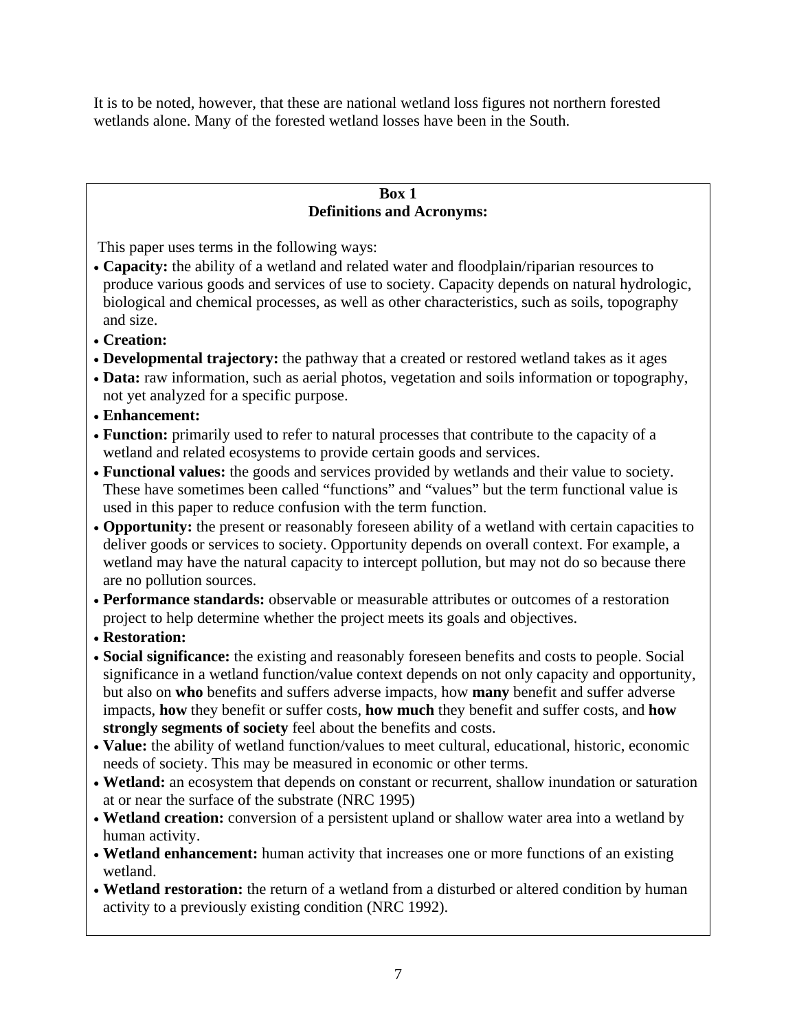It is to be noted, however, that these are national wetland loss figures not northern forested wetlands alone. Many of the forested wetland losses have been in the South.

**Box 1**
**Definitions and Acronyms:**

This paper uses terms in the following ways:

- **Capacity:** the ability of a wetland and related water and floodplain/riparian resources to produce various goods and services of use to society. Capacity depends on natural hydrologic, biological and chemical processes, as well as other characteristics, such as soils, topography and size.
- **Creation:**
- **Developmental trajectory:** the pathway that a created or restored wetland takes as it ages
- **Data:** raw information, such as aerial photos, vegetation and soils information or topography, not yet analyzed for a specific purpose.
- **Enhancement:**
- **Function:** primarily used to refer to natural processes that contribute to the capacity of a wetland and related ecosystems to provide certain goods and services.
- **Functional values:** the goods and services provided by wetlands and their value to society. These have sometimes been called "functions" and "values" but the term functional value is used in this paper to reduce confusion with the term function.
- **Opportunity:** the present or reasonably foreseen ability of a wetland with certain capacities to deliver goods or services to society. Opportunity depends on overall context. For example, a wetland may have the natural capacity to intercept pollution, but may not do so because there are no pollution sources.
- **Performance standards:** observable or measurable attributes or outcomes of a restoration project to help determine whether the project meets its goals and objectives.
- **Restoration:**
- **Social significance:** the existing and reasonably foreseen benefits and costs to people. Social significance in a wetland function/value context depends on not only capacity and opportunity, but also on **who** benefits and suffers adverse impacts, how **many** benefit and suffer adverse impacts, **how** they benefit or suffer costs, **how much** they benefit and suffer costs, and **how strongly segments of society** feel about the benefits and costs.
- **Value:** the ability of wetland function/values to meet cultural, educational, historic, economic needs of society. This may be measured in economic or other terms.
- **Wetland:** an ecosystem that depends on constant or recurrent, shallow inundation or saturation at or near the surface of the substrate (NRC 1995)
- **Wetland creation:** conversion of a persistent upland or shallow water area into a wetland by human activity.
- **Wetland enhancement:** human activity that increases one or more functions of an existing wetland.
- **Wetland restoration:** the return of a wetland from a disturbed or altered condition by human activity to a previously existing condition (NRC 1992).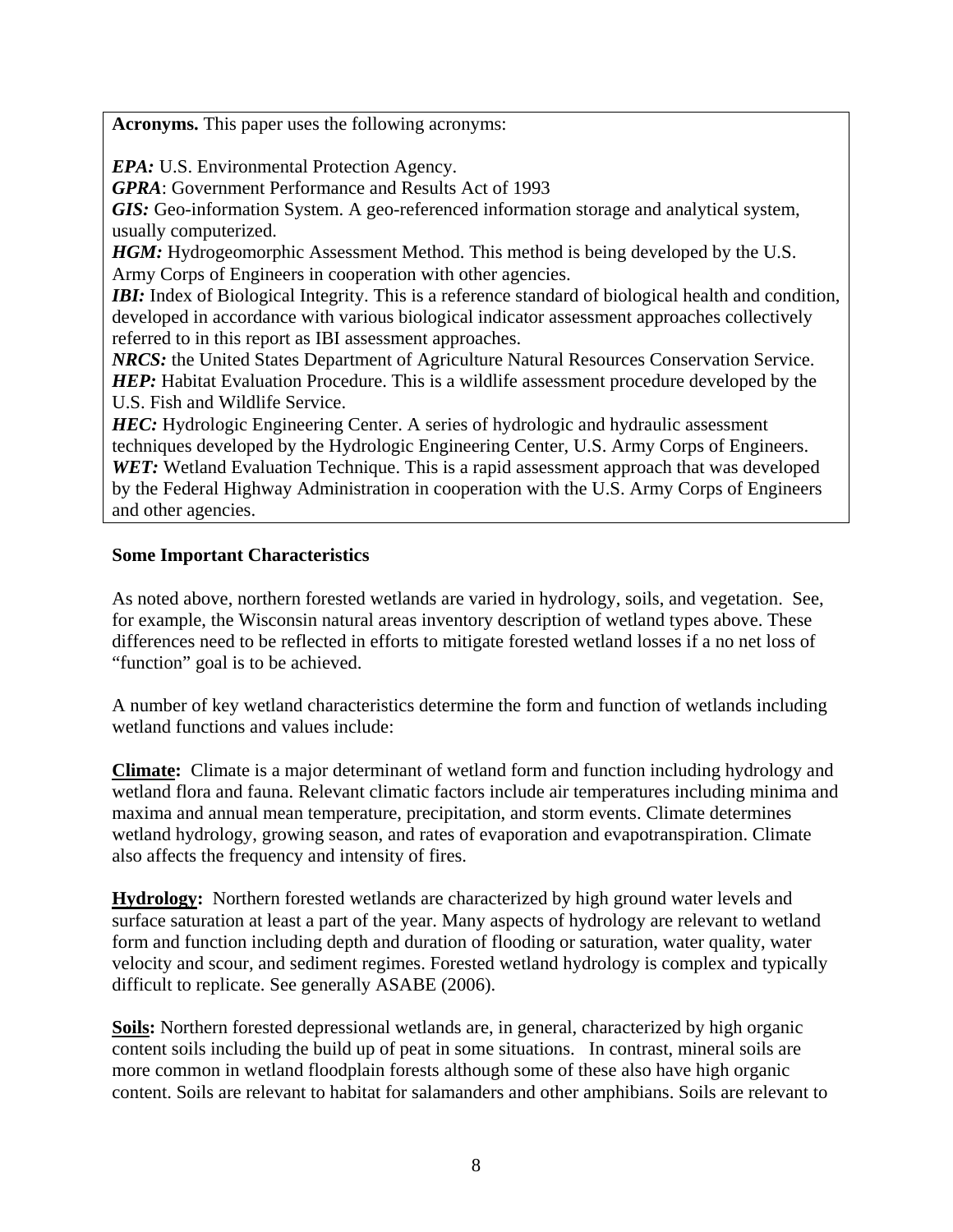**Acronyms.** This paper uses the following acronyms:

***EPA:*** U.S. Environmental Protection Agency.
***GPRA***: Government Performance and Results Act of 1993
***GIS:*** Geo-information System. A geo-referenced information storage and analytical system, usually computerized.
***HGM:*** Hydrogeomorphic Assessment Method. This method is being developed by the U.S. Army Corps of Engineers in cooperation with other agencies.
***IBI:*** Index of Biological Integrity. This is a reference standard of biological health and condition, developed in accordance with various biological indicator assessment approaches collectively referred to in this report as IBI assessment approaches.
***NRCS:*** the United States Department of Agriculture Natural Resources Conservation Service.
***HEP:*** Habitat Evaluation Procedure. This is a wildlife assessment procedure developed by the U.S. Fish and Wildlife Service.
***HEC:*** Hydrologic Engineering Center. A series of hydrologic and hydraulic assessment techniques developed by the Hydrologic Engineering Center, U.S. Army Corps of Engineers.
***WET:*** Wetland Evaluation Technique. This is a rapid assessment approach that was developed by the Federal Highway Administration in cooperation with the U.S. Army Corps of Engineers and other agencies.

**Some Important Characteristics**

As noted above, northern forested wetlands are varied in hydrology, soils, and vegetation. See, for example, the Wisconsin natural areas inventory description of wetland types above. These differences need to be reflected in efforts to mitigate forested wetland losses if a no net loss of "function" goal is to be achieved.

A number of key wetland characteristics determine the form and function of wetlands including wetland functions and values include:

**Climate:** Climate is a major determinant of wetland form and function including hydrology and wetland flora and fauna. Relevant climatic factors include air temperatures including minima and maxima and annual mean temperature, precipitation, and storm events. Climate determines wetland hydrology, growing season, and rates of evaporation and evapotranspiration. Climate also affects the frequency and intensity of fires.

**Hydrology:** Northern forested wetlands are characterized by high ground water levels and surface saturation at least a part of the year. Many aspects of hydrology are relevant to wetland form and function including depth and duration of flooding or saturation, water quality, water velocity and scour, and sediment regimes. Forested wetland hydrology is complex and typically difficult to replicate. See generally ASABE (2006).

**Soils:** Northern forested depressional wetlands are, in general, characterized by high organic content soils including the build up of peat in some situations. In contrast, mineral soils are more common in wetland floodplain forests although some of these also have high organic content. Soils are relevant to habitat for salamanders and other amphibians. Soils are relevant to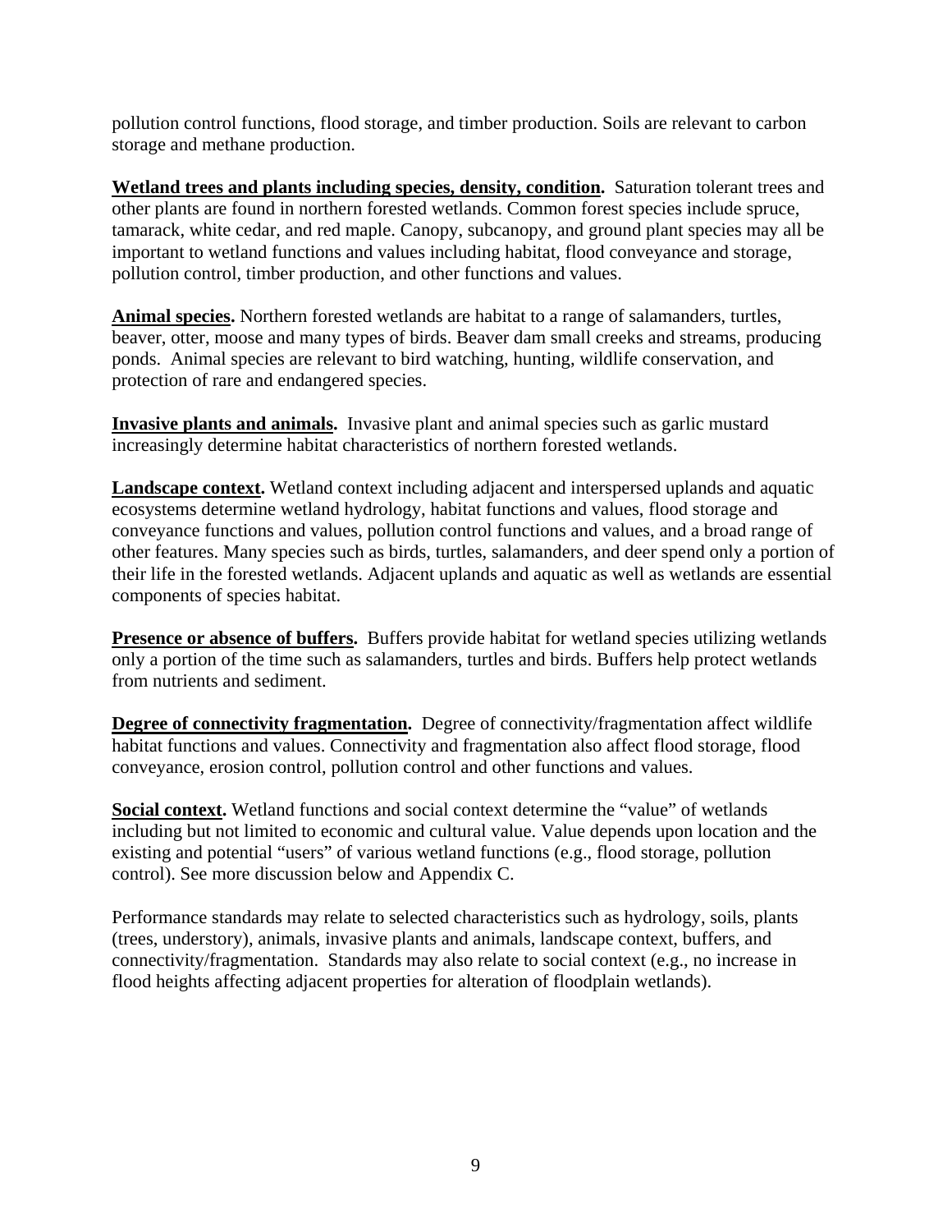pollution control functions, flood storage, and timber production. Soils are relevant to carbon storage and methane production.

**Wetland trees and plants including species, density, condition.** Saturation tolerant trees and other plants are found in northern forested wetlands. Common forest species include spruce, tamarack, white cedar, and red maple. Canopy, subcanopy, and ground plant species may all be important to wetland functions and values including habitat, flood conveyance and storage, pollution control, timber production, and other functions and values.

**Animal species.** Northern forested wetlands are habitat to a range of salamanders, turtles, beaver, otter, moose and many types of birds. Beaver dam small creeks and streams, producing ponds. Animal species are relevant to bird watching, hunting, wildlife conservation, and protection of rare and endangered species.

**Invasive plants and animals.** Invasive plant and animal species such as garlic mustard increasingly determine habitat characteristics of northern forested wetlands.

**Landscape context.** Wetland context including adjacent and interspersed uplands and aquatic ecosystems determine wetland hydrology, habitat functions and values, flood storage and conveyance functions and values, pollution control functions and values, and a broad range of other features. Many species such as birds, turtles, salamanders, and deer spend only a portion of their life in the forested wetlands. Adjacent uplands and aquatic as well as wetlands are essential components of species habitat.

**Presence or absence of buffers.** Buffers provide habitat for wetland species utilizing wetlands only a portion of the time such as salamanders, turtles and birds. Buffers help protect wetlands from nutrients and sediment.

**Degree of connectivity fragmentation.** Degree of connectivity/fragmentation affect wildlife habitat functions and values. Connectivity and fragmentation also affect flood storage, flood conveyance, erosion control, pollution control and other functions and values.

**Social context.** Wetland functions and social context determine the "value" of wetlands including but not limited to economic and cultural value. Value depends upon location and the existing and potential "users" of various wetland functions (e.g., flood storage, pollution control). See more discussion below and Appendix C.

Performance standards may relate to selected characteristics such as hydrology, soils, plants (trees, understory), animals, invasive plants and animals, landscape context, buffers, and connectivity/fragmentation. Standards may also relate to social context (e.g., no increase in flood heights affecting adjacent properties for alteration of floodplain wetlands).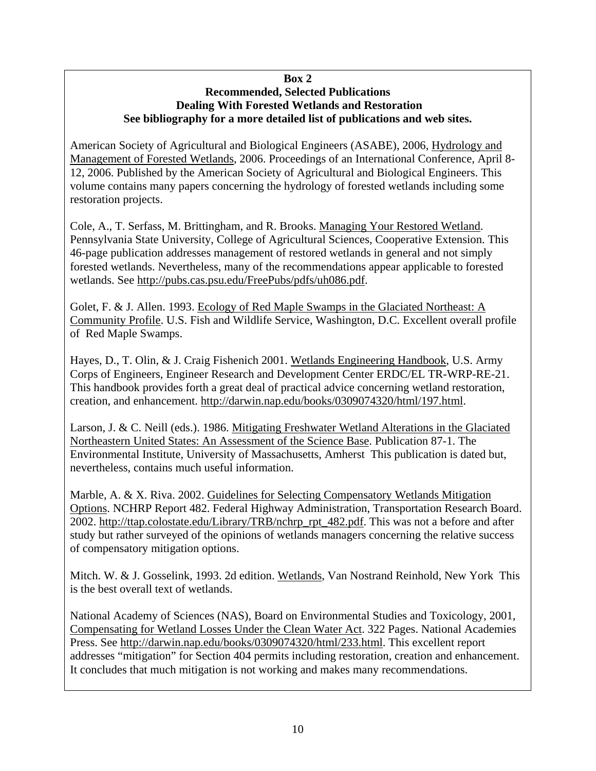**Box 2**
**Recommended, Selected Publications**
**Dealing With Forested Wetlands and Restoration**
**See bibliography for a more detailed list of publications and web sites.**

American Society of Agricultural and Biological Engineers (ASABE), 2006, Hydrology and Management of Forested Wetlands, 2006. Proceedings of an International Conference, April 8-12, 2006. Published by the American Society of Agricultural and Biological Engineers. This volume contains many papers concerning the hydrology of forested wetlands including some restoration projects.

Cole, A., T. Serfass, M. Brittingham, and R. Brooks. Managing Your Restored Wetland. Pennsylvania State University, College of Agricultural Sciences, Cooperative Extension. This 46-page publication addresses management of restored wetlands in general and not simply forested wetlands. Nevertheless, many of the recommendations appear applicable to forested wetlands. See http://pubs.cas.psu.edu/FreePubs/pdfs/uh086.pdf.

Golet, F. & J. Allen. 1993. Ecology of Red Maple Swamps in the Glaciated Northeast: A Community Profile. U.S. Fish and Wildlife Service, Washington, D.C. Excellent overall profile of Red Maple Swamps.

Hayes, D., T. Olin, & J. Craig Fishenich 2001. Wetlands Engineering Handbook, U.S. Army Corps of Engineers, Engineer Research and Development Center ERDC/EL TR-WRP-RE-21. This handbook provides forth a great deal of practical advice concerning wetland restoration, creation, and enhancement. http://darwin.nap.edu/books/0309074320/html/197.html.

Larson, J. & C. Neill (eds.). 1986. Mitigating Freshwater Wetland Alterations in the Glaciated Northeastern United States: An Assessment of the Science Base. Publication 87-1. The Environmental Institute, University of Massachusetts, Amherst This publication is dated but, nevertheless, contains much useful information.

Marble, A. & X. Riva. 2002. Guidelines for Selecting Compensatory Wetlands Mitigation Options. NCHRP Report 482. Federal Highway Administration, Transportation Research Board. 2002. http://ttap.colostate.edu/Library/TRB/nchrp_rpt_482.pdf. This was not a before and after study but rather surveyed of the opinions of wetlands managers concerning the relative success of compensatory mitigation options.

Mitch. W. & J. Gosselink, 1993. 2d edition. Wetlands, Van Nostrand Reinhold, New York This is the best overall text of wetlands.

National Academy of Sciences (NAS), Board on Environmental Studies and Toxicology, 2001, Compensating for Wetland Losses Under the Clean Water Act. 322 Pages. National Academies Press. See http://darwin.nap.edu/books/0309074320/html/233.html. This excellent report addresses "mitigation" for Section 404 permits including restoration, creation and enhancement. It concludes that much mitigation is not working and makes many recommendations.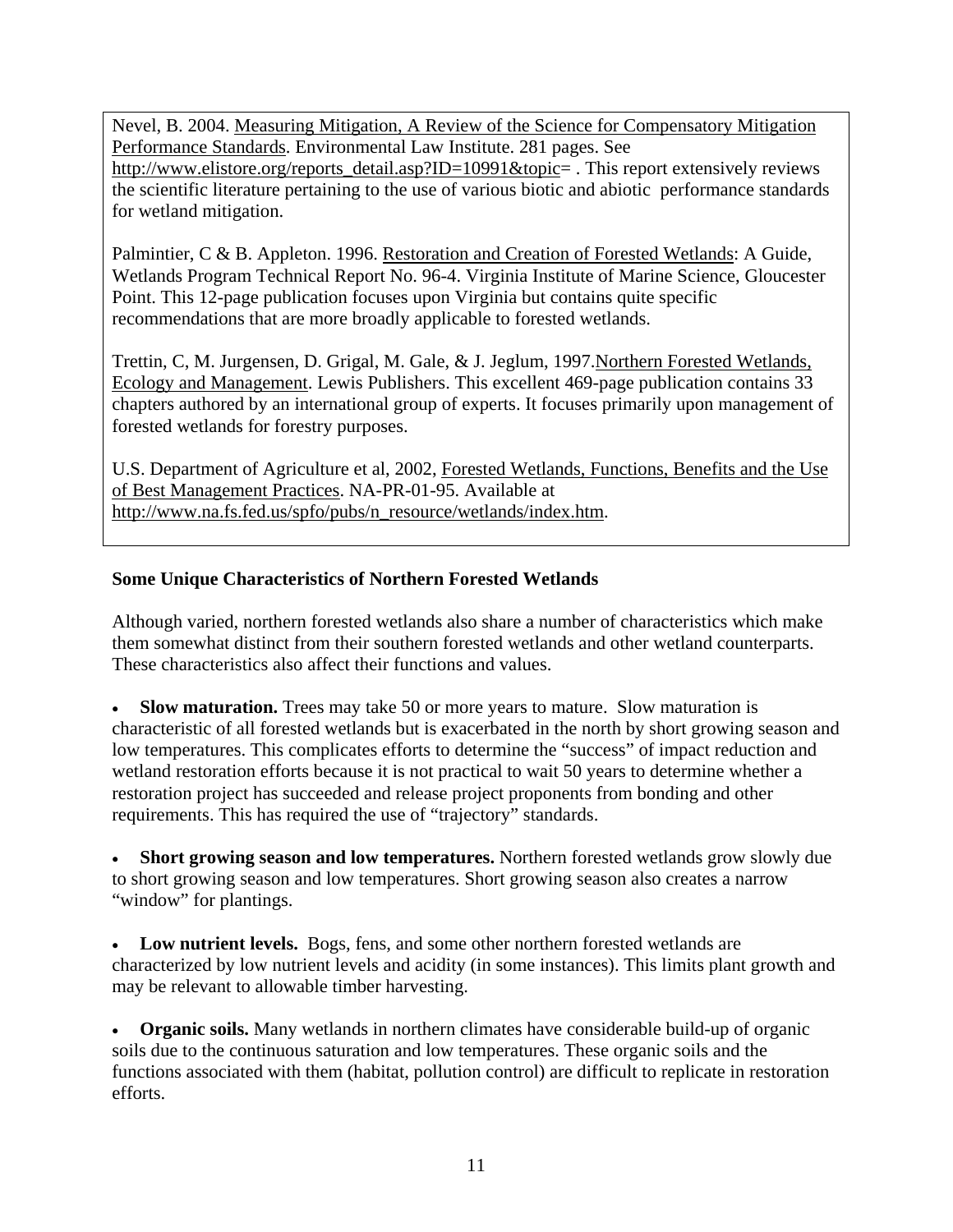Nevel, B. 2004. Measuring Mitigation, A Review of the Science for Compensatory Mitigation Performance Standards. Environmental Law Institute. 281 pages. See http://www.elistore.org/reports_detail.asp?ID=10991&topic= . This report extensively reviews the scientific literature pertaining to the use of various biotic and abiotic performance standards for wetland mitigation.

Palmintier, C & B. Appleton. 1996. Restoration and Creation of Forested Wetlands: A Guide, Wetlands Program Technical Report No. 96-4. Virginia Institute of Marine Science, Gloucester Point. This 12-page publication focuses upon Virginia but contains quite specific recommendations that are more broadly applicable to forested wetlands.

Trettin, C, M. Jurgensen, D. Grigal, M. Gale, & J. Jeglum, 1997. Northern Forested Wetlands, Ecology and Management. Lewis Publishers. This excellent 469-page publication contains 33 chapters authored by an international group of experts. It focuses primarily upon management of forested wetlands for forestry purposes.

U.S. Department of Agriculture et al, 2002, Forested Wetlands, Functions, Benefits and the Use of Best Management Practices. NA-PR-01-95. Available at http://www.na.fs.fed.us/spfo/pubs/n_resource/wetlands/index.htm.

### Some Unique Characteristics of Northern Forested Wetlands

Although varied, northern forested wetlands also share a number of characteristics which make them somewhat distinct from their southern forested wetlands and other wetland counterparts. These characteristics also affect their functions and values.

- **Slow maturation.** Trees may take 50 or more years to mature. Slow maturation is characteristic of all forested wetlands but is exacerbated in the north by short growing season and low temperatures. This complicates efforts to determine the "success" of impact reduction and wetland restoration efforts because it is not practical to wait 50 years to determine whether a restoration project has succeeded and release project proponents from bonding and other requirements. This has required the use of "trajectory" standards.

- **Short growing season and low temperatures.** Northern forested wetlands grow slowly due to short growing season and low temperatures. Short growing season also creates a narrow "window" for plantings.

- **Low nutrient levels.** Bogs, fens, and some other northern forested wetlands are characterized by low nutrient levels and acidity (in some instances). This limits plant growth and may be relevant to allowable timber harvesting.

- **Organic soils.** Many wetlands in northern climates have considerable build-up of organic soils due to the continuous saturation and low temperatures. These organic soils and the functions associated with them (habitat, pollution control) are difficult to replicate in restoration efforts.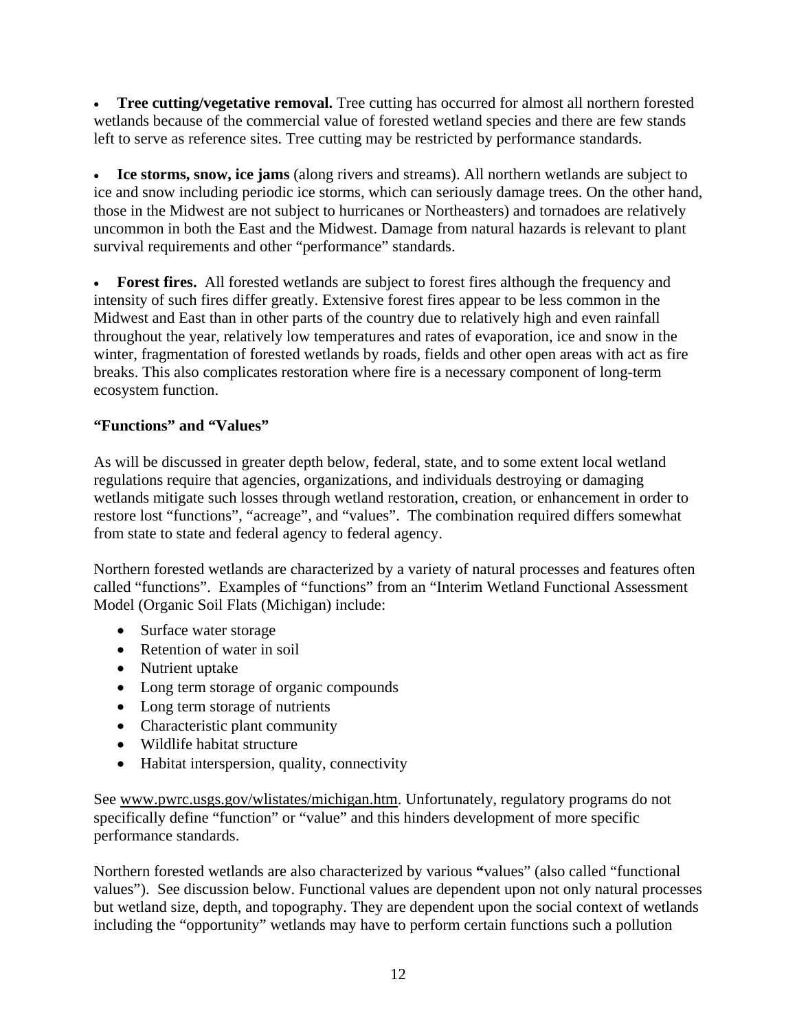- **Tree cutting/vegetative removal.** Tree cutting has occurred for almost all northern forested wetlands because of the commercial value of forested wetland species and there are few stands left to serve as reference sites. Tree cutting may be restricted by performance standards.

- **Ice storms, snow, ice jams** (along rivers and streams). All northern wetlands are subject to ice and snow including periodic ice storms, which can seriously damage trees. On the other hand, those in the Midwest are not subject to hurricanes or Northeasters) and tornadoes are relatively uncommon in both the East and the Midwest. Damage from natural hazards is relevant to plant survival requirements and other "performance" standards.

- **Forest fires.** All forested wetlands are subject to forest fires although the frequency and intensity of such fires differ greatly. Extensive forest fires appear to be less common in the Midwest and East than in other parts of the country due to relatively high and even rainfall throughout the year, relatively low temperatures and rates of evaporation, ice and snow in the winter, fragmentation of forested wetlands by roads, fields and other open areas with act as fire breaks. This also complicates restoration where fire is a necessary component of long-term ecosystem function.

**"Functions" and "Values"**

As will be discussed in greater depth below, federal, state, and to some extent local wetland regulations require that agencies, organizations, and individuals destroying or damaging wetlands mitigate such losses through wetland restoration, creation, or enhancement in order to restore lost "functions", "acreage", and "values". The combination required differs somewhat from state to state and federal agency to federal agency.

Northern forested wetlands are characterized by a variety of natural processes and features often called "functions". Examples of "functions" from an "Interim Wetland Functional Assessment Model (Organic Soil Flats (Michigan) include:

- Surface water storage
- Retention of water in soil
- Nutrient uptake
- Long term storage of organic compounds
- Long term storage of nutrients
- Characteristic plant community
- Wildlife habitat structure
- Habitat interspersion, quality, connectivity

See www.pwrc.usgs.gov/wlistates/michigan.htm. Unfortunately, regulatory programs do not specifically define "function" or "value" and this hinders development of more specific performance standards.

Northern forested wetlands are also characterized by various "values" (also called "functional values"). See discussion below. Functional values are dependent upon not only natural processes but wetland size, depth, and topography. They are dependent upon the social context of wetlands including the "opportunity" wetlands may have to perform certain functions such a pollution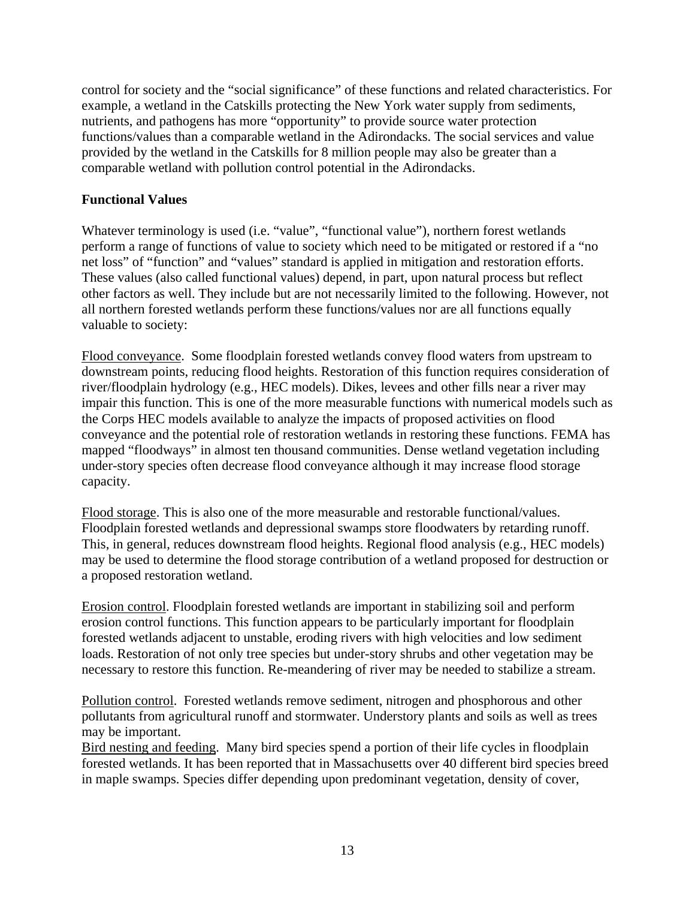control for society and the "social significance" of these functions and related characteristics. For example, a wetland in the Catskills protecting the New York water supply from sediments, nutrients, and pathogens has more "opportunity" to provide source water protection functions/values than a comparable wetland in the Adirondacks. The social services and value provided by the wetland in the Catskills for 8 million people may also be greater than a comparable wetland with pollution control potential in the Adirondacks.

**Functional Values**

Whatever terminology is used (i.e. "value", "functional value"), northern forest wetlands perform a range of functions of value to society which need to be mitigated or restored if a "no net loss" of "function" and "values" standard is applied in mitigation and restoration efforts. These values (also called functional values) depend, in part, upon natural process but reflect other factors as well. They include but are not necessarily limited to the following. However, not all northern forested wetlands perform these functions/values nor are all functions equally valuable to society:

Flood conveyance. Some floodplain forested wetlands convey flood waters from upstream to downstream points, reducing flood heights. Restoration of this function requires consideration of river/floodplain hydrology (e.g., HEC models). Dikes, levees and other fills near a river may impair this function. This is one of the more measurable functions with numerical models such as the Corps HEC models available to analyze the impacts of proposed activities on flood conveyance and the potential role of restoration wetlands in restoring these functions. FEMA has mapped "floodways" in almost ten thousand communities. Dense wetland vegetation including under-story species often decrease flood conveyance although it may increase flood storage capacity.

Flood storage. This is also one of the more measurable and restorable functional/values. Floodplain forested wetlands and depressional swamps store floodwaters by retarding runoff. This, in general, reduces downstream flood heights. Regional flood analysis (e.g., HEC models) may be used to determine the flood storage contribution of a wetland proposed for destruction or a proposed restoration wetland.

Erosion control. Floodplain forested wetlands are important in stabilizing soil and perform erosion control functions. This function appears to be particularly important for floodplain forested wetlands adjacent to unstable, eroding rivers with high velocities and low sediment loads. Restoration of not only tree species but under-story shrubs and other vegetation may be necessary to restore this function. Re-meandering of river may be needed to stabilize a stream.

Pollution control. Forested wetlands remove sediment, nitrogen and phosphorous and other pollutants from agricultural runoff and stormwater. Understory plants and soils as well as trees may be important.

Bird nesting and feeding. Many bird species spend a portion of their life cycles in floodplain forested wetlands. It has been reported that in Massachusetts over 40 different bird species breed in maple swamps. Species differ depending upon predominant vegetation, density of cover,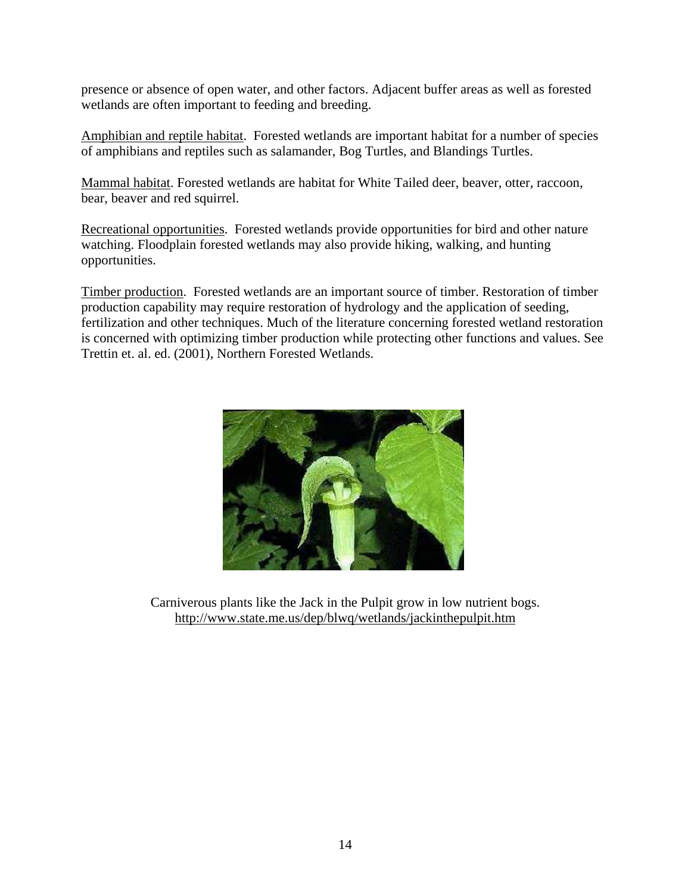presence or absence of open water, and other factors. Adjacent buffer areas as well as forested wetlands are often important to feeding and breeding.

Amphibian and reptile habitat. Forested wetlands are important habitat for a number of species of amphibians and reptiles such as salamander, Bog Turtles, and Blandings Turtles.

Mammal habitat. Forested wetlands are habitat for White Tailed deer, beaver, otter, raccoon, bear, beaver and red squirrel.

Recreational opportunities. Forested wetlands provide opportunities for bird and other nature watching. Floodplain forested wetlands may also provide hiking, walking, and hunting opportunities.

Timber production. Forested wetlands are an important source of timber. Restoration of timber production capability may require restoration of hydrology and the application of seeding, fertilization and other techniques. Much of the literature concerning forested wetland restoration is concerned with optimizing timber production while protecting other functions and values. See Trettin et. al. ed. (2001), Northern Forested Wetlands.

Carniverous plants like the Jack in the Pulpit grow in low nutrient bogs.
http://www.state.me.us/dep/blwq/wetlands/jackinthepulpit.htm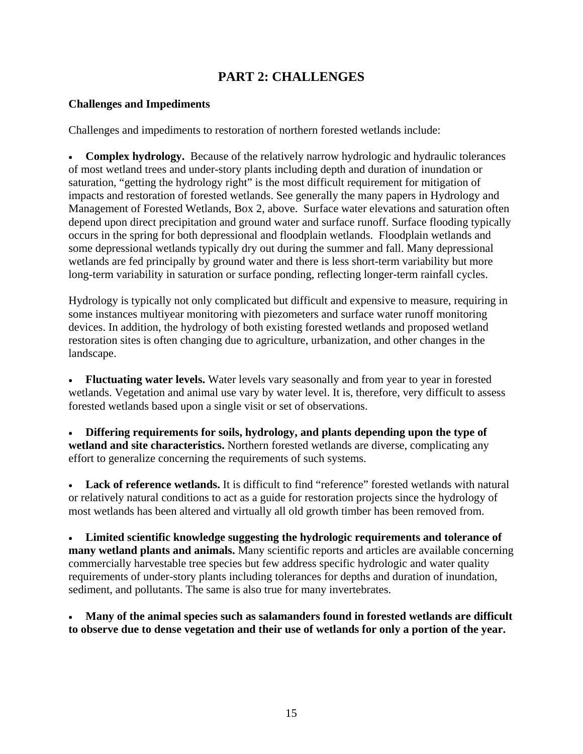# PART 2: CHALLENGES

**Challenges and Impediments**

Challenges and impediments to restoration of northern forested wetlands include:

- **Complex hydrology.** Because of the relatively narrow hydrologic and hydraulic tolerances of most wetland trees and under-story plants including depth and duration of inundation or saturation, "getting the hydrology right" is the most difficult requirement for mitigation of impacts and restoration of forested wetlands. See generally the many papers in Hydrology and Management of Forested Wetlands, Box 2, above. Surface water elevations and saturation often depend upon direct precipitation and ground water and surface runoff. Surface flooding typically occurs in the spring for both depressional and floodplain wetlands. Floodplain wetlands and some depressional wetlands typically dry out during the summer and fall. Many depressional wetlands are fed principally by ground water and there is less short-term variability but more long-term variability in saturation or surface ponding, reflecting longer-term rainfall cycles.

Hydrology is typically not only complicated but difficult and expensive to measure, requiring in some instances multiyear monitoring with piezometers and surface water runoff monitoring devices. In addition, the hydrology of both existing forested wetlands and proposed wetland restoration sites is often changing due to agriculture, urbanization, and other changes in the landscape.

- **Fluctuating water levels.** Water levels vary seasonally and from year to year in forested wetlands. Vegetation and animal use vary by water level. It is, therefore, very difficult to assess forested wetlands based upon a single visit or set of observations.

- **Differing requirements for soils, hydrology, and plants depending upon the type of wetland and site characteristics.** Northern forested wetlands are diverse, complicating any effort to generalize concerning the requirements of such systems.

- **Lack of reference wetlands.** It is difficult to find "reference" forested wetlands with natural or relatively natural conditions to act as a guide for restoration projects since the hydrology of most wetlands has been altered and virtually all old growth timber has been removed from.

- **Limited scientific knowledge suggesting the hydrologic requirements and tolerance of many wetland plants and animals.** Many scientific reports and articles are available concerning commercially harvestable tree species but few address specific hydrologic and water quality requirements of under-story plants including tolerances for depths and duration of inundation, sediment, and pollutants. The same is also true for many invertebrates.

- **Many of the animal species such as salamanders found in forested wetlands are difficult to observe due to dense vegetation and their use of wetlands for only a portion of the year.**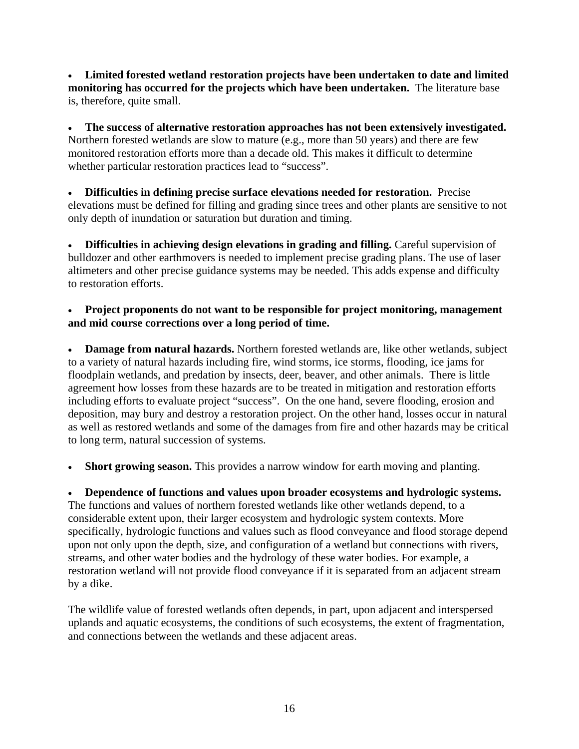- **Limited forested wetland restoration projects have been undertaken to date and limited monitoring has occurred for the projects which have been undertaken.** The literature base is, therefore, quite small.

- **The success of alternative restoration approaches has not been extensively investigated.** Northern forested wetlands are slow to mature (e.g., more than 50 years) and there are few monitored restoration efforts more than a decade old. This makes it difficult to determine whether particular restoration practices lead to "success".

- **Difficulties in defining precise surface elevations needed for restoration.** Precise elevations must be defined for filling and grading since trees and other plants are sensitive to not only depth of inundation or saturation but duration and timing.

- **Difficulties in achieving design elevations in grading and filling.** Careful supervision of bulldozer and other earthmovers is needed to implement precise grading plans. The use of laser altimeters and other precise guidance systems may be needed. This adds expense and difficulty to restoration efforts.

- **Project proponents do not want to be responsible for project monitoring, management and mid course corrections over a long period of time.**

- **Damage from natural hazards.** Northern forested wetlands are, like other wetlands, subject to a variety of natural hazards including fire, wind storms, ice storms, flooding, ice jams for floodplain wetlands, and predation by insects, deer, beaver, and other animals. There is little agreement how losses from these hazards are to be treated in mitigation and restoration efforts including efforts to evaluate project "success". On the one hand, severe flooding, erosion and deposition, may bury and destroy a restoration project. On the other hand, losses occur in natural as well as restored wetlands and some of the damages from fire and other hazards may be critical to long term, natural succession of systems.

- **Short growing season.** This provides a narrow window for earth moving and planting.

- **Dependence of functions and values upon broader ecosystems and hydrologic systems.** The functions and values of northern forested wetlands like other wetlands depend, to a considerable extent upon, their larger ecosystem and hydrologic system contexts. More specifically, hydrologic functions and values such as flood conveyance and flood storage depend upon not only upon the depth, size, and configuration of a wetland but connections with rivers, streams, and other water bodies and the hydrology of these water bodies. For example, a restoration wetland will not provide flood conveyance if it is separated from an adjacent stream by a dike.

The wildlife value of forested wetlands often depends, in part, upon adjacent and interspersed uplands and aquatic ecosystems, the conditions of such ecosystems, the extent of fragmentation, and connections between the wetlands and these adjacent areas.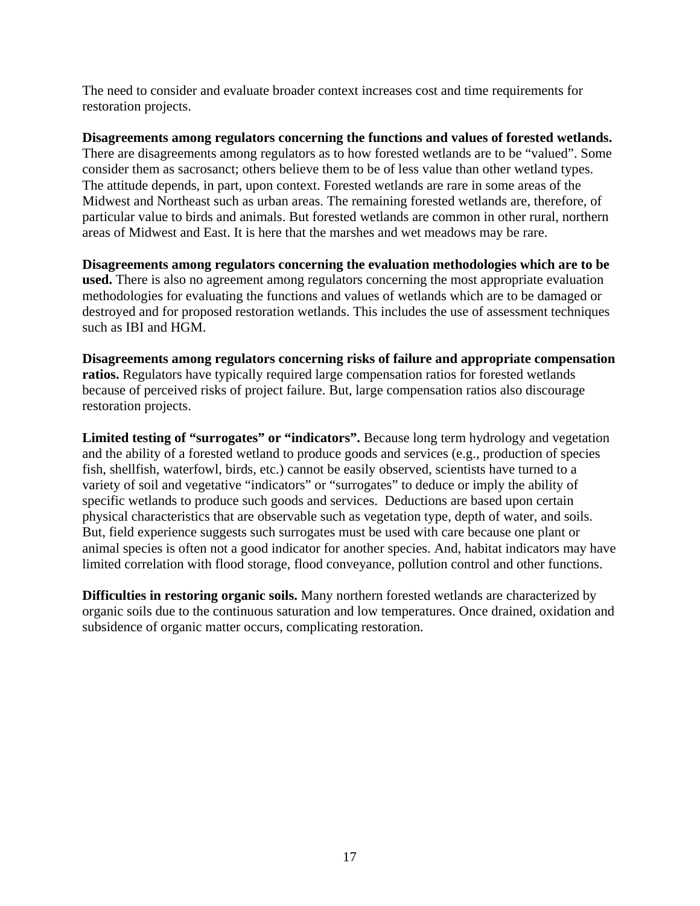The need to consider and evaluate broader context increases cost and time requirements for restoration projects.

**Disagreements among regulators concerning the functions and values of forested wetlands.** There are disagreements among regulators as to how forested wetlands are to be "valued". Some consider them as sacrosanct; others believe them to be of less value than other wetland types. The attitude depends, in part, upon context. Forested wetlands are rare in some areas of the Midwest and Northeast such as urban areas. The remaining forested wetlands are, therefore, of particular value to birds and animals. But forested wetlands are common in other rural, northern areas of Midwest and East. It is here that the marshes and wet meadows may be rare.

**Disagreements among regulators concerning the evaluation methodologies which are to be used.** There is also no agreement among regulators concerning the most appropriate evaluation methodologies for evaluating the functions and values of wetlands which are to be damaged or destroyed and for proposed restoration wetlands. This includes the use of assessment techniques such as IBI and HGM.

**Disagreements among regulators concerning risks of failure and appropriate compensation ratios.** Regulators have typically required large compensation ratios for forested wetlands because of perceived risks of project failure. But, large compensation ratios also discourage restoration projects.

**Limited testing of "surrogates" or "indicators".** Because long term hydrology and vegetation and the ability of a forested wetland to produce goods and services (e.g., production of species fish, shellfish, waterfowl, birds, etc.) cannot be easily observed, scientists have turned to a variety of soil and vegetative "indicators" or "surrogates" to deduce or imply the ability of specific wetlands to produce such goods and services. Deductions are based upon certain physical characteristics that are observable such as vegetation type, depth of water, and soils. But, field experience suggests such surrogates must be used with care because one plant or animal species is often not a good indicator for another species. And, habitat indicators may have limited correlation with flood storage, flood conveyance, pollution control and other functions.

**Difficulties in restoring organic soils.** Many northern forested wetlands are characterized by organic soils due to the continuous saturation and low temperatures. Once drained, oxidation and subsidence of organic matter occurs, complicating restoration.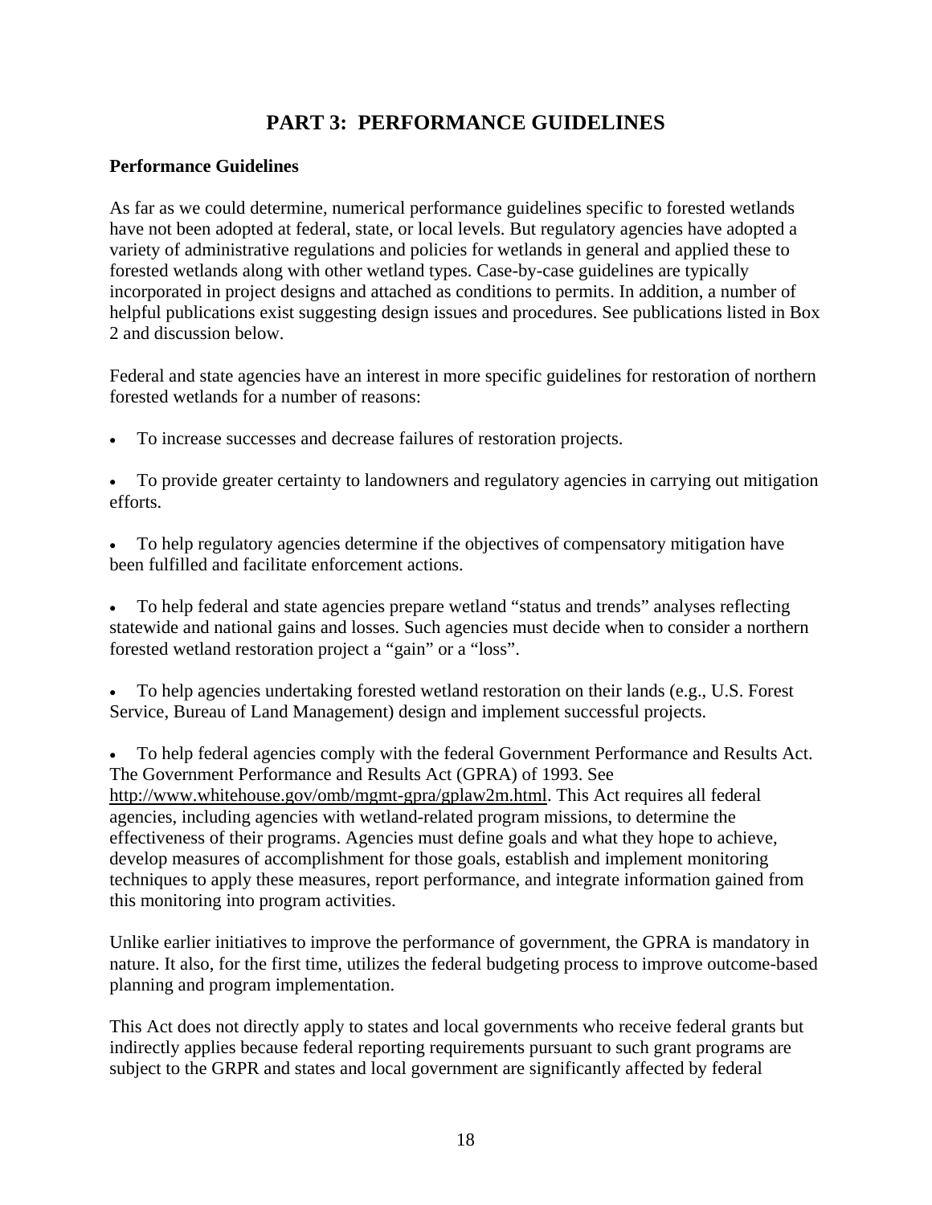# PART 3: PERFORMANCE GUIDELINES

**Performance Guidelines**

As far as we could determine, numerical performance guidelines specific to forested wetlands have not been adopted at federal, state, or local levels. But regulatory agencies have adopted a variety of administrative regulations and policies for wetlands in general and applied these to forested wetlands along with other wetland types. Case-by-case guidelines are typically incorporated in project designs and attached as conditions to permits. In addition, a number of helpful publications exist suggesting design issues and procedures. See publications listed in Box 2 and discussion below.

Federal and state agencies have an interest in more specific guidelines for restoration of northern forested wetlands for a number of reasons:

- To increase successes and decrease failures of restoration projects.
- To provide greater certainty to landowners and regulatory agencies in carrying out mitigation efforts.
- To help regulatory agencies determine if the objectives of compensatory mitigation have been fulfilled and facilitate enforcement actions.
- To help federal and state agencies prepare wetland "status and trends" analyses reflecting statewide and national gains and losses. Such agencies must decide when to consider a northern forested wetland restoration project a "gain" or a "loss".
- To help agencies undertaking forested wetland restoration on their lands (e.g., U.S. Forest Service, Bureau of Land Management) design and implement successful projects.
- To help federal agencies comply with the federal Government Performance and Results Act. The Government Performance and Results Act (GPRA) of 1993. See http://www.whitehouse.gov/omb/mgmt-gpra/gplaw2m.html. This Act requires all federal agencies, including agencies with wetland-related program missions, to determine the effectiveness of their programs. Agencies must define goals and what they hope to achieve, develop measures of accomplishment for those goals, establish and implement monitoring techniques to apply these measures, report performance, and integrate information gained from this monitoring into program activities.

Unlike earlier initiatives to improve the performance of government, the GPRA is mandatory in nature. It also, for the first time, utilizes the federal budgeting process to improve outcome-based planning and program implementation.

This Act does not directly apply to states and local governments who receive federal grants but indirectly applies because federal reporting requirements pursuant to such grant programs are subject to the GRPR and states and local government are significantly affected by federal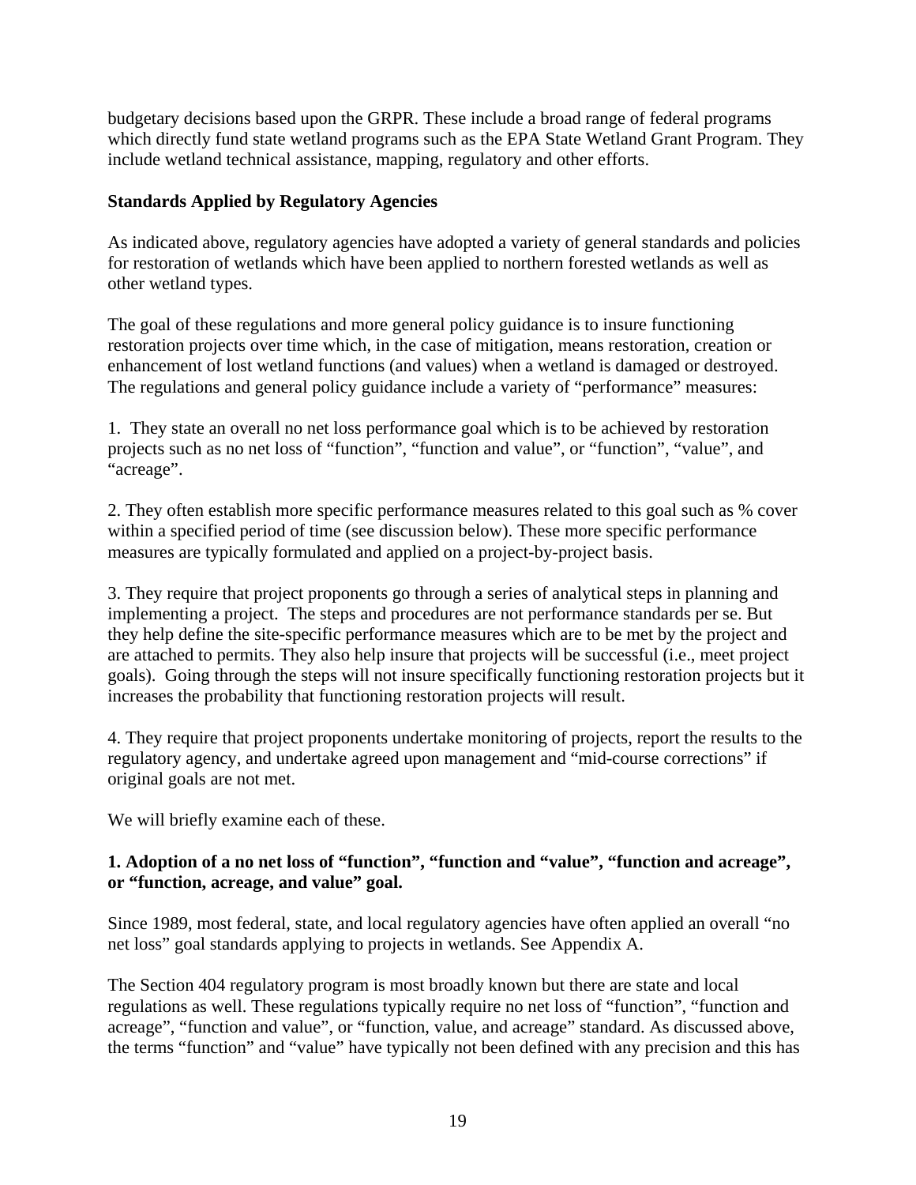budgetary decisions based upon the GRPR. These include a broad range of federal programs which directly fund state wetland programs such as the EPA State Wetland Grant Program. They include wetland technical assistance, mapping, regulatory and other efforts.

**Standards Applied by Regulatory Agencies**

As indicated above, regulatory agencies have adopted a variety of general standards and policies for restoration of wetlands which have been applied to northern forested wetlands as well as other wetland types.

The goal of these regulations and more general policy guidance is to insure functioning restoration projects over time which, in the case of mitigation, means restoration, creation or enhancement of lost wetland functions (and values) when a wetland is damaged or destroyed. The regulations and general policy guidance include a variety of "performance" measures:

1. They state an overall no net loss performance goal which is to be achieved by restoration projects such as no net loss of "function", "function and value", or "function", "value", and "acreage".

2. They often establish more specific performance measures related to this goal such as % cover within a specified period of time (see discussion below). These more specific performance measures are typically formulated and applied on a project-by-project basis.

3. They require that project proponents go through a series of analytical steps in planning and implementing a project. The steps and procedures are not performance standards per se. But they help define the site-specific performance measures which are to be met by the project and are attached to permits. They also help insure that projects will be successful (i.e., meet project goals). Going through the steps will not insure specifically functioning restoration projects but it increases the probability that functioning restoration projects will result.

4. They require that project proponents undertake monitoring of projects, report the results to the regulatory agency, and undertake agreed upon management and "mid-course corrections" if original goals are not met.

We will briefly examine each of these.

**1. Adoption of a no net loss of "function", "function and "value", "function and acreage", or "function, acreage, and value" goal.**

Since 1989, most federal, state, and local regulatory agencies have often applied an overall "no net loss" goal standards applying to projects in wetlands. See Appendix A.

The Section 404 regulatory program is most broadly known but there are state and local regulations as well. These regulations typically require no net loss of "function", "function and acreage", "function and value", or "function, value, and acreage" standard. As discussed above, the terms "function" and "value" have typically not been defined with any precision and this has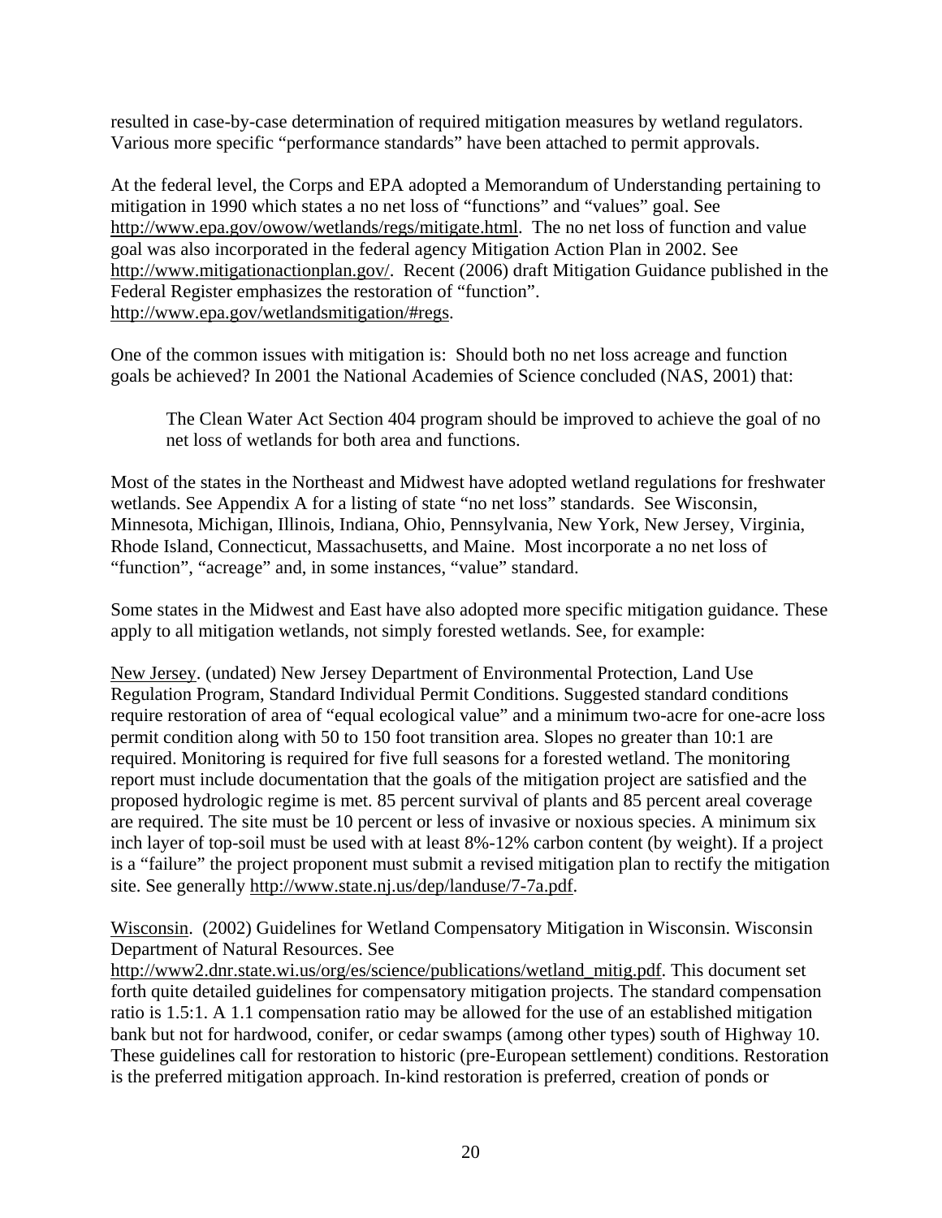resulted in case-by-case determination of required mitigation measures by wetland regulators. Various more specific "performance standards" have been attached to permit approvals.

At the federal level, the Corps and EPA adopted a Memorandum of Understanding pertaining to mitigation in 1990 which states a no net loss of "functions" and "values" goal. See http://www.epa.gov/owow/wetlands/regs/mitigate.html. The no net loss of function and value goal was also incorporated in the federal agency Mitigation Action Plan in 2002. See http://www.mitigationactionplan.gov/. Recent (2006) draft Mitigation Guidance published in the Federal Register emphasizes the restoration of "function". http://www.epa.gov/wetlandsmitigation/#regs.

One of the common issues with mitigation is: Should both no net loss acreage and function goals be achieved? In 2001 the National Academies of Science concluded (NAS, 2001) that:

> The Clean Water Act Section 404 program should be improved to achieve the goal of no net loss of wetlands for both area and functions.

Most of the states in the Northeast and Midwest have adopted wetland regulations for freshwater wetlands. See Appendix A for a listing of state "no net loss" standards. See Wisconsin, Minnesota, Michigan, Illinois, Indiana, Ohio, Pennsylvania, New York, New Jersey, Virginia, Rhode Island, Connecticut, Massachusetts, and Maine. Most incorporate a no net loss of "function", "acreage" and, in some instances, "value" standard.

Some states in the Midwest and East have also adopted more specific mitigation guidance. These apply to all mitigation wetlands, not simply forested wetlands. See, for example:

New Jersey. (undated) New Jersey Department of Environmental Protection, Land Use Regulation Program, Standard Individual Permit Conditions. Suggested standard conditions require restoration of area of "equal ecological value" and a minimum two-acre for one-acre loss permit condition along with 50 to 150 foot transition area. Slopes no greater than 10:1 are required. Monitoring is required for five full seasons for a forested wetland. The monitoring report must include documentation that the goals of the mitigation project are satisfied and the proposed hydrologic regime is met. 85 percent survival of plants and 85 percent areal coverage are required. The site must be 10 percent or less of invasive or noxious species. A minimum six inch layer of top-soil must be used with at least 8%-12% carbon content (by weight). If a project is a "failure" the project proponent must submit a revised mitigation plan to rectify the mitigation site. See generally http://www.state.nj.us/dep/landuse/7-7a.pdf.

Wisconsin. (2002) Guidelines for Wetland Compensatory Mitigation in Wisconsin. Wisconsin Department of Natural Resources. See http://www2.dnr.state.wi.us/org/es/science/publications/wetland_mitig.pdf. This document set forth quite detailed guidelines for compensatory mitigation projects. The standard compensation ratio is 1.5:1. A 1.1 compensation ratio may be allowed for the use of an established mitigation bank but not for hardwood, conifer, or cedar swamps (among other types) south of Highway 10. These guidelines call for restoration to historic (pre-European settlement) conditions. Restoration is the preferred mitigation approach. In-kind restoration is preferred, creation of ponds or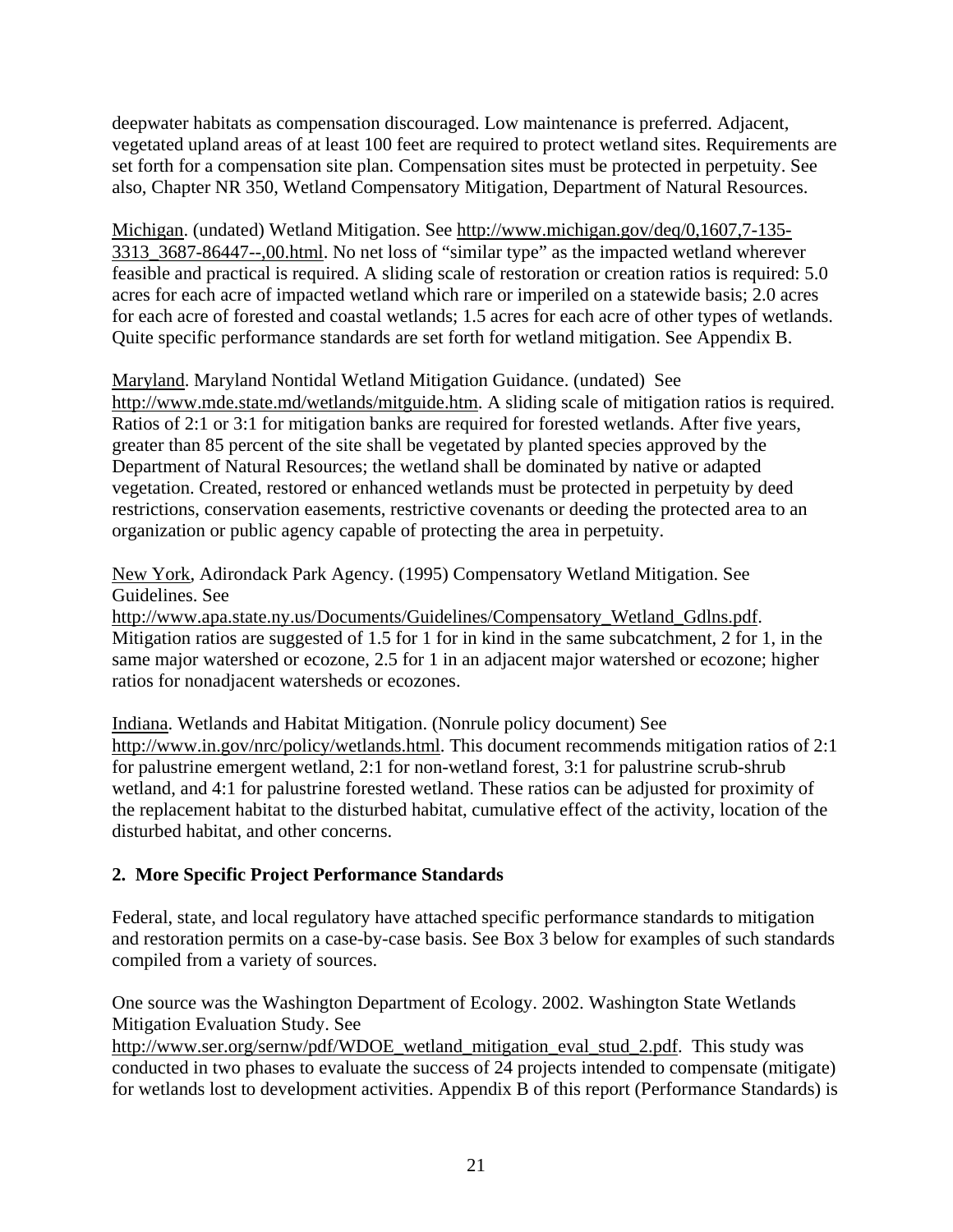deepwater habitats as compensation discouraged. Low maintenance is preferred. Adjacent, vegetated upland areas of at least 100 feet are required to protect wetland sites. Requirements are set forth for a compensation site plan. Compensation sites must be protected in perpetuity. See also, Chapter NR 350, Wetland Compensatory Mitigation, Department of Natural Resources.

Michigan. (undated) Wetland Mitigation. See http://www.michigan.gov/deq/0,1607,7-135-3313_3687-86447--,00.html. No net loss of "similar type" as the impacted wetland wherever feasible and practical is required. A sliding scale of restoration or creation ratios is required: 5.0 acres for each acre of impacted wetland which rare or imperiled on a statewide basis; 2.0 acres for each acre of forested and coastal wetlands; 1.5 acres for each acre of other types of wetlands. Quite specific performance standards are set forth for wetland mitigation. See Appendix B.

Maryland. Maryland Nontidal Wetland Mitigation Guidance. (undated) See http://www.mde.state.md/wetlands/mitguide.htm. A sliding scale of mitigation ratios is required. Ratios of 2:1 or 3:1 for mitigation banks are required for forested wetlands. After five years, greater than 85 percent of the site shall be vegetated by planted species approved by the Department of Natural Resources; the wetland shall be dominated by native or adapted vegetation. Created, restored or enhanced wetlands must be protected in perpetuity by deed restrictions, conservation easements, restrictive covenants or deeding the protected area to an organization or public agency capable of protecting the area in perpetuity.

New York, Adirondack Park Agency. (1995) Compensatory Wetland Mitigation. See Guidelines. See http://www.apa.state.ny.us/Documents/Guidelines/Compensatory_Wetland_Gdlns.pdf. Mitigation ratios are suggested of 1.5 for 1 for in kind in the same subcatchment, 2 for 1, in the same major watershed or ecozone, 2.5 for 1 in an adjacent major watershed or ecozone; higher ratios for nonadjacent watersheds or ecozones.

Indiana. Wetlands and Habitat Mitigation. (Nonrule policy document) See http://www.in.gov/nrc/policy/wetlands.html. This document recommends mitigation ratios of 2:1 for palustrine emergent wetland, 2:1 for non-wetland forest, 3:1 for palustrine scrub-shrub wetland, and 4:1 for palustrine forested wetland. These ratios can be adjusted for proximity of the replacement habitat to the disturbed habitat, cumulative effect of the activity, location of the disturbed habitat, and other concerns.

## 2. More Specific Project Performance Standards

Federal, state, and local regulatory have attached specific performance standards to mitigation and restoration permits on a case-by-case basis. See Box 3 below for examples of such standards compiled from a variety of sources.

One source was the Washington Department of Ecology. 2002. Washington State Wetlands Mitigation Evaluation Study. See http://www.ser.org/sernw/pdf/WDOE_wetland_mitigation_eval_stud_2.pdf. This study was conducted in two phases to evaluate the success of 24 projects intended to compensate (mitigate) for wetlands lost to development activities. Appendix B of this report (Performance Standards) is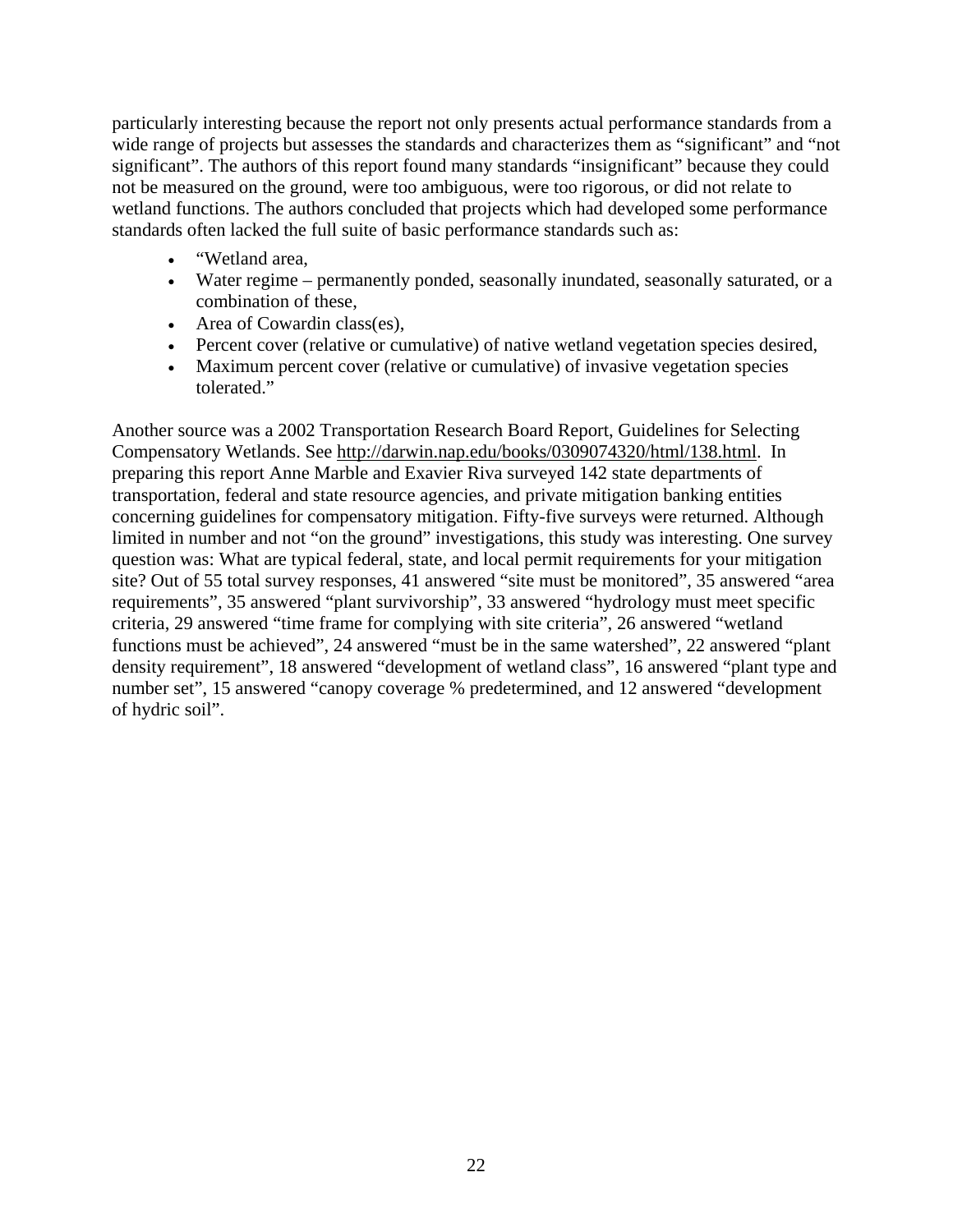particularly interesting because the report not only presents actual performance standards from a wide range of projects but assesses the standards and characterizes them as "significant" and "not significant". The authors of this report found many standards "insignificant" because they could not be measured on the ground, were too ambiguous, were too rigorous, or did not relate to wetland functions. The authors concluded that projects which had developed some performance standards often lacked the full suite of basic performance standards such as:

- "Wetland area,
- Water regime – permanently ponded, seasonally inundated, seasonally saturated, or a combination of these,
- Area of Cowardin class(es),
- Percent cover (relative or cumulative) of native wetland vegetation species desired,
- Maximum percent cover (relative or cumulative) of invasive vegetation species tolerated."

Another source was a 2002 Transportation Research Board Report, Guidelines for Selecting Compensatory Wetlands. See http://darwin.nap.edu/books/0309074320/html/138.html. In preparing this report Anne Marble and Exavier Riva surveyed 142 state departments of transportation, federal and state resource agencies, and private mitigation banking entities concerning guidelines for compensatory mitigation. Fifty-five surveys were returned. Although limited in number and not "on the ground" investigations, this study was interesting. One survey question was: What are typical federal, state, and local permit requirements for your mitigation site? Out of 55 total survey responses, 41 answered "site must be monitored", 35 answered "area requirements", 35 answered "plant survivorship", 33 answered "hydrology must meet specific criteria, 29 answered "time frame for complying with site criteria", 26 answered "wetland functions must be achieved", 24 answered "must be in the same watershed", 22 answered "plant density requirement", 18 answered "development of wetland class", 16 answered "plant type and number set", 15 answered "canopy coverage % predetermined, and 12 answered "development of hydric soil".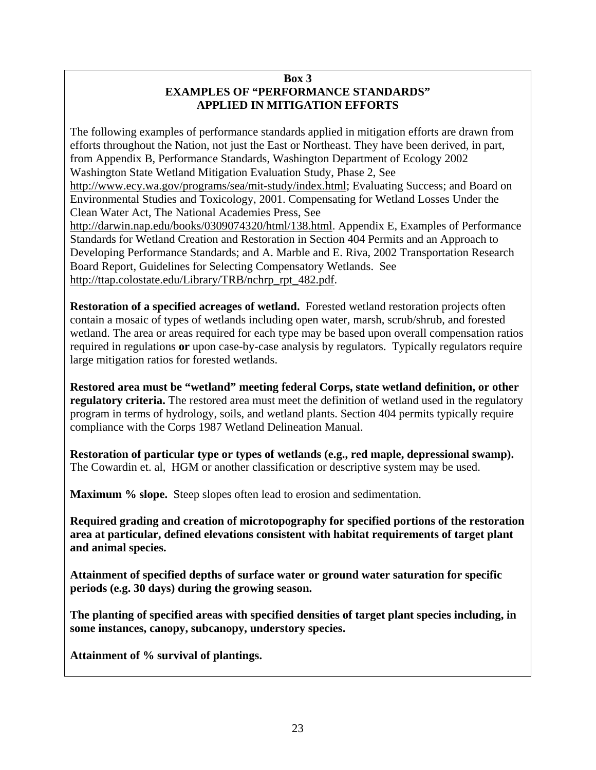**Box 3**
**EXAMPLES OF "PERFORMANCE STANDARDS"**
**APPLIED IN MITIGATION EFFORTS**

The following examples of performance standards applied in mitigation efforts are drawn from efforts throughout the Nation, not just the East or Northeast. They have been derived, in part, from Appendix B, Performance Standards, Washington Department of Ecology 2002 Washington State Wetland Mitigation Evaluation Study, Phase 2, See http://www.ecy.wa.gov/programs/sea/mit-study/index.html; Evaluating Success; and Board on Environmental Studies and Toxicology, 2001. Compensating for Wetland Losses Under the Clean Water Act, The National Academies Press, See http://darwin.nap.edu/books/0309074320/html/138.html. Appendix E, Examples of Performance Standards for Wetland Creation and Restoration in Section 404 Permits and an Approach to Developing Performance Standards; and A. Marble and E. Riva, 2002 Transportation Research Board Report, Guidelines for Selecting Compensatory Wetlands. See http://ttap.colostate.edu/Library/TRB/nchrp_rpt_482.pdf.

**Restoration of a specified acreages of wetland.** Forested wetland restoration projects often contain a mosaic of types of wetlands including open water, marsh, scrub/shrub, and forested wetland. The area or areas required for each type may be based upon overall compensation ratios required in regulations **or** upon case-by-case analysis by regulators. Typically regulators require large mitigation ratios for forested wetlands.

**Restored area must be "wetland" meeting federal Corps, state wetland definition, or other regulatory criteria.** The restored area must meet the definition of wetland used in the regulatory program in terms of hydrology, soils, and wetland plants. Section 404 permits typically require compliance with the Corps 1987 Wetland Delineation Manual.

**Restoration of particular type or types of wetlands (e.g., red maple, depressional swamp).** The Cowardin et. al, HGM or another classification or descriptive system may be used.

**Maximum % slope.** Steep slopes often lead to erosion and sedimentation.

**Required grading and creation of microtopography for specified portions of the restoration area at particular, defined elevations consistent with habitat requirements of target plant and animal species.**

**Attainment of specified depths of surface water or ground water saturation for specific periods (e.g. 30 days) during the growing season.**

**The planting of specified areas with specified densities of target plant species including, in some instances, canopy, subcanopy, understory species.**

**Attainment of % survival of plantings.**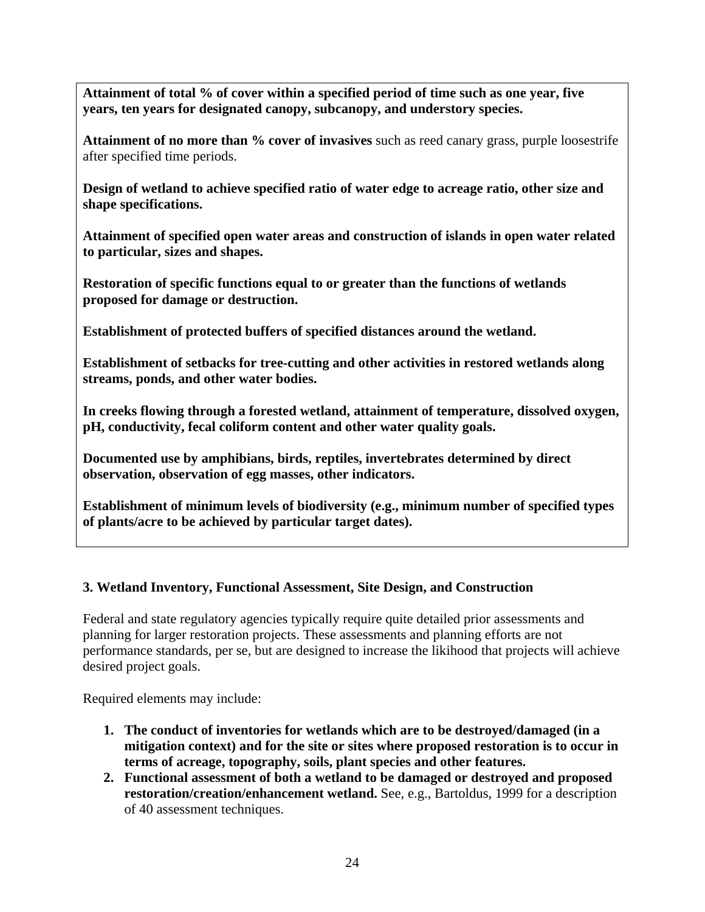**Attainment of total % of cover within a specified period of time such as one year, five years, ten years for designated canopy, subcanopy, and understory species.**

**Attainment of no more than % cover of invasives** such as reed canary grass, purple loosestrife after specified time periods.

**Design of wetland to achieve specified ratio of water edge to acreage ratio, other size and shape specifications.**

**Attainment of specified open water areas and construction of islands in open water related to particular, sizes and shapes.**

**Restoration of specific functions equal to or greater than the functions of wetlands proposed for damage or destruction.**

**Establishment of protected buffers of specified distances around the wetland.**

**Establishment of setbacks for tree-cutting and other activities in restored wetlands along streams, ponds, and other water bodies.**

**In creeks flowing through a forested wetland, attainment of temperature, dissolved oxygen, pH, conductivity, fecal coliform content and other water quality goals.**

**Documented use by amphibians, birds, reptiles, invertebrates determined by direct observation, observation of egg masses, other indicators.**

**Establishment of minimum levels of biodiversity (e.g., minimum number of specified types of plants/acre to be achieved by particular target dates).**

### 3. Wetland Inventory, Functional Assessment, Site Design, and Construction

Federal and state regulatory agencies typically require quite detailed prior assessments and planning for larger restoration projects. These assessments and planning efforts are not performance standards, per se, but are designed to increase the likihood that projects will achieve desired project goals.

Required elements may include:

1. **The conduct of inventories for wetlands which are to be destroyed/damaged (in a mitigation context) and for the site or sites where proposed restoration is to occur in terms of acreage, topography, soils, plant species and other features.**
2. **Functional assessment of both a wetland to be damaged or destroyed and proposed restoration/creation/enhancement wetland.** See, e.g., Bartoldus, 1999 for a description of 40 assessment techniques.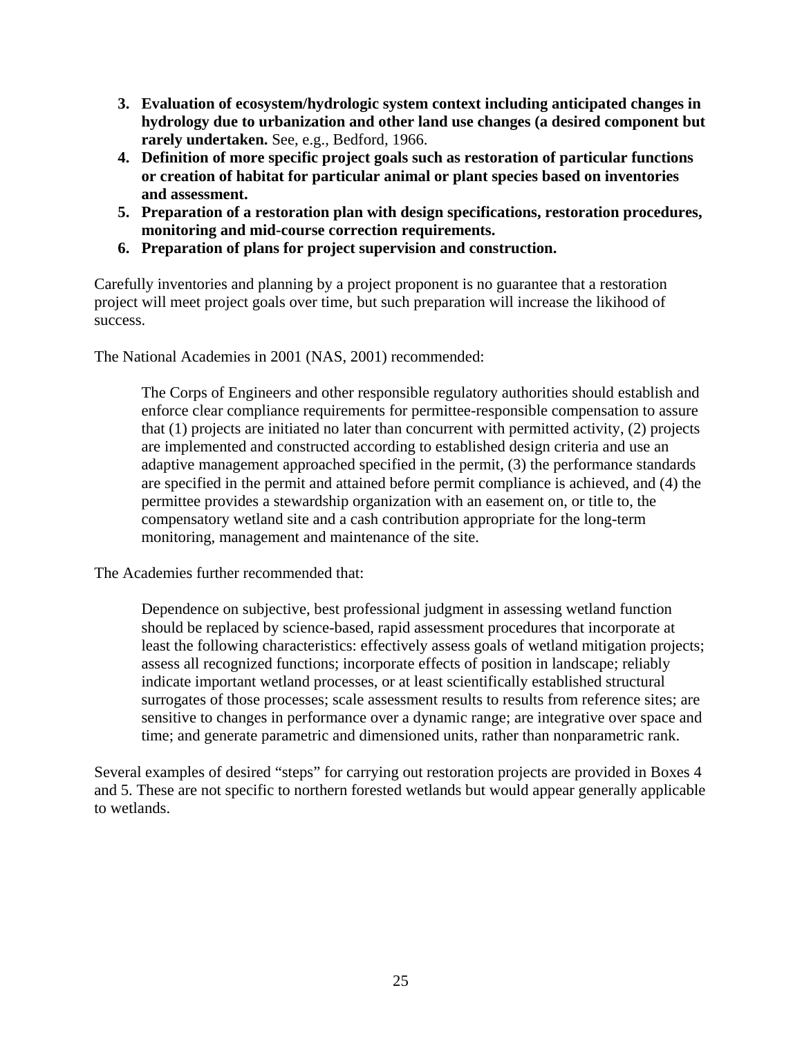3. **Evaluation of ecosystem/hydrologic system context including anticipated changes in hydrology due to urbanization and other land use changes (a desired component but rarely undertaken.** See, e.g., Bedford, 1966.
4. **Definition of more specific project goals such as restoration of particular functions or creation of habitat for particular animal or plant species based on inventories and assessment.**
5. **Preparation of a restoration plan with design specifications, restoration procedures, monitoring and mid-course correction requirements.**
6. **Preparation of plans for project supervision and construction.**

Carefully inventories and planning by a project proponent is no guarantee that a restoration project will meet project goals over time, but such preparation will increase the likihood of success.

The National Academies in 2001 (NAS, 2001) recommended:

> The Corps of Engineers and other responsible regulatory authorities should establish and enforce clear compliance requirements for permittee-responsible compensation to assure that (1) projects are initiated no later than concurrent with permitted activity, (2) projects are implemented and constructed according to established design criteria and use an adaptive management approached specified in the permit, (3) the performance standards are specified in the permit and attained before permit compliance is achieved, and (4) the permittee provides a stewardship organization with an easement on, or title to, the compensatory wetland site and a cash contribution appropriate for the long-term monitoring, management and maintenance of the site.

The Academies further recommended that:

> Dependence on subjective, best professional judgment in assessing wetland function should be replaced by science-based, rapid assessment procedures that incorporate at least the following characteristics: effectively assess goals of wetland mitigation projects; assess all recognized functions; incorporate effects of position in landscape; reliably indicate important wetland processes, or at least scientifically established structural surrogates of those processes; scale assessment results to results from reference sites; are sensitive to changes in performance over a dynamic range; are integrative over space and time; and generate parametric and dimensioned units, rather than nonparametric rank.

Several examples of desired "steps" for carrying out restoration projects are provided in Boxes 4 and 5. These are not specific to northern forested wetlands but would appear generally applicable to wetlands.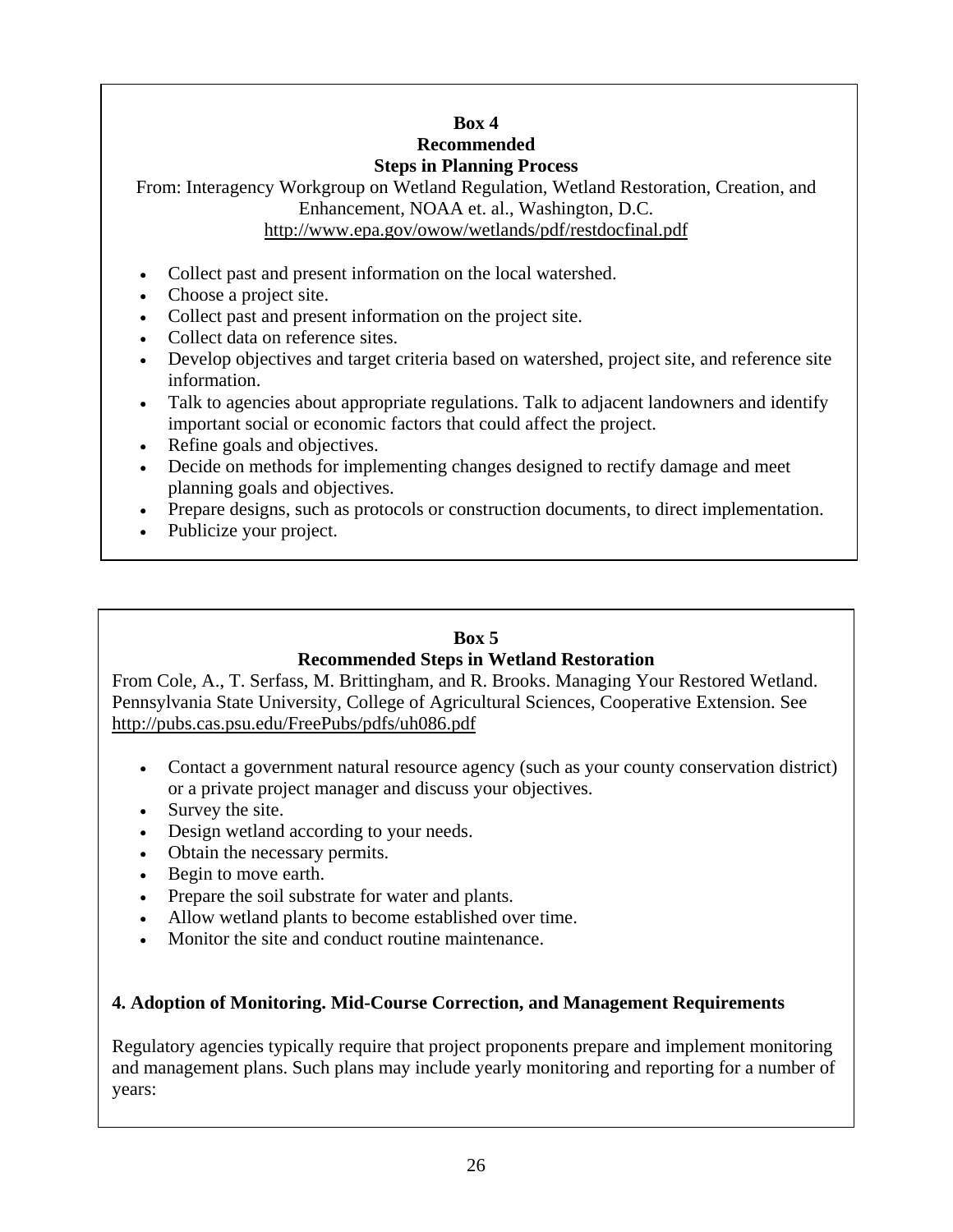**Box 4**
**Recommended**
**Steps in Planning Process**

From: Interagency Workgroup on Wetland Regulation, Wetland Restoration, Creation, and Enhancement, NOAA et. al., Washington, D.C.
http://www.epa.gov/owow/wetlands/pdf/restdocfinal.pdf

- Collect past and present information on the local watershed.
- Choose a project site.
- Collect past and present information on the project site.
- Collect data on reference sites.
- Develop objectives and target criteria based on watershed, project site, and reference site information.
- Talk to agencies about appropriate regulations. Talk to adjacent landowners and identify important social or economic factors that could affect the project.
- Refine goals and objectives.
- Decide on methods for implementing changes designed to rectify damage and meet planning goals and objectives.
- Prepare designs, such as protocols or construction documents, to direct implementation.
- Publicize your project.

**Box 5**
**Recommended Steps in Wetland Restoration**

From Cole, A., T. Serfass, M. Brittingham, and R. Brooks. Managing Your Restored Wetland. Pennsylvania State University, College of Agricultural Sciences, Cooperative Extension. See http://pubs.cas.psu.edu/FreePubs/pdfs/uh086.pdf

- Contact a government natural resource agency (such as your county conservation district) or a private project manager and discuss your objectives.
- Survey the site.
- Design wetland according to your needs.
- Obtain the necessary permits.
- Begin to move earth.
- Prepare the soil substrate for water and plants.
- Allow wetland plants to become established over time.
- Monitor the site and conduct routine maintenance.

**4. Adoption of Monitoring. Mid-Course Correction, and Management Requirements**

Regulatory agencies typically require that project proponents prepare and implement monitoring and management plans. Such plans may include yearly monitoring and reporting for a number of years: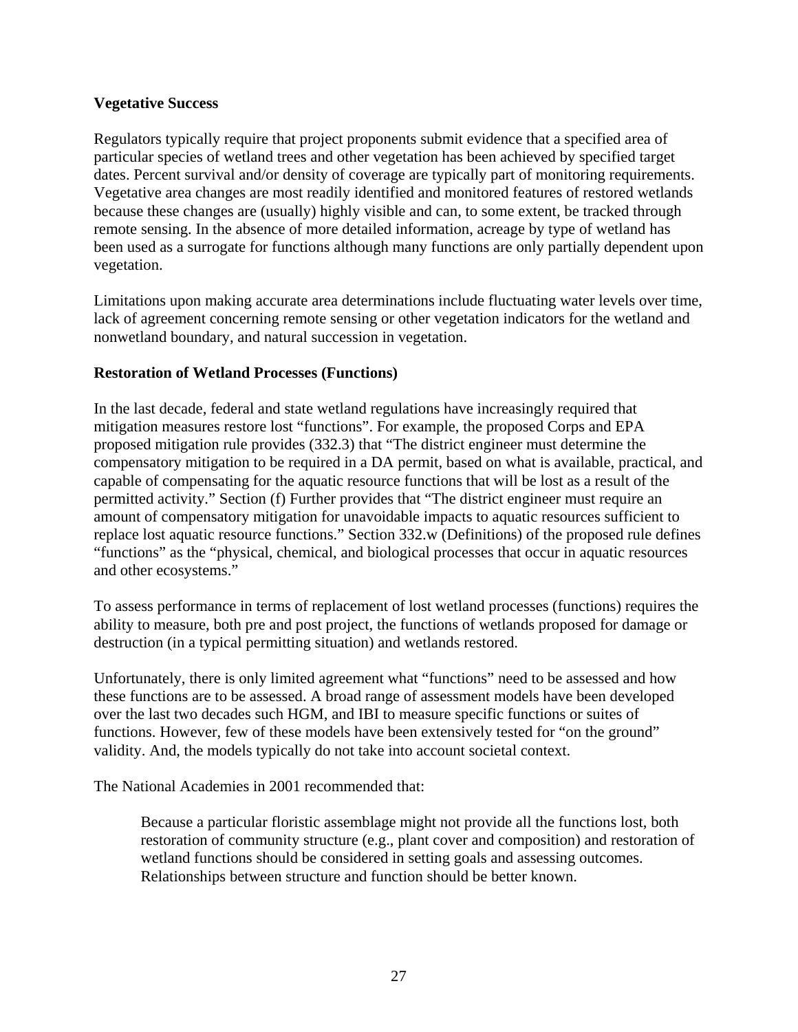**Vegetative Success**

Regulators typically require that project proponents submit evidence that a specified area of particular species of wetland trees and other vegetation has been achieved by specified target dates. Percent survival and/or density of coverage are typically part of monitoring requirements. Vegetative area changes are most readily identified and monitored features of restored wetlands because these changes are (usually) highly visible and can, to some extent, be tracked through remote sensing. In the absence of more detailed information, acreage by type of wetland has been used as a surrogate for functions although many functions are only partially dependent upon vegetation.

Limitations upon making accurate area determinations include fluctuating water levels over time, lack of agreement concerning remote sensing or other vegetation indicators for the wetland and nonwetland boundary, and natural succession in vegetation.

**Restoration of Wetland Processes (Functions)**

In the last decade, federal and state wetland regulations have increasingly required that mitigation measures restore lost "functions". For example, the proposed Corps and EPA proposed mitigation rule provides (332.3) that "The district engineer must determine the compensatory mitigation to be required in a DA permit, based on what is available, practical, and capable of compensating for the aquatic resource functions that will be lost as a result of the permitted activity." Section (f) Further provides that "The district engineer must require an amount of compensatory mitigation for unavoidable impacts to aquatic resources sufficient to replace lost aquatic resource functions." Section 332.w (Definitions) of the proposed rule defines "functions" as the "physical, chemical, and biological processes that occur in aquatic resources and other ecosystems."

To assess performance in terms of replacement of lost wetland processes (functions) requires the ability to measure, both pre and post project, the functions of wetlands proposed for damage or destruction (in a typical permitting situation) and wetlands restored.

Unfortunately, there is only limited agreement what "functions" need to be assessed and how these functions are to be assessed. A broad range of assessment models have been developed over the last two decades such HGM, and IBI to measure specific functions or suites of functions. However, few of these models have been extensively tested for "on the ground" validity. And, the models typically do not take into account societal context.

The National Academies in 2001 recommended that:

> Because a particular floristic assemblage might not provide all the functions lost, both restoration of community structure (e.g., plant cover and composition) and restoration of wetland functions should be considered in setting goals and assessing outcomes. Relationships between structure and function should be better known.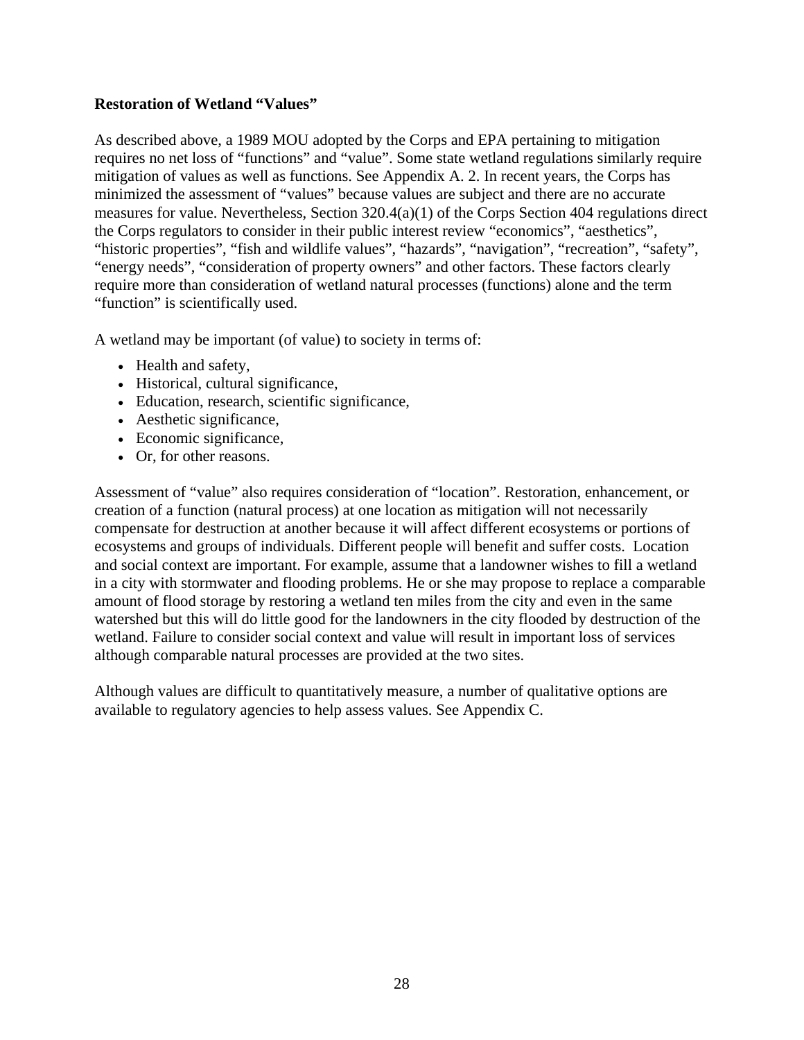**Restoration of Wetland "Values"**

As described above, a 1989 MOU adopted by the Corps and EPA pertaining to mitigation requires no net loss of "functions" and "value". Some state wetland regulations similarly require mitigation of values as well as functions. See Appendix A. 2. In recent years, the Corps has minimized the assessment of "values" because values are subject and there are no accurate measures for value. Nevertheless, Section 320.4(a)(1) of the Corps Section 404 regulations direct the Corps regulators to consider in their public interest review "economics", "aesthetics", "historic properties", "fish and wildlife values", "hazards", "navigation", "recreation", "safety", "energy needs", "consideration of property owners" and other factors. These factors clearly require more than consideration of wetland natural processes (functions) alone and the term "function" is scientifically used.

A wetland may be important (of value) to society in terms of:

- Health and safety,
- Historical, cultural significance,
- Education, research, scientific significance,
- Aesthetic significance,
- Economic significance,
- Or, for other reasons.

Assessment of "value" also requires consideration of "location". Restoration, enhancement, or creation of a function (natural process) at one location as mitigation will not necessarily compensate for destruction at another because it will affect different ecosystems or portions of ecosystems and groups of individuals. Different people will benefit and suffer costs. Location and social context are important. For example, assume that a landowner wishes to fill a wetland in a city with stormwater and flooding problems. He or she may propose to replace a comparable amount of flood storage by restoring a wetland ten miles from the city and even in the same watershed but this will do little good for the landowners in the city flooded by destruction of the wetland. Failure to consider social context and value will result in important loss of services although comparable natural processes are provided at the two sites.

Although values are difficult to quantitatively measure, a number of qualitative options are available to regulatory agencies to help assess values. See Appendix C.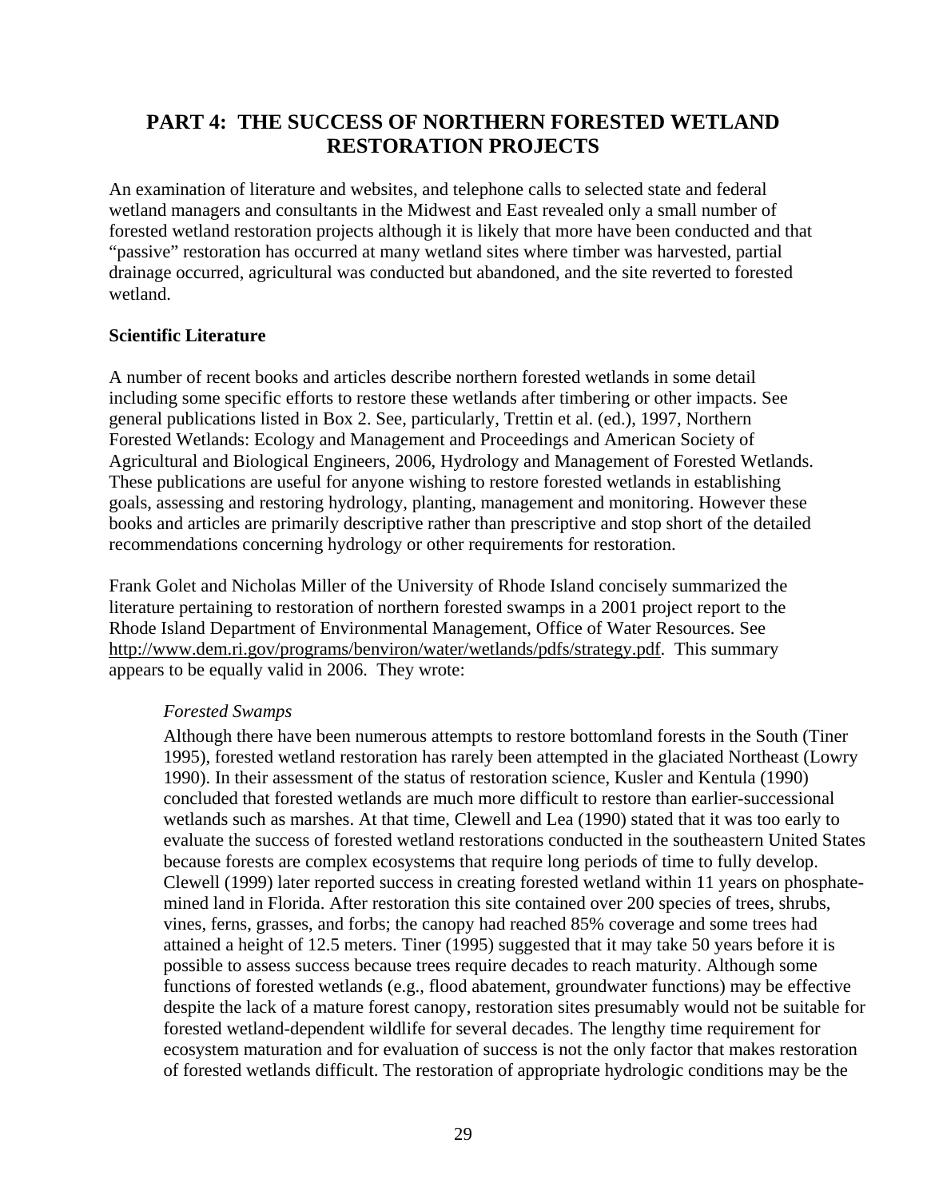## PART 4: THE SUCCESS OF NORTHERN FORESTED WETLAND RESTORATION PROJECTS

An examination of literature and websites, and telephone calls to selected state and federal wetland managers and consultants in the Midwest and East revealed only a small number of forested wetland restoration projects although it is likely that more have been conducted and that "passive" restoration has occurred at many wetland sites where timber was harvested, partial drainage occurred, agricultural was conducted but abandoned, and the site reverted to forested wetland.

**Scientific Literature**

A number of recent books and articles describe northern forested wetlands in some detail including some specific efforts to restore these wetlands after timbering or other impacts. See general publications listed in Box 2. See, particularly, Trettin et al. (ed.), 1997, Northern Forested Wetlands: Ecology and Management and Proceedings and American Society of Agricultural and Biological Engineers, 2006, Hydrology and Management of Forested Wetlands. These publications are useful for anyone wishing to restore forested wetlands in establishing goals, assessing and restoring hydrology, planting, management and monitoring. However these books and articles are primarily descriptive rather than prescriptive and stop short of the detailed recommendations concerning hydrology or other requirements for restoration.

Frank Golet and Nicholas Miller of the University of Rhode Island concisely summarized the literature pertaining to restoration of northern forested swamps in a 2001 project report to the Rhode Island Department of Environmental Management, Office of Water Resources. See http://www.dem.ri.gov/programs/benviron/water/wetlands/pdfs/strategy.pdf. This summary appears to be equally valid in 2006. They wrote:

> *Forested Swamps*
>
> Although there have been numerous attempts to restore bottomland forests in the South (Tiner 1995), forested wetland restoration has rarely been attempted in the glaciated Northeast (Lowry 1990). In their assessment of the status of restoration science, Kusler and Kentula (1990) concluded that forested wetlands are much more difficult to restore than earlier-successional wetlands such as marshes. At that time, Clewell and Lea (1990) stated that it was too early to evaluate the success of forested wetland restorations conducted in the southeastern United States because forests are complex ecosystems that require long periods of time to fully develop. Clewell (1999) later reported success in creating forested wetland within 11 years on phosphate-mined land in Florida. After restoration this site contained over 200 species of trees, shrubs, vines, ferns, grasses, and forbs; the canopy had reached 85% coverage and some trees had attained a height of 12.5 meters. Tiner (1995) suggested that it may take 50 years before it is possible to assess success because trees require decades to reach maturity. Although some functions of forested wetlands (e.g., flood abatement, groundwater functions) may be effective despite the lack of a mature forest canopy, restoration sites presumably would not be suitable for forested wetland-dependent wildlife for several decades. The lengthy time requirement for ecosystem maturation and for evaluation of success is not the only factor that makes restoration of forested wetlands difficult. The restoration of appropriate hydrologic conditions may be the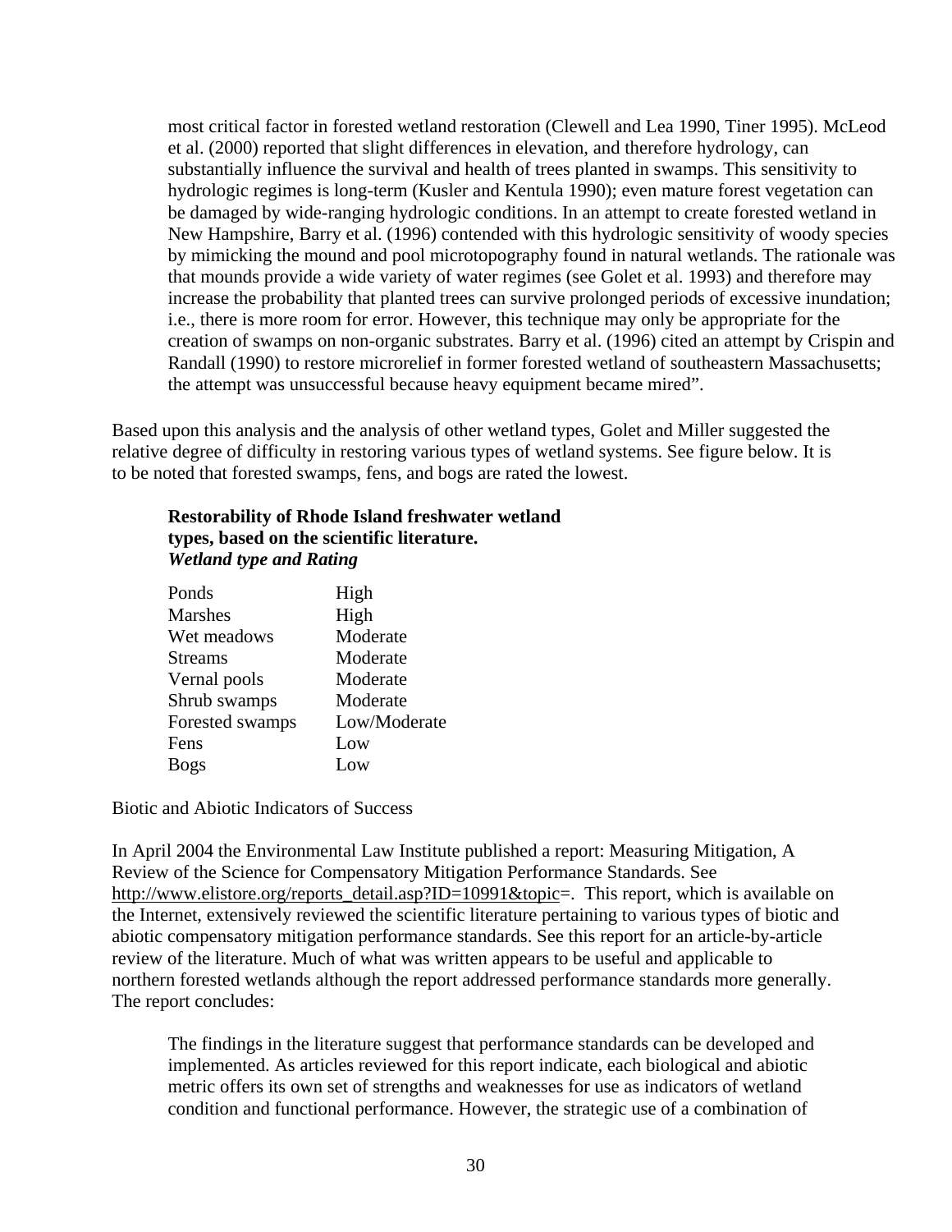> most critical factor in forested wetland restoration (Clewell and Lea 1990, Tiner 1995). McLeod et al. (2000) reported that slight differences in elevation, and therefore hydrology, can substantially influence the survival and health of trees planted in swamps. This sensitivity to hydrologic regimes is long-term (Kusler and Kentula 1990); even mature forest vegetation can be damaged by wide-ranging hydrologic conditions. In an attempt to create forested wetland in New Hampshire, Barry et al. (1996) contended with this hydrologic sensitivity of woody species by mimicking the mound and pool microtopography found in natural wetlands. The rationale was that mounds provide a wide variety of water regimes (see Golet et al. 1993) and therefore may increase the probability that planted trees can survive prolonged periods of excessive inundation; i.e., there is more room for error. However, this technique may only be appropriate for the creation of swamps on non-organic substrates. Barry et al. (1996) cited an attempt by Crispin and Randall (1990) to restore microrelief in former forested wetland of southeastern Massachusetts; the attempt was unsuccessful because heavy equipment became mired".

Based upon this analysis and the analysis of other wetland types, Golet and Miller suggested the relative degree of difficulty in restoring various types of wetland systems. See figure below. It is to be noted that forested swamps, fens, and bogs are rated the lowest.

**Restorability of Rhode Island freshwater wetland types, based on the scientific literature.**
***Wetland type and Rating***

| Wetland type | Rating |
|---|---|
| Ponds | High |
| Marshes | High |
| Wet meadows | Moderate |
| Streams | Moderate |
| Vernal pools | Moderate |
| Shrub swamps | Moderate |
| Forested swamps | Low/Moderate |
| Fens | Low |
| Bogs | Low |

Biotic and Abiotic Indicators of Success

In April 2004 the Environmental Law Institute published a report: Measuring Mitigation, A Review of the Science for Compensatory Mitigation Performance Standards. See http://www.elistore.org/reports_detail.asp?ID=10991&topic=. This report, which is available on the Internet, extensively reviewed the scientific literature pertaining to various types of biotic and abiotic compensatory mitigation performance standards. See this report for an article-by-article review of the literature. Much of what was written appears to be useful and applicable to northern forested wetlands although the report addressed performance standards more generally. The report concludes:

> The findings in the literature suggest that performance standards can be developed and implemented. As articles reviewed for this report indicate, each biological and abiotic metric offers its own set of strengths and weaknesses for use as indicators of wetland condition and functional performance. However, the strategic use of a combination of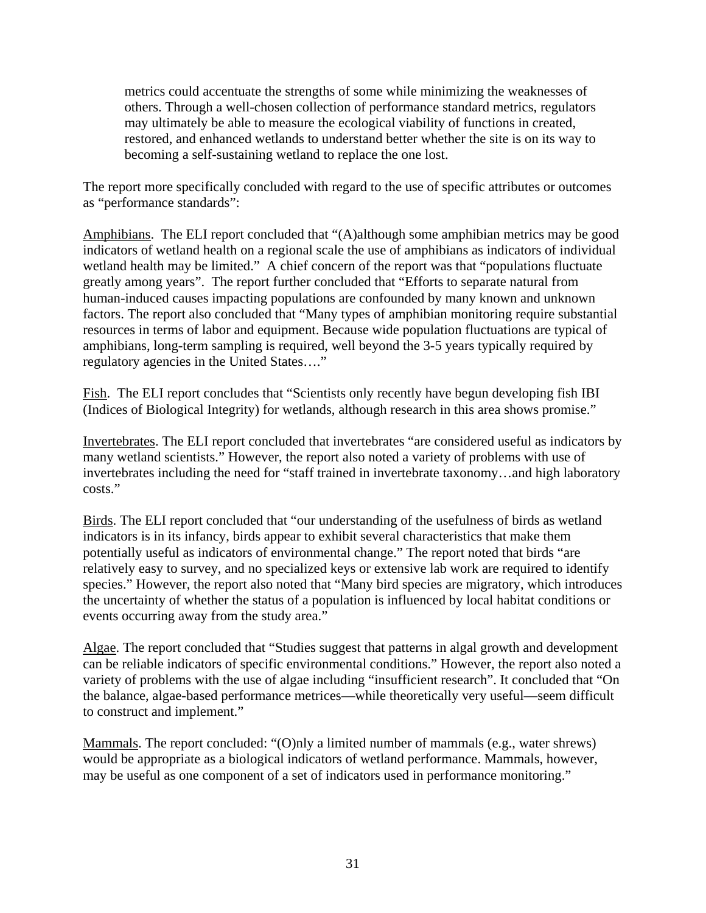> metrics could accentuate the strengths of some while minimizing the weaknesses of others. Through a well-chosen collection of performance standard metrics, regulators may ultimately be able to measure the ecological viability of functions in created, restored, and enhanced wetlands to understand better whether the site is on its way to becoming a self-sustaining wetland to replace the one lost.

The report more specifically concluded with regard to the use of specific attributes or outcomes as "performance standards":

<u>Amphibians</u>. The ELI report concluded that "(A)although some amphibian metrics may be good indicators of wetland health on a regional scale the use of amphibians as indicators of individual wetland health may be limited." A chief concern of the report was that "populations fluctuate greatly among years". The report further concluded that "Efforts to separate natural from human-induced causes impacting populations are confounded by many known and unknown factors. The report also concluded that "Many types of amphibian monitoring require substantial resources in terms of labor and equipment. Because wide population fluctuations are typical of amphibians, long-term sampling is required, well beyond the 3-5 years typically required by regulatory agencies in the United States…."

<u>Fish</u>. The ELI report concludes that "Scientists only recently have begun developing fish IBI (Indices of Biological Integrity) for wetlands, although research in this area shows promise."

<u>Invertebrates</u>. The ELI report concluded that invertebrates "are considered useful as indicators by many wetland scientists." However, the report also noted a variety of problems with use of invertebrates including the need for "staff trained in invertebrate taxonomy…and high laboratory costs."

<u>Birds</u>. The ELI report concluded that "our understanding of the usefulness of birds as wetland indicators is in its infancy, birds appear to exhibit several characteristics that make them potentially useful as indicators of environmental change." The report noted that birds "are relatively easy to survey, and no specialized keys or extensive lab work are required to identify species." However, the report also noted that "Many bird species are migratory, which introduces the uncertainty of whether the status of a population is influenced by local habitat conditions or events occurring away from the study area."

<u>Algae</u>. The report concluded that "Studies suggest that patterns in algal growth and development can be reliable indicators of specific environmental conditions." However, the report also noted a variety of problems with the use of algae including "insufficient research". It concluded that "On the balance, algae-based performance metrices—while theoretically very useful—seem difficult to construct and implement."

<u>Mammals</u>. The report concluded: "(O)nly a limited number of mammals (e.g., water shrews) would be appropriate as a biological indicators of wetland performance. Mammals, however, may be useful as one component of a set of indicators used in performance monitoring."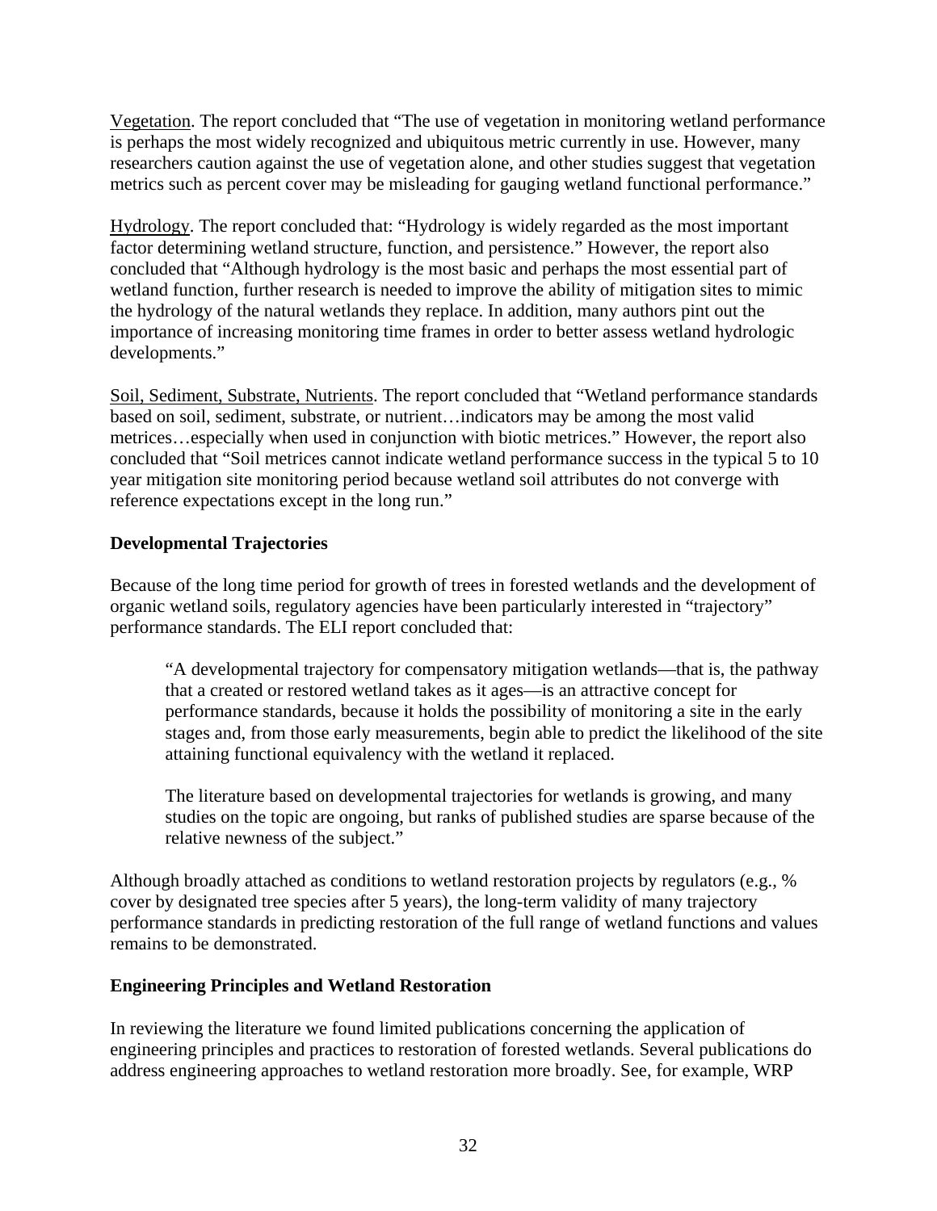<u>Vegetation</u>. The report concluded that "The use of vegetation in monitoring wetland performance is perhaps the most widely recognized and ubiquitous metric currently in use. However, many researchers caution against the use of vegetation alone, and other studies suggest that vegetation metrics such as percent cover may be misleading for gauging wetland functional performance."

<u>Hydrology</u>. The report concluded that: "Hydrology is widely regarded as the most important factor determining wetland structure, function, and persistence." However, the report also concluded that "Although hydrology is the most basic and perhaps the most essential part of wetland function, further research is needed to improve the ability of mitigation sites to mimic the hydrology of the natural wetlands they replace. In addition, many authors pint out the importance of increasing monitoring time frames in order to better assess wetland hydrologic developments."

<u>Soil, Sediment, Substrate, Nutrients</u>. The report concluded that "Wetland performance standards based on soil, sediment, substrate, or nutrient…indicators may be among the most valid metrices…especially when used in conjunction with biotic metrices." However, the report also concluded that "Soil metrices cannot indicate wetland performance success in the typical 5 to 10 year mitigation site monitoring period because wetland soil attributes do not converge with reference expectations except in the long run."

**Developmental Trajectories**

Because of the long time period for growth of trees in forested wetlands and the development of organic wetland soils, regulatory agencies have been particularly interested in "trajectory" performance standards. The ELI report concluded that:

> "A developmental trajectory for compensatory mitigation wetlands—that is, the pathway that a created or restored wetland takes as it ages—is an attractive concept for performance standards, because it holds the possibility of monitoring a site in the early stages and, from those early measurements, begin able to predict the likelihood of the site attaining functional equivalency with the wetland it replaced.
>
> The literature based on developmental trajectories for wetlands is growing, and many studies on the topic are ongoing, but ranks of published studies are sparse because of the relative newness of the subject."

Although broadly attached as conditions to wetland restoration projects by regulators (e.g., % cover by designated tree species after 5 years), the long-term validity of many trajectory performance standards in predicting restoration of the full range of wetland functions and values remains to be demonstrated.

**Engineering Principles and Wetland Restoration**

In reviewing the literature we found limited publications concerning the application of engineering principles and practices to restoration of forested wetlands. Several publications do address engineering approaches to wetland restoration more broadly. See, for example, WRP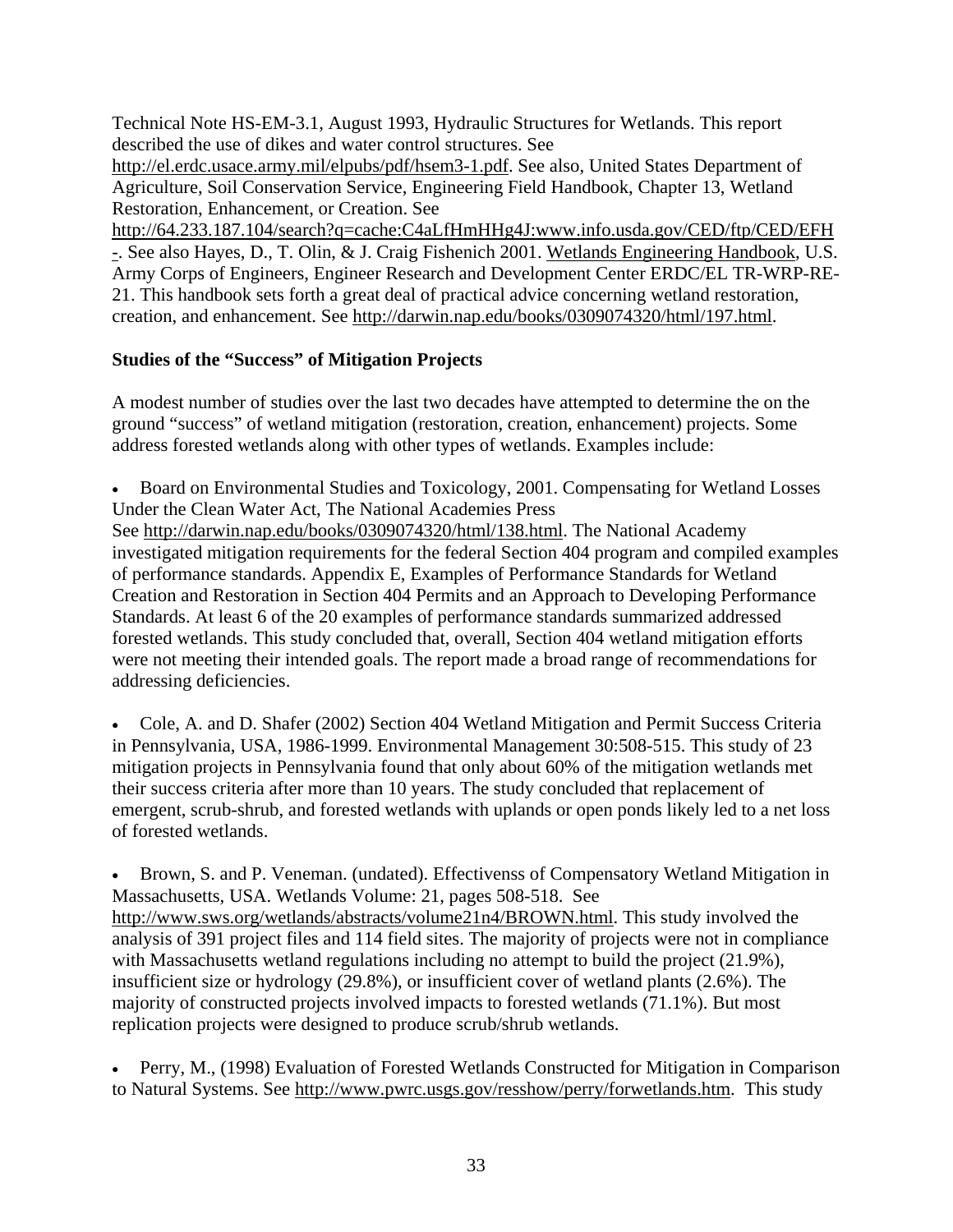Technical Note HS-EM-3.1, August 1993, Hydraulic Structures for Wetlands. This report described the use of dikes and water control structures. See http://el.erdc.usace.army.mil/elpubs/pdf/hsem3-1.pdf. See also, United States Department of Agriculture, Soil Conservation Service, Engineering Field Handbook, Chapter 13, Wetland Restoration, Enhancement, or Creation. See http://64.233.187.104/search?q=cache:C4aLfHmHHg4J:www.info.usda.gov/CED/ftp/CED/EFH-. See also Hayes, D., T. Olin, & J. Craig Fishenich 2001. Wetlands Engineering Handbook, U.S. Army Corps of Engineers, Engineer Research and Development Center ERDC/EL TR-WRP-RE-21. This handbook sets forth a great deal of practical advice concerning wetland restoration, creation, and enhancement. See http://darwin.nap.edu/books/0309074320/html/197.html.

**Studies of the "Success" of Mitigation Projects**

A modest number of studies over the last two decades have attempted to determine the on the ground "success" of wetland mitigation (restoration, creation, enhancement) projects. Some address forested wetlands along with other types of wetlands. Examples include:

- Board on Environmental Studies and Toxicology, 2001. Compensating for Wetland Losses Under the Clean Water Act, The National Academies Press See http://darwin.nap.edu/books/0309074320/html/138.html. The National Academy investigated mitigation requirements for the federal Section 404 program and compiled examples of performance standards. Appendix E, Examples of Performance Standards for Wetland Creation and Restoration in Section 404 Permits and an Approach to Developing Performance Standards. At least 6 of the 20 examples of performance standards summarized addressed forested wetlands. This study concluded that, overall, Section 404 wetland mitigation efforts were not meeting their intended goals. The report made a broad range of recommendations for addressing deficiencies.

- Cole, A. and D. Shafer (2002) Section 404 Wetland Mitigation and Permit Success Criteria in Pennsylvania, USA, 1986-1999. Environmental Management 30:508-515. This study of 23 mitigation projects in Pennsylvania found that only about 60% of the mitigation wetlands met their success criteria after more than 10 years. The study concluded that replacement of emergent, scrub-shrub, and forested wetlands with uplands or open ponds likely led to a net loss of forested wetlands.

- Brown, S. and P. Veneman. (undated). Effectivenss of Compensatory Wetland Mitigation in Massachusetts, USA. Wetlands Volume: 21, pages 508-518. See http://www.sws.org/wetlands/abstracts/volume21n4/BROWN.html. This study involved the analysis of 391 project files and 114 field sites. The majority of projects were not in compliance with Massachusetts wetland regulations including no attempt to build the project (21.9%), insufficient size or hydrology (29.8%), or insufficient cover of wetland plants (2.6%). The majority of constructed projects involved impacts to forested wetlands (71.1%). But most replication projects were designed to produce scrub/shrub wetlands.

- Perry, M., (1998) Evaluation of Forested Wetlands Constructed for Mitigation in Comparison to Natural Systems. See http://www.pwrc.usgs.gov/resshow/perry/forwetlands.htm. This study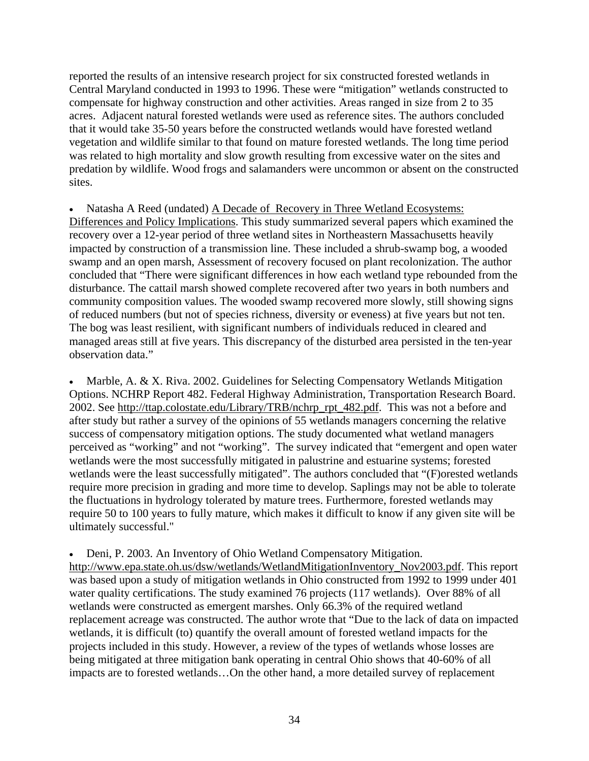reported the results of an intensive research project for six constructed forested wetlands in Central Maryland conducted in 1993 to 1996. These were "mitigation" wetlands constructed to compensate for highway construction and other activities. Areas ranged in size from 2 to 35 acres. Adjacent natural forested wetlands were used as reference sites. The authors concluded that it would take 35-50 years before the constructed wetlands would have forested wetland vegetation and wildlife similar to that found on mature forested wetlands. The long time period was related to high mortality and slow growth resulting from excessive water on the sites and predation by wildlife. Wood frogs and salamanders were uncommon or absent on the constructed sites.

- Natasha A Reed (undated) A Decade of Recovery in Three Wetland Ecosystems: Differences and Policy Implications. This study summarized several papers which examined the recovery over a 12-year period of three wetland sites in Northeastern Massachusetts heavily impacted by construction of a transmission line. These included a shrub-swamp bog, a wooded swamp and an open marsh, Assessment of recovery focused on plant recolonization. The author concluded that "There were significant differences in how each wetland type rebounded from the disturbance. The cattail marsh showed complete recovered after two years in both numbers and community composition values. The wooded swamp recovered more slowly, still showing signs of reduced numbers (but not of species richness, diversity or eveness) at five years but not ten. The bog was least resilient, with significant numbers of individuals reduced in cleared and managed areas still at five years. This discrepancy of the disturbed area persisted in the ten-year observation data."

- Marble, A. & X. Riva. 2002. Guidelines for Selecting Compensatory Wetlands Mitigation Options. NCHRP Report 482. Federal Highway Administration, Transportation Research Board. 2002. See http://ttap.colostate.edu/Library/TRB/nchrp_rpt_482.pdf. This was not a before and after study but rather a survey of the opinions of 55 wetlands managers concerning the relative success of compensatory mitigation options. The study documented what wetland managers perceived as "working" and not "working". The survey indicated that "emergent and open water wetlands were the most successfully mitigated in palustrine and estuarine systems; forested wetlands were the least successfully mitigated". The authors concluded that "(F)orested wetlands require more precision in grading and more time to develop. Saplings may not be able to tolerate the fluctuations in hydrology tolerated by mature trees. Furthermore, forested wetlands may require 50 to 100 years to fully mature, which makes it difficult to know if any given site will be ultimately successful."

- Deni, P. 2003. An Inventory of Ohio Wetland Compensatory Mitigation. http://www.epa.state.oh.us/dsw/wetlands/WetlandMitigationInventory_Nov2003.pdf. This report was based upon a study of mitigation wetlands in Ohio constructed from 1992 to 1999 under 401 water quality certifications. The study examined 76 projects (117 wetlands). Over 88% of all wetlands were constructed as emergent marshes. Only 66.3% of the required wetland replacement acreage was constructed. The author wrote that "Due to the lack of data on impacted wetlands, it is difficult (to) quantify the overall amount of forested wetland impacts for the projects included in this study. However, a review of the types of wetlands whose losses are being mitigated at three mitigation bank operating in central Ohio shows that 40-60% of all impacts are to forested wetlands…On the other hand, a more detailed survey of replacement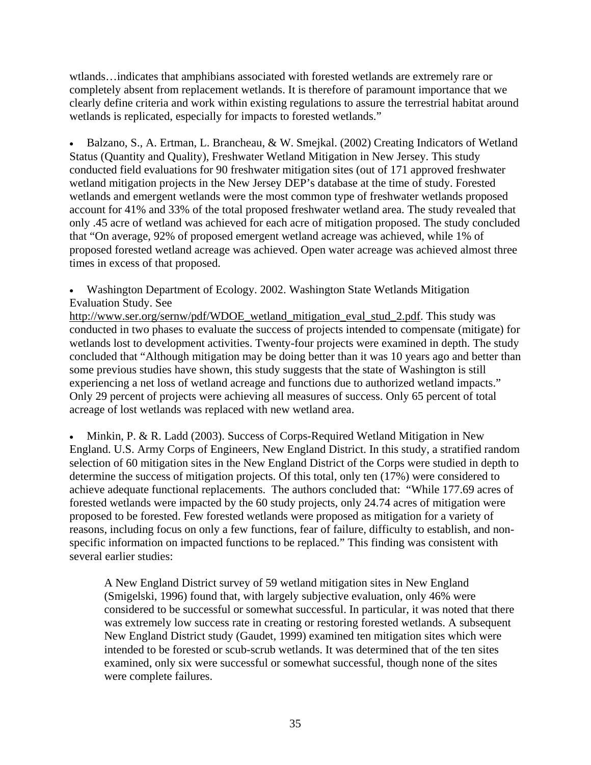wtlands…indicates that amphibians associated with forested wetlands are extremely rare or completely absent from replacement wetlands. It is therefore of paramount importance that we clearly define criteria and work within existing regulations to assure the terrestrial habitat around wetlands is replicated, especially for impacts to forested wetlands."

- Balzano, S., A. Ertman, L. Brancheau, & W. Smejkal. (2002) Creating Indicators of Wetland Status (Quantity and Quality), Freshwater Wetland Mitigation in New Jersey. This study conducted field evaluations for 90 freshwater mitigation sites (out of 171 approved freshwater wetland mitigation projects in the New Jersey DEP's database at the time of study. Forested wetlands and emergent wetlands were the most common type of freshwater wetlands proposed account for 41% and 33% of the total proposed freshwater wetland area. The study revealed that only .45 acre of wetland was achieved for each acre of mitigation proposed. The study concluded that "On average, 92% of proposed emergent wetland acreage was achieved, while 1% of proposed forested wetland acreage was achieved. Open water acreage was achieved almost three times in excess of that proposed.

- Washington Department of Ecology. 2002. Washington State Wetlands Mitigation Evaluation Study. See http://www.ser.org/sernw/pdf/WDOE_wetland_mitigation_eval_stud_2.pdf. This study was conducted in two phases to evaluate the success of projects intended to compensate (mitigate) for wetlands lost to development activities. Twenty-four projects were examined in depth. The study concluded that "Although mitigation may be doing better than it was 10 years ago and better than some previous studies have shown, this study suggests that the state of Washington is still experiencing a net loss of wetland acreage and functions due to authorized wetland impacts." Only 29 percent of projects were achieving all measures of success. Only 65 percent of total acreage of lost wetlands was replaced with new wetland area.

- Minkin, P. & R. Ladd (2003). Success of Corps-Required Wetland Mitigation in New England. U.S. Army Corps of Engineers, New England District. In this study, a stratified random selection of 60 mitigation sites in the New England District of the Corps were studied in depth to determine the success of mitigation projects. Of this total, only ten (17%) were considered to achieve adequate functional replacements. The authors concluded that: "While 177.69 acres of forested wetlands were impacted by the 60 study projects, only 24.74 acres of mitigation were proposed to be forested. Few forested wetlands were proposed as mitigation for a variety of reasons, including focus on only a few functions, fear of failure, difficulty to establish, and non-specific information on impacted functions to be replaced." This finding was consistent with several earlier studies:

> A New England District survey of 59 wetland mitigation sites in New England (Smigelski, 1996) found that, with largely subjective evaluation, only 46% were considered to be successful or somewhat successful. In particular, it was noted that there was extremely low success rate in creating or restoring forested wetlands. A subsequent New England District study (Gaudet, 1999) examined ten mitigation sites which were intended to be forested or scub-scrub wetlands. It was determined that of the ten sites examined, only six were successful or somewhat successful, though none of the sites were complete failures.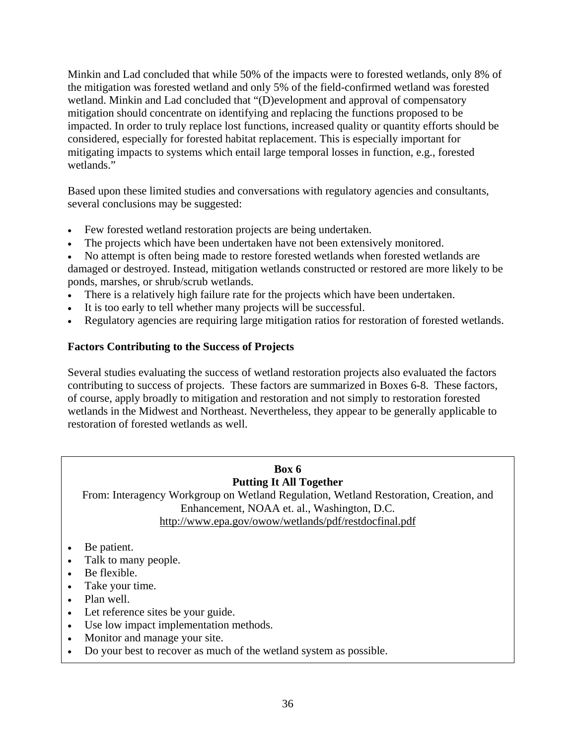Minkin and Lad concluded that while 50% of the impacts were to forested wetlands, only 8% of the mitigation was forested wetland and only 5% of the field-confirmed wetland was forested wetland. Minkin and Lad concluded that "(D)evelopment and approval of compensatory mitigation should concentrate on identifying and replacing the functions proposed to be impacted. In order to truly replace lost functions, increased quality or quantity efforts should be considered, especially for forested habitat replacement. This is especially important for mitigating impacts to systems which entail large temporal losses in function, e.g., forested wetlands."

Based upon these limited studies and conversations with regulatory agencies and consultants, several conclusions may be suggested:

- Few forested wetland restoration projects are being undertaken.
- The projects which have been undertaken have not been extensively monitored.
- No attempt is often being made to restore forested wetlands when forested wetlands are damaged or destroyed. Instead, mitigation wetlands constructed or restored are more likely to be ponds, marshes, or shrub/scrub wetlands.
- There is a relatively high failure rate for the projects which have been undertaken.
- It is too early to tell whether many projects will be successful.
- Regulatory agencies are requiring large mitigation ratios for restoration of forested wetlands.

**Factors Contributing to the Success of Projects**

Several studies evaluating the success of wetland restoration projects also evaluated the factors contributing to success of projects. These factors are summarized in Boxes 6-8. These factors, of course, apply broadly to mitigation and restoration and not simply to restoration forested wetlands in the Midwest and Northeast. Nevertheless, they appear to be generally applicable to restoration of forested wetlands as well.

**Box 6**
**Putting It All Together**

From: Interagency Workgroup on Wetland Regulation, Wetland Restoration, Creation, and Enhancement, NOAA et. al., Washington, D.C.
http://www.epa.gov/owow/wetlands/pdf/restdocfinal.pdf

- Be patient.
- Talk to many people.
- Be flexible.
- Take your time.
- Plan well.
- Let reference sites be your guide.
- Use low impact implementation methods.
- Monitor and manage your site.
- Do your best to recover as much of the wetland system as possible.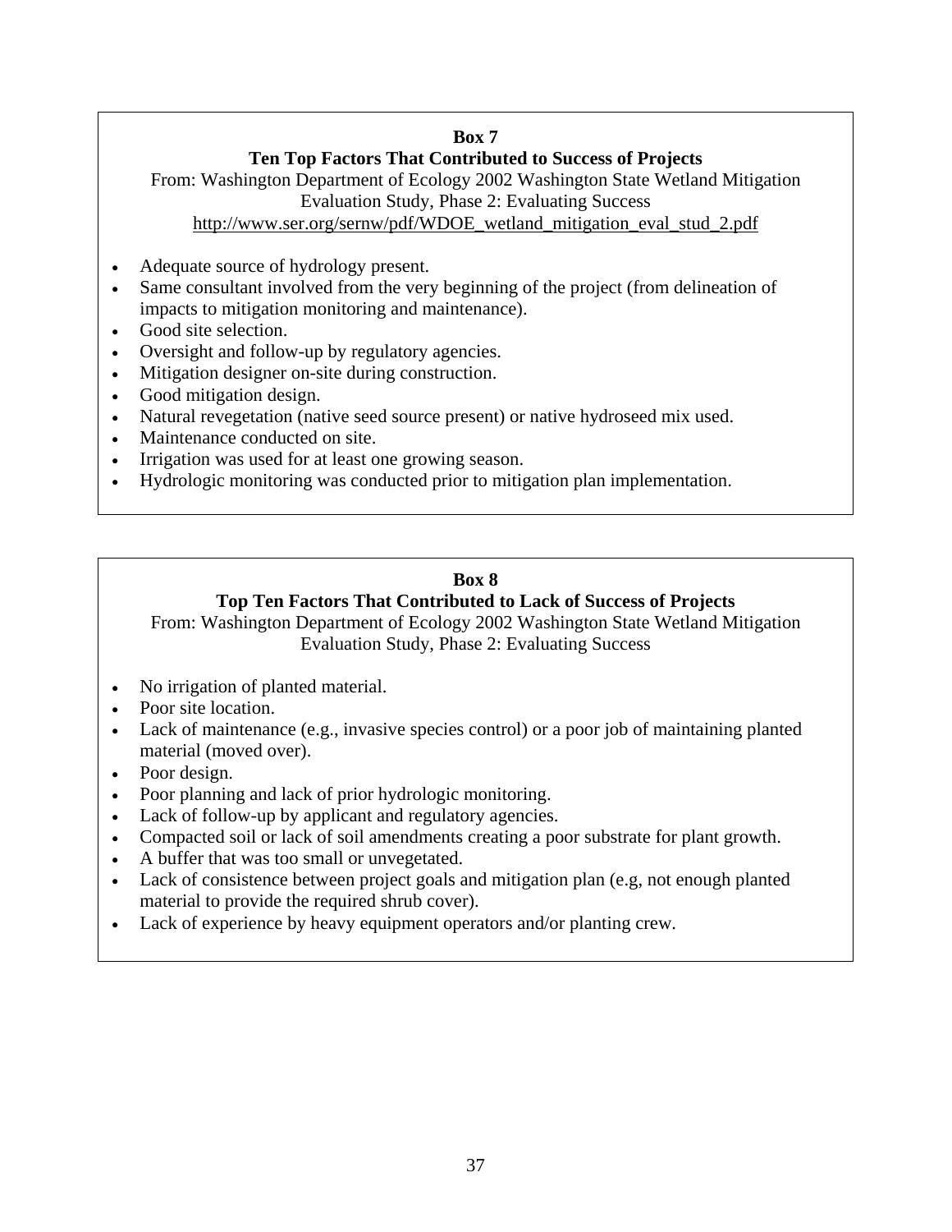**Box 7**

**Ten Top Factors That Contributed to Success of Projects**

From: Washington Department of Ecology 2002 Washington State Wetland Mitigation Evaluation Study, Phase 2: Evaluating Success
http://www.ser.org/sernw/pdf/WDOE_wetland_mitigation_eval_stud_2.pdf

- Adequate source of hydrology present.
- Same consultant involved from the very beginning of the project (from delineation of impacts to mitigation monitoring and maintenance).
- Good site selection.
- Oversight and follow-up by regulatory agencies.
- Mitigation designer on-site during construction.
- Good mitigation design.
- Natural revegetation (native seed source present) or native hydroseed mix used.
- Maintenance conducted on site.
- Irrigation was used for at least one growing season.
- Hydrologic monitoring was conducted prior to mitigation plan implementation.

**Box 8**

**Top Ten Factors That Contributed to Lack of Success of Projects**

From: Washington Department of Ecology 2002 Washington State Wetland Mitigation Evaluation Study, Phase 2: Evaluating Success

- No irrigation of planted material.
- Poor site location.
- Lack of maintenance (e.g., invasive species control) or a poor job of maintaining planted material (moved over).
- Poor design.
- Poor planning and lack of prior hydrologic monitoring.
- Lack of follow-up by applicant and regulatory agencies.
- Compacted soil or lack of soil amendments creating a poor substrate for plant growth.
- A buffer that was too small or unvegetated.
- Lack of consistence between project goals and mitigation plan (e.g, not enough planted material to provide the required shrub cover).
- Lack of experience by heavy equipment operators and/or planting crew.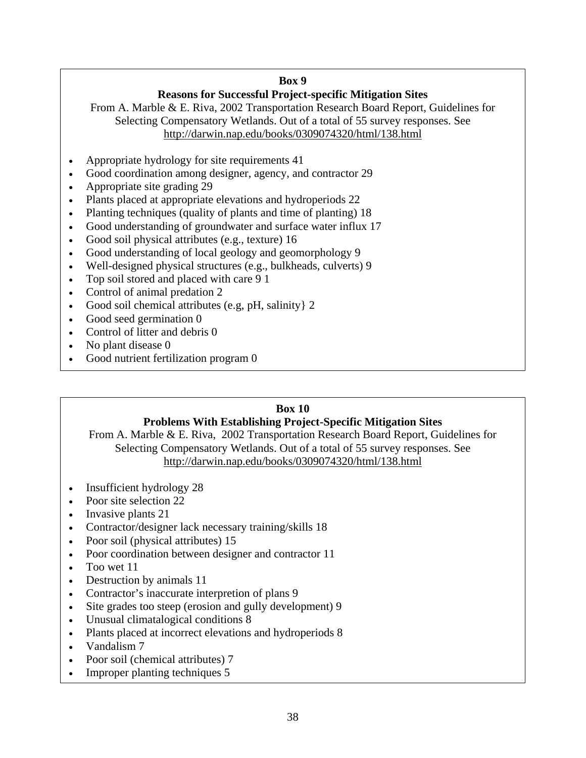**Box 9**

**Reasons for Successful Project-specific Mitigation Sites**

From A. Marble & E. Riva, 2002 Transportation Research Board Report, Guidelines for Selecting Compensatory Wetlands. Out of a total of 55 survey responses. See http://darwin.nap.edu/books/0309074320/html/138.html

- Appropriate hydrology for site requirements 41
- Good coordination among designer, agency, and contractor 29
- Appropriate site grading 29
- Plants placed at appropriate elevations and hydroperiods 22
- Planting techniques (quality of plants and time of planting) 18
- Good understanding of groundwater and surface water influx 17
- Good soil physical attributes (e.g., texture) 16
- Good understanding of local geology and geomorphology 9
- Well-designed physical structures (e.g., bulkheads, culverts) 9
- Top soil stored and placed with care 9 1
- Control of animal predation 2
- Good soil chemical attributes (e.g, pH, salinity} 2
- Good seed germination 0
- Control of litter and debris 0
- No plant disease 0
- Good nutrient fertilization program 0

**Box 10**

**Problems With Establishing Project-Specific Mitigation Sites**

From A. Marble & E. Riva, 2002 Transportation Research Board Report, Guidelines for Selecting Compensatory Wetlands. Out of a total of 55 survey responses. See http://darwin.nap.edu/books/0309074320/html/138.html

- Insufficient hydrology 28
- Poor site selection 22
- Invasive plants 21
- Contractor/designer lack necessary training/skills 18
- Poor soil (physical attributes) 15
- Poor coordination between designer and contractor 11
- Too wet 11
- Destruction by animals 11
- Contractor's inaccurate interpretion of plans 9
- Site grades too steep (erosion and gully development) 9
- Unusual climatalogical conditions 8
- Plants placed at incorrect elevations and hydroperiods 8
- Vandalism 7
- Poor soil (chemical attributes) 7
- Improper planting techniques 5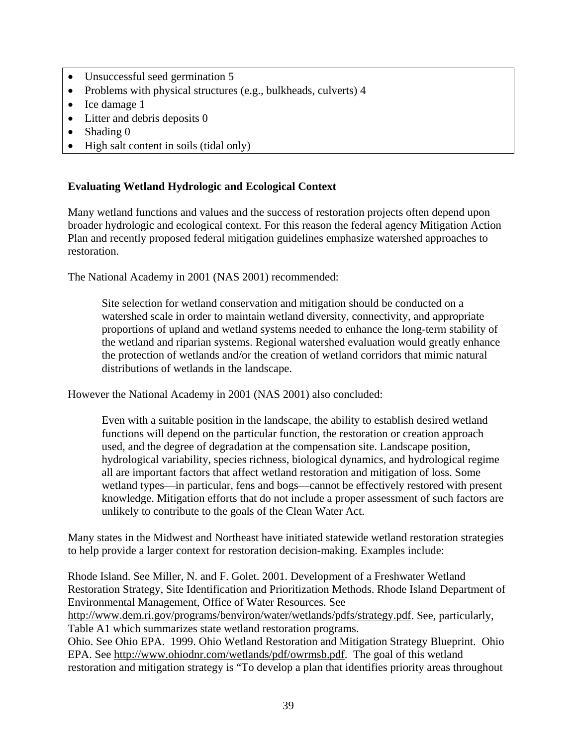- Unsuccessful seed germination 5
- Problems with physical structures (e.g., bulkheads, culverts) 4
- Ice damage 1
- Litter and debris deposits 0
- Shading 0
- High salt content in soils (tidal only)

**Evaluating Wetland Hydrologic and Ecological Context**

Many wetland functions and values and the success of restoration projects often depend upon broader hydrologic and ecological context. For this reason the federal agency Mitigation Action Plan and recently proposed federal mitigation guidelines emphasize watershed approaches to restoration.

The National Academy in 2001 (NAS 2001) recommended:

> Site selection for wetland conservation and mitigation should be conducted on a watershed scale in order to maintain wetland diversity, connectivity, and appropriate proportions of upland and wetland systems needed to enhance the long-term stability of the wetland and riparian systems. Regional watershed evaluation would greatly enhance the protection of wetlands and/or the creation of wetland corridors that mimic natural distributions of wetlands in the landscape.

However the National Academy in 2001 (NAS 2001) also concluded:

> Even with a suitable position in the landscape, the ability to establish desired wetland functions will depend on the particular function, the restoration or creation approach used, and the degree of degradation at the compensation site. Landscape position, hydrological variability, species richness, biological dynamics, and hydrological regime all are important factors that affect wetland restoration and mitigation of loss. Some wetland types—in particular, fens and bogs—cannot be effectively restored with present knowledge. Mitigation efforts that do not include a proper assessment of such factors are unlikely to contribute to the goals of the Clean Water Act.

Many states in the Midwest and Northeast have initiated statewide wetland restoration strategies to help provide a larger context for restoration decision-making. Examples include:

Rhode Island. See Miller, N. and F. Golet. 2001. Development of a Freshwater Wetland Restoration Strategy, Site Identification and Prioritization Methods. Rhode Island Department of Environmental Management, Office of Water Resources. See http://www.dem.ri.gov/programs/benviron/water/wetlands/pdfs/strategy.pdf. See, particularly, Table A1 which summarizes state wetland restoration programs.
Ohio. See Ohio EPA. 1999. Ohio Wetland Restoration and Mitigation Strategy Blueprint. Ohio EPA. See http://www.ohiodnr.com/wetlands/pdf/owrmsb.pdf. The goal of this wetland restoration and mitigation strategy is "To develop a plan that identifies priority areas throughout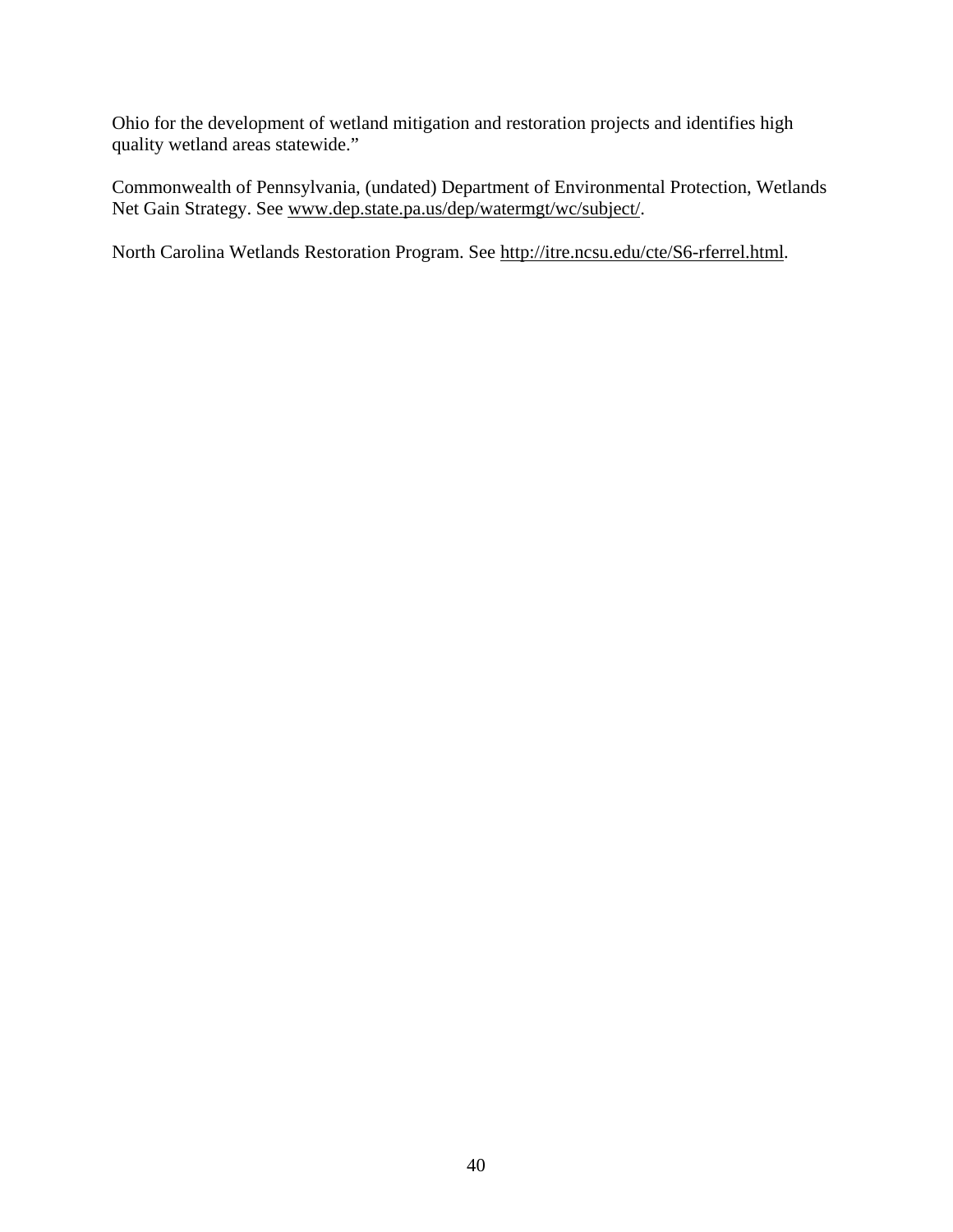Ohio for the development of wetland mitigation and restoration projects and identifies high quality wetland areas statewide."

Commonwealth of Pennsylvania, (undated) Department of Environmental Protection, Wetlands Net Gain Strategy. See www.dep.state.pa.us/dep/watermgt/wc/subject/.

North Carolina Wetlands Restoration Program. See http://itre.ncsu.edu/cte/S6-rferrel.html.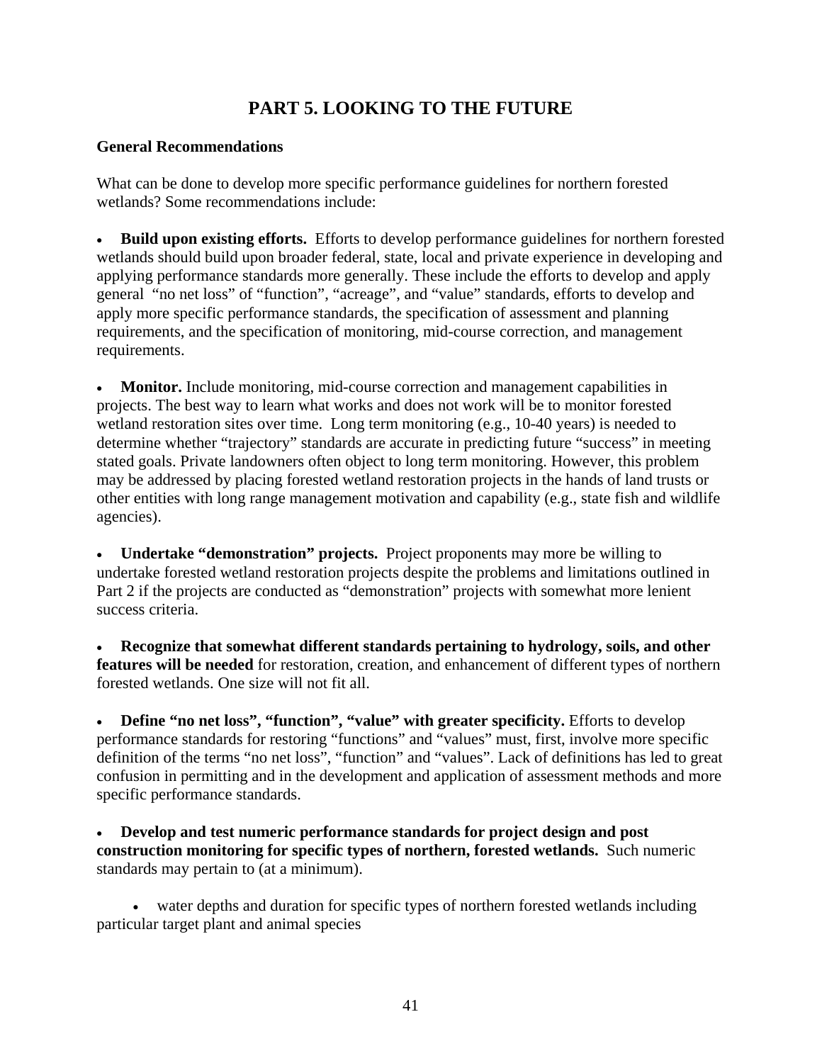# PART 5. LOOKING TO THE FUTURE

## General Recommendations

What can be done to develop more specific performance guidelines for northern forested wetlands? Some recommendations include:

- **Build upon existing efforts.** Efforts to develop performance guidelines for northern forested wetlands should build upon broader federal, state, local and private experience in developing and applying performance standards more generally. These include the efforts to develop and apply general "no net loss" of "function", "acreage", and "value" standards, efforts to develop and apply more specific performance standards, the specification of assessment and planning requirements, and the specification of monitoring, mid-course correction, and management requirements.

- **Monitor.** Include monitoring, mid-course correction and management capabilities in projects. The best way to learn what works and does not work will be to monitor forested wetland restoration sites over time. Long term monitoring (e.g., 10-40 years) is needed to determine whether "trajectory" standards are accurate in predicting future "success" in meeting stated goals. Private landowners often object to long term monitoring. However, this problem may be addressed by placing forested wetland restoration projects in the hands of land trusts or other entities with long range management motivation and capability (e.g., state fish and wildlife agencies).

- **Undertake "demonstration" projects.** Project proponents may more be willing to undertake forested wetland restoration projects despite the problems and limitations outlined in Part 2 if the projects are conducted as "demonstration" projects with somewhat more lenient success criteria.

- **Recognize that somewhat different standards pertaining to hydrology, soils, and other features will be needed** for restoration, creation, and enhancement of different types of northern forested wetlands. One size will not fit all.

- **Define "no net loss", "function", "value" with greater specificity.** Efforts to develop performance standards for restoring "functions" and "values" must, first, involve more specific definition of the terms "no net loss", "function" and "values". Lack of definitions has led to great confusion in permitting and in the development and application of assessment methods and more specific performance standards.

- **Develop and test numeric performance standards for project design and post construction monitoring for specific types of northern, forested wetlands.** Such numeric standards may pertain to (at a minimum).

  - water depths and duration for specific types of northern forested wetlands including particular target plant and animal species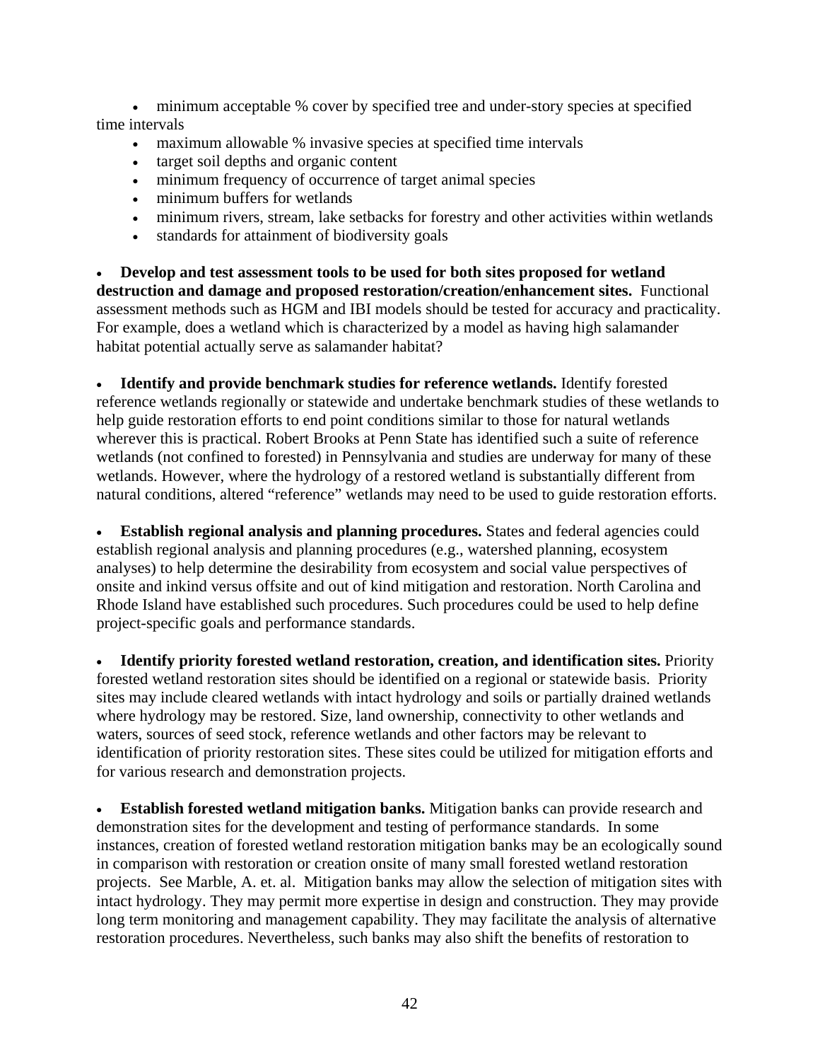- minimum acceptable % cover by specified tree and under-story species at specified time intervals
  - maximum allowable % invasive species at specified time intervals
  - target soil depths and organic content
  - minimum frequency of occurrence of target animal species
  - minimum buffers for wetlands
  - minimum rivers, stream, lake setbacks for forestry and other activities within wetlands
  - standards for attainment of biodiversity goals

- **Develop and test assessment tools to be used for both sites proposed for wetland destruction and damage and proposed restoration/creation/enhancement sites.** Functional assessment methods such as HGM and IBI models should be tested for accuracy and practicality. For example, does a wetland which is characterized by a model as having high salamander habitat potential actually serve as salamander habitat?

- **Identify and provide benchmark studies for reference wetlands.** Identify forested reference wetlands regionally or statewide and undertake benchmark studies of these wetlands to help guide restoration efforts to end point conditions similar to those for natural wetlands wherever this is practical. Robert Brooks at Penn State has identified such a suite of reference wetlands (not confined to forested) in Pennsylvania and studies are underway for many of these wetlands. However, where the hydrology of a restored wetland is substantially different from natural conditions, altered "reference" wetlands may need to be used to guide restoration efforts.

- **Establish regional analysis and planning procedures.** States and federal agencies could establish regional analysis and planning procedures (e.g., watershed planning, ecosystem analyses) to help determine the desirability from ecosystem and social value perspectives of onsite and inkind versus offsite and out of kind mitigation and restoration. North Carolina and Rhode Island have established such procedures. Such procedures could be used to help define project-specific goals and performance standards.

- **Identify priority forested wetland restoration, creation, and identification sites.** Priority forested wetland restoration sites should be identified on a regional or statewide basis. Priority sites may include cleared wetlands with intact hydrology and soils or partially drained wetlands where hydrology may be restored. Size, land ownership, connectivity to other wetlands and waters, sources of seed stock, reference wetlands and other factors may be relevant to identification of priority restoration sites. These sites could be utilized for mitigation efforts and for various research and demonstration projects.

- **Establish forested wetland mitigation banks.** Mitigation banks can provide research and demonstration sites for the development and testing of performance standards. In some instances, creation of forested wetland restoration mitigation banks may be an ecologically sound in comparison with restoration or creation onsite of many small forested wetland restoration projects. See Marble, A. et. al. Mitigation banks may allow the selection of mitigation sites with intact hydrology. They may permit more expertise in design and construction. They may provide long term monitoring and management capability. They may facilitate the analysis of alternative restoration procedures. Nevertheless, such banks may also shift the benefits of restoration to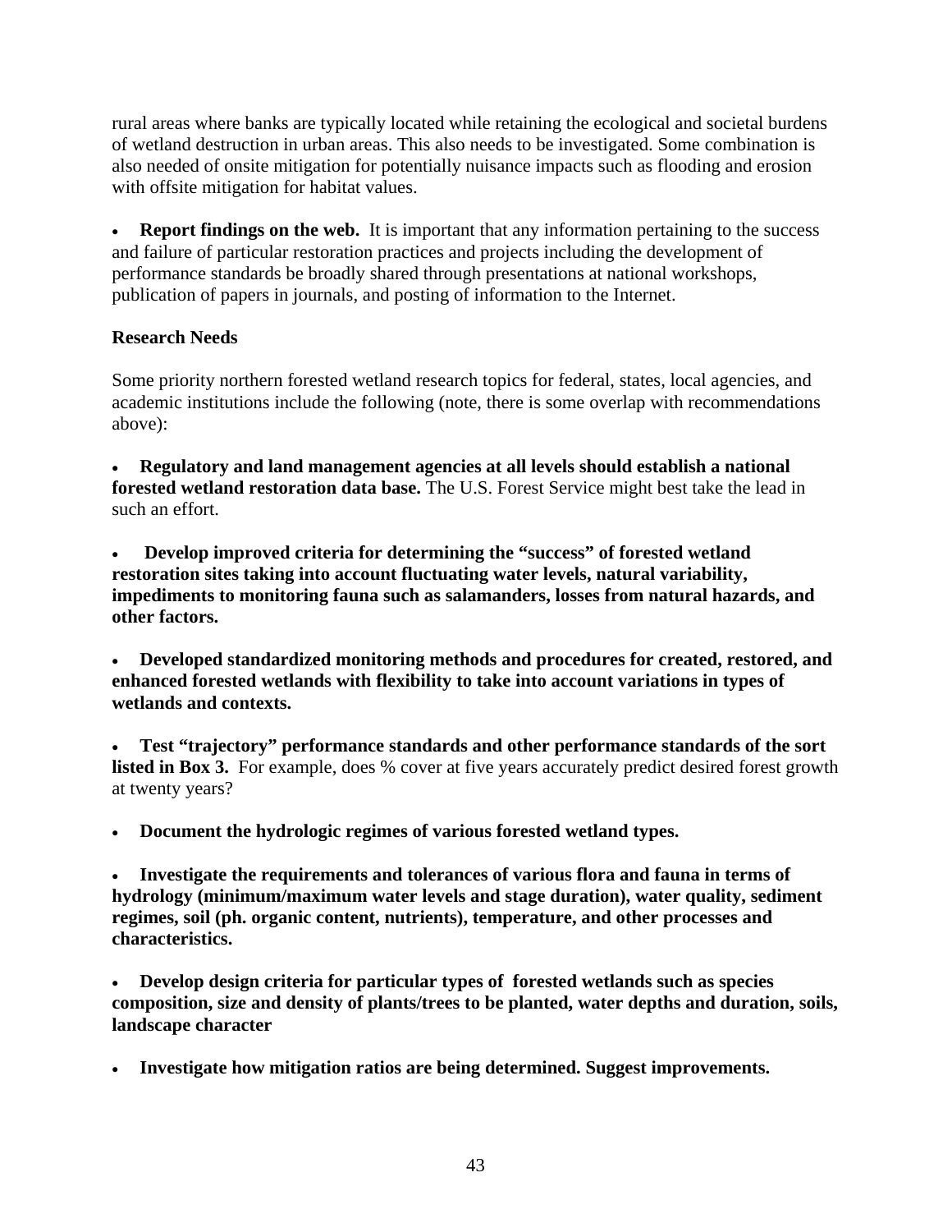rural areas where banks are typically located while retaining the ecological and societal burdens of wetland destruction in urban areas. This also needs to be investigated. Some combination is also needed of onsite mitigation for potentially nuisance impacts such as flooding and erosion with offsite mitigation for habitat values.

- **Report findings on the web.** It is important that any information pertaining to the success and failure of particular restoration practices and projects including the development of performance standards be broadly shared through presentations at national workshops, publication of papers in journals, and posting of information to the Internet.

**Research Needs**

Some priority northern forested wetland research topics for federal, states, local agencies, and academic institutions include the following (note, there is some overlap with recommendations above):

- **Regulatory and land management agencies at all levels should establish a national forested wetland restoration data base.** The U.S. Forest Service might best take the lead in such an effort.

- **Develop improved criteria for determining the "success" of forested wetland restoration sites taking into account fluctuating water levels, natural variability, impediments to monitoring fauna such as salamanders, losses from natural hazards, and other factors.**

- **Developed standardized monitoring methods and procedures for created, restored, and enhanced forested wetlands with flexibility to take into account variations in types of wetlands and contexts.**

- **Test "trajectory" performance standards and other performance standards of the sort listed in Box 3.** For example, does % cover at five years accurately predict desired forest growth at twenty years?

- **Document the hydrologic regimes of various forested wetland types.**

- **Investigate the requirements and tolerances of various flora and fauna in terms of hydrology (minimum/maximum water levels and stage duration), water quality, sediment regimes, soil (ph. organic content, nutrients), temperature, and other processes and characteristics.**

- **Develop design criteria for particular types of forested wetlands such as species composition, size and density of plants/trees to be planted, water depths and duration, soils, landscape character**

- **Investigate how mitigation ratios are being determined. Suggest improvements.**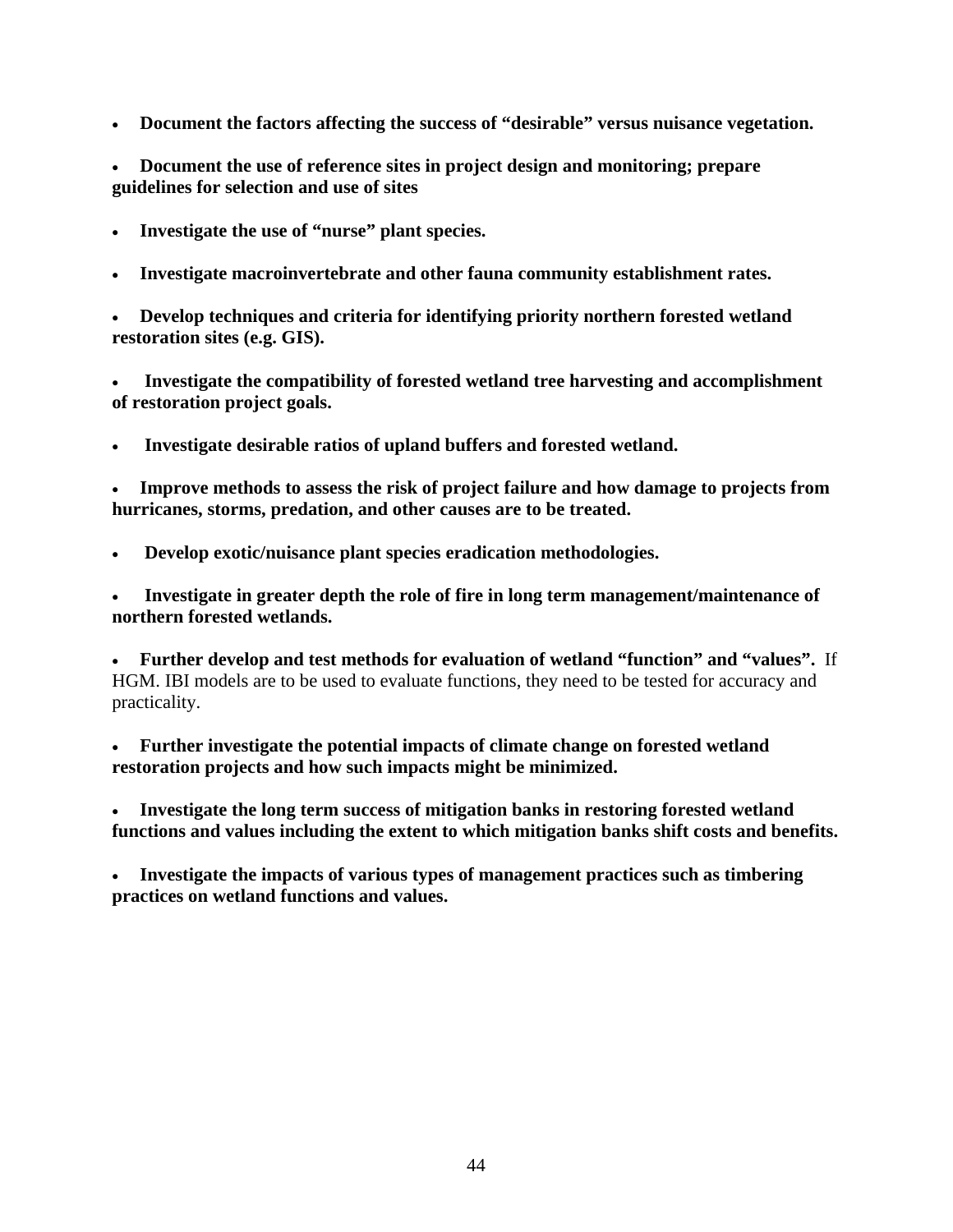- **Document the factors affecting the success of "desirable" versus nuisance vegetation.**

- **Document the use of reference sites in project design and monitoring; prepare guidelines for selection and use of sites**

- **Investigate the use of "nurse" plant species.**

- **Investigate macroinvertebrate and other fauna community establishment rates.**

- **Develop techniques and criteria for identifying priority northern forested wetland restoration sites (e.g. GIS).**

- **Investigate the compatibility of forested wetland tree harvesting and accomplishment of restoration project goals.**

- **Investigate desirable ratios of upland buffers and forested wetland.**

- **Improve methods to assess the risk of project failure and how damage to projects from hurricanes, storms, predation, and other causes are to be treated.**

- **Develop exotic/nuisance plant species eradication methodologies.**

- **Investigate in greater depth the role of fire in long term management/maintenance of northern forested wetlands.**

- **Further develop and test methods for evaluation of wetland "function" and "values".** If HGM. IBI models are to be used to evaluate functions, they need to be tested for accuracy and practicality.

- **Further investigate the potential impacts of climate change on forested wetland restoration projects and how such impacts might be minimized.**

- **Investigate the long term success of mitigation banks in restoring forested wetland functions and values including the extent to which mitigation banks shift costs and benefits.**

- **Investigate the impacts of various types of management practices such as timbering practices on wetland functions and values.**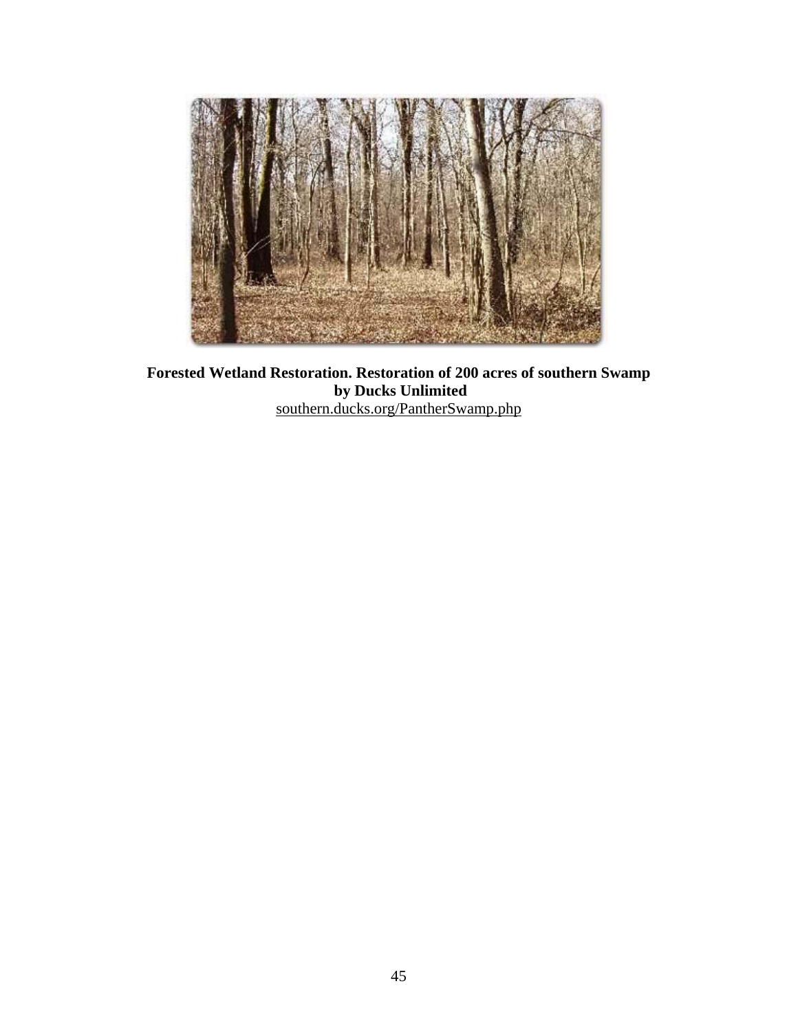**Forested Wetland Restoration. Restoration of 200 acres of southern Swamp by Ducks Unlimited**
southern.ducks.org/PantherSwamp.php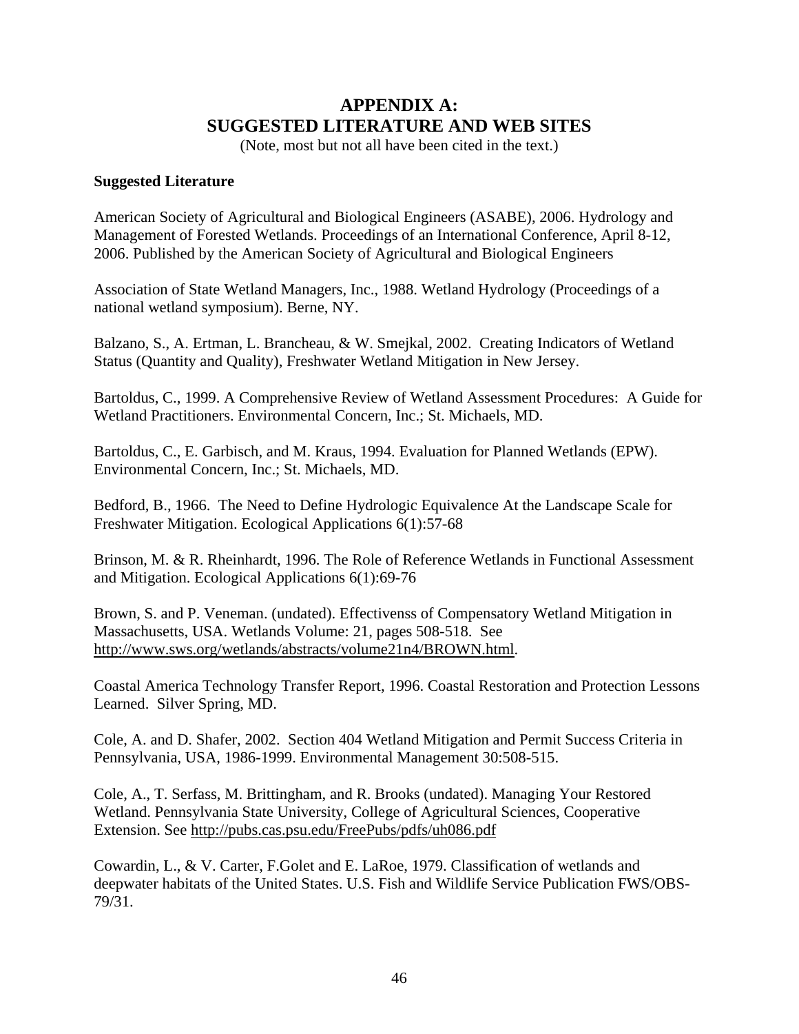# APPENDIX A: SUGGESTED LITERATURE AND WEB SITES

(Note, most but not all have been cited in the text.)

**Suggested Literature**

American Society of Agricultural and Biological Engineers (ASABE), 2006. Hydrology and Management of Forested Wetlands. Proceedings of an International Conference, April 8-12, 2006. Published by the American Society of Agricultural and Biological Engineers

Association of State Wetland Managers, Inc., 1988. Wetland Hydrology (Proceedings of a national wetland symposium). Berne, NY.

Balzano, S., A. Ertman, L. Brancheau, & W. Smejkal, 2002. Creating Indicators of Wetland Status (Quantity and Quality), Freshwater Wetland Mitigation in New Jersey.

Bartoldus, C., 1999. A Comprehensive Review of Wetland Assessment Procedures: A Guide for Wetland Practitioners. Environmental Concern, Inc.; St. Michaels, MD.

Bartoldus, C., E. Garbisch, and M. Kraus, 1994. Evaluation for Planned Wetlands (EPW). Environmental Concern, Inc.; St. Michaels, MD.

Bedford, B., 1966. The Need to Define Hydrologic Equivalence At the Landscape Scale for Freshwater Mitigation. Ecological Applications 6(1):57-68

Brinson, M. & R. Rheinhardt, 1996. The Role of Reference Wetlands in Functional Assessment and Mitigation. Ecological Applications 6(1):69-76

Brown, S. and P. Veneman. (undated). Effectivenss of Compensatory Wetland Mitigation in Massachusetts, USA. Wetlands Volume: 21, pages 508-518. See http://www.sws.org/wetlands/abstracts/volume21n4/BROWN.html.

Coastal America Technology Transfer Report, 1996. Coastal Restoration and Protection Lessons Learned. Silver Spring, MD.

Cole, A. and D. Shafer, 2002. Section 404 Wetland Mitigation and Permit Success Criteria in Pennsylvania, USA, 1986-1999. Environmental Management 30:508-515.

Cole, A., T. Serfass, M. Brittingham, and R. Brooks (undated). Managing Your Restored Wetland. Pennsylvania State University, College of Agricultural Sciences, Cooperative Extension. See http://pubs.cas.psu.edu/FreePubs/pdfs/uh086.pdf

Cowardin, L., & V. Carter, F.Golet and E. LaRoe, 1979. Classification of wetlands and deepwater habitats of the United States. U.S. Fish and Wildlife Service Publication FWS/OBS-79/31.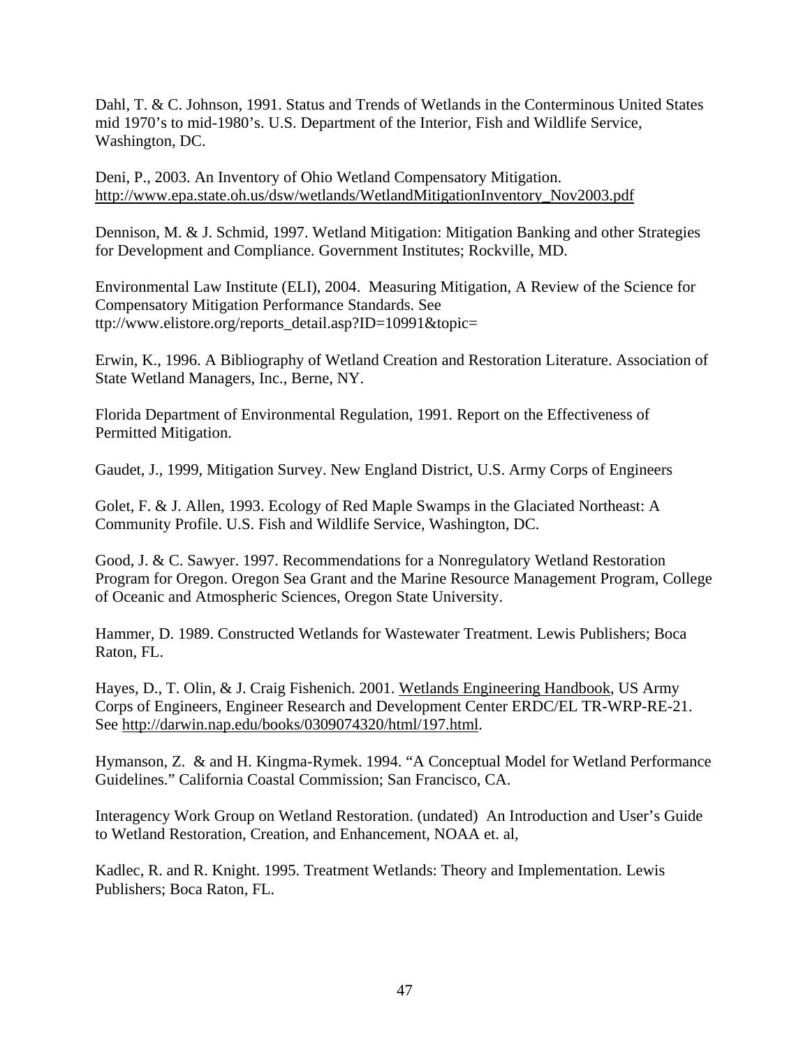Dahl, T. & C. Johnson, 1991. Status and Trends of Wetlands in the Conterminous United States mid 1970's to mid-1980's. U.S. Department of the Interior, Fish and Wildlife Service, Washington, DC.

Deni, P., 2003. An Inventory of Ohio Wetland Compensatory Mitigation. http://www.epa.state.oh.us/dsw/wetlands/WetlandMitigationInventory_Nov2003.pdf

Dennison, M. & J. Schmid, 1997. Wetland Mitigation: Mitigation Banking and other Strategies for Development and Compliance. Government Institutes; Rockville, MD.

Environmental Law Institute (ELI), 2004. Measuring Mitigation, A Review of the Science for Compensatory Mitigation Performance Standards. See ttp://www.elistore.org/reports_detail.asp?ID=10991&topic=

Erwin, K., 1996. A Bibliography of Wetland Creation and Restoration Literature. Association of State Wetland Managers, Inc., Berne, NY.

Florida Department of Environmental Regulation, 1991. Report on the Effectiveness of Permitted Mitigation.

Gaudet, J., 1999, Mitigation Survey. New England District, U.S. Army Corps of Engineers

Golet, F. & J. Allen, 1993. Ecology of Red Maple Swamps in the Glaciated Northeast: A Community Profile. U.S. Fish and Wildlife Service, Washington, DC.

Good, J. & C. Sawyer. 1997. Recommendations for a Nonregulatory Wetland Restoration Program for Oregon. Oregon Sea Grant and the Marine Resource Management Program, College of Oceanic and Atmospheric Sciences, Oregon State University.

Hammer, D. 1989. Constructed Wetlands for Wastewater Treatment. Lewis Publishers; Boca Raton, FL.

Hayes, D., T. Olin, & J. Craig Fishenich. 2001. Wetlands Engineering Handbook, US Army Corps of Engineers, Engineer Research and Development Center ERDC/EL TR-WRP-RE-21. See http://darwin.nap.edu/books/0309074320/html/197.html.

Hymanson, Z. & and H. Kingma-Rymek. 1994. "A Conceptual Model for Wetland Performance Guidelines." California Coastal Commission; San Francisco, CA.

Interagency Work Group on Wetland Restoration. (undated) An Introduction and User's Guide to Wetland Restoration, Creation, and Enhancement, NOAA et. al,

Kadlec, R. and R. Knight. 1995. Treatment Wetlands: Theory and Implementation. Lewis Publishers; Boca Raton, FL.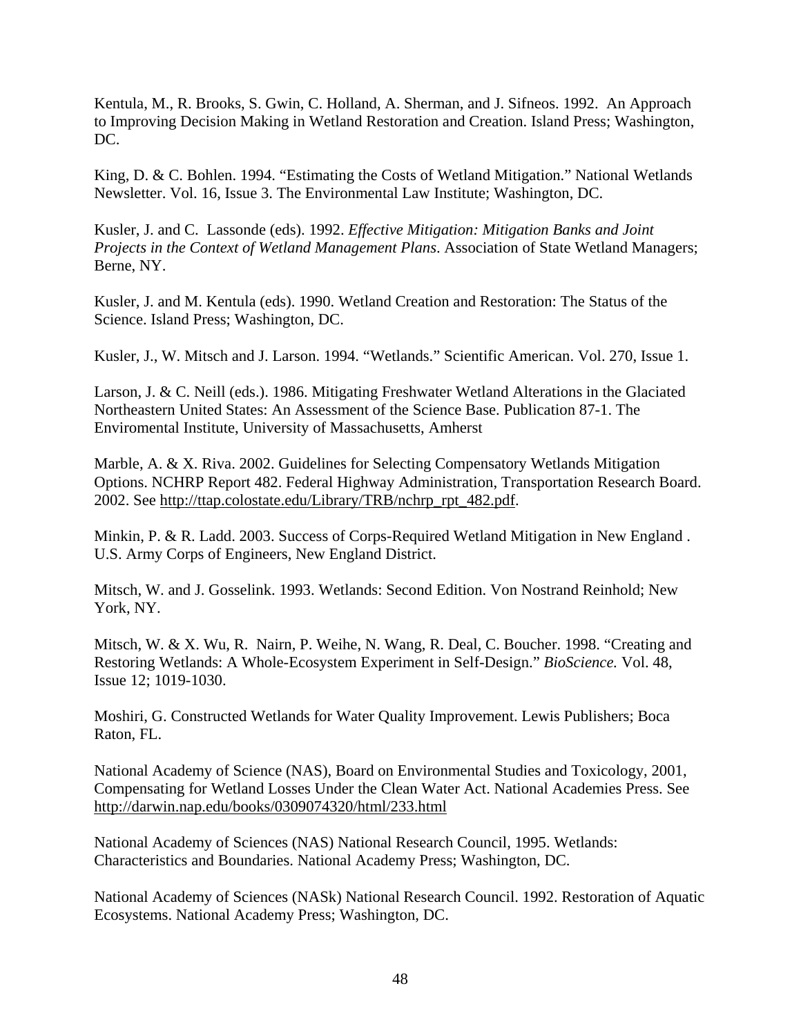Kentula, M., R. Brooks, S. Gwin, C. Holland, A. Sherman, and J. Sifneos. 1992. An Approach to Improving Decision Making in Wetland Restoration and Creation. Island Press; Washington, DC.

King, D. & C. Bohlen. 1994. "Estimating the Costs of Wetland Mitigation." National Wetlands Newsletter. Vol. 16, Issue 3. The Environmental Law Institute; Washington, DC.

Kusler, J. and C. Lassonde (eds). 1992. *Effective Mitigation: Mitigation Banks and Joint Projects in the Context of Wetland Management Plans*. Association of State Wetland Managers; Berne, NY.

Kusler, J. and M. Kentula (eds). 1990. Wetland Creation and Restoration: The Status of the Science. Island Press; Washington, DC.

Kusler, J., W. Mitsch and J. Larson. 1994. "Wetlands." Scientific American. Vol. 270, Issue 1.

Larson, J. & C. Neill (eds.). 1986. Mitigating Freshwater Wetland Alterations in the Glaciated Northeastern United States: An Assessment of the Science Base. Publication 87-1. The Enviromental Institute, University of Massachusetts, Amherst

Marble, A. & X. Riva. 2002. Guidelines for Selecting Compensatory Wetlands Mitigation Options. NCHRP Report 482. Federal Highway Administration, Transportation Research Board. 2002. See http://ttap.colostate.edu/Library/TRB/nchrp_rpt_482.pdf.

Minkin, P. & R. Ladd. 2003. Success of Corps-Required Wetland Mitigation in New England . U.S. Army Corps of Engineers, New England District.

Mitsch, W. and J. Gosselink. 1993. Wetlands: Second Edition. Von Nostrand Reinhold; New York, NY.

Mitsch, W. & X. Wu, R. Nairn, P. Weihe, N. Wang, R. Deal, C. Boucher. 1998. "Creating and Restoring Wetlands: A Whole-Ecosystem Experiment in Self-Design." *BioScience.* Vol. 48, Issue 12; 1019-1030.

Moshiri, G. Constructed Wetlands for Water Quality Improvement. Lewis Publishers; Boca Raton, FL.

National Academy of Science (NAS), Board on Environmental Studies and Toxicology, 2001, Compensating for Wetland Losses Under the Clean Water Act. National Academies Press. See http://darwin.nap.edu/books/0309074320/html/233.html

National Academy of Sciences (NAS) National Research Council, 1995. Wetlands: Characteristics and Boundaries. National Academy Press; Washington, DC.

National Academy of Sciences (NASk) National Research Council. 1992. Restoration of Aquatic Ecosystems. National Academy Press; Washington, DC.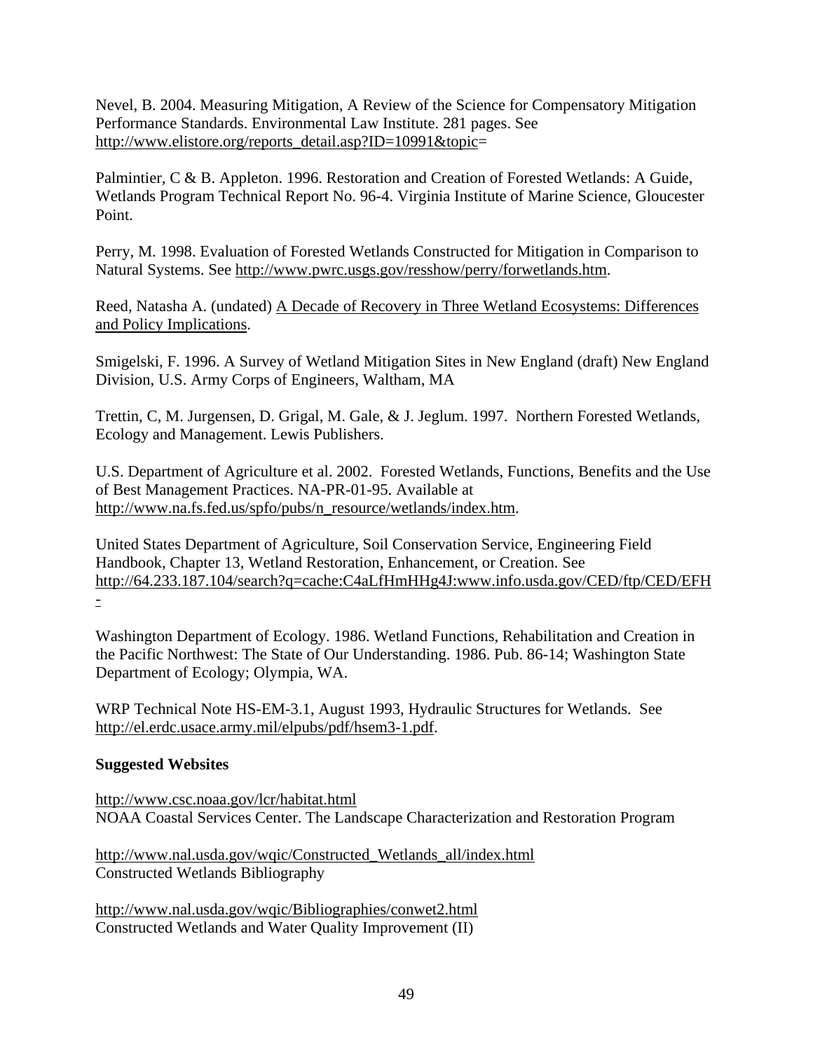Nevel, B. 2004. Measuring Mitigation, A Review of the Science for Compensatory Mitigation Performance Standards. Environmental Law Institute. 281 pages. See http://www.elistore.org/reports_detail.asp?ID=10991&topic=

Palmintier, C & B. Appleton. 1996. Restoration and Creation of Forested Wetlands: A Guide, Wetlands Program Technical Report No. 96-4. Virginia Institute of Marine Science, Gloucester Point.

Perry, M. 1998. Evaluation of Forested Wetlands Constructed for Mitigation in Comparison to Natural Systems. See http://www.pwrc.usgs.gov/resshow/perry/forwetlands.htm.

Reed, Natasha A. (undated) A Decade of Recovery in Three Wetland Ecosystems: Differences and Policy Implications.

Smigelski, F. 1996. A Survey of Wetland Mitigation Sites in New England (draft) New England Division, U.S. Army Corps of Engineers, Waltham, MA

Trettin, C, M. Jurgensen, D. Grigal, M. Gale, & J. Jeglum. 1997. Northern Forested Wetlands, Ecology and Management. Lewis Publishers.

U.S. Department of Agriculture et al. 2002. Forested Wetlands, Functions, Benefits and the Use of Best Management Practices. NA-PR-01-95. Available at http://www.na.fs.fed.us/spfo/pubs/n_resource/wetlands/index.htm.

United States Department of Agriculture, Soil Conservation Service, Engineering Field Handbook, Chapter 13, Wetland Restoration, Enhancement, or Creation. See http://64.233.187.104/search?q=cache:C4aLfHmHHg4J:www.info.usda.gov/CED/ftp/CED/EFH-

Washington Department of Ecology. 1986. Wetland Functions, Rehabilitation and Creation in the Pacific Northwest: The State of Our Understanding. 1986. Pub. 86-14; Washington State Department of Ecology; Olympia, WA.

WRP Technical Note HS-EM-3.1, August 1993, Hydraulic Structures for Wetlands. See http://el.erdc.usace.army.mil/elpubs/pdf/hsem3-1.pdf.

**Suggested Websites**

http://www.csc.noaa.gov/lcr/habitat.html
NOAA Coastal Services Center. The Landscape Characterization and Restoration Program

http://www.nal.usda.gov/wqic/Constructed_Wetlands_all/index.html
Constructed Wetlands Bibliography

http://www.nal.usda.gov/wqic/Bibliographies/conwet2.html
Constructed Wetlands and Water Quality Improvement (II)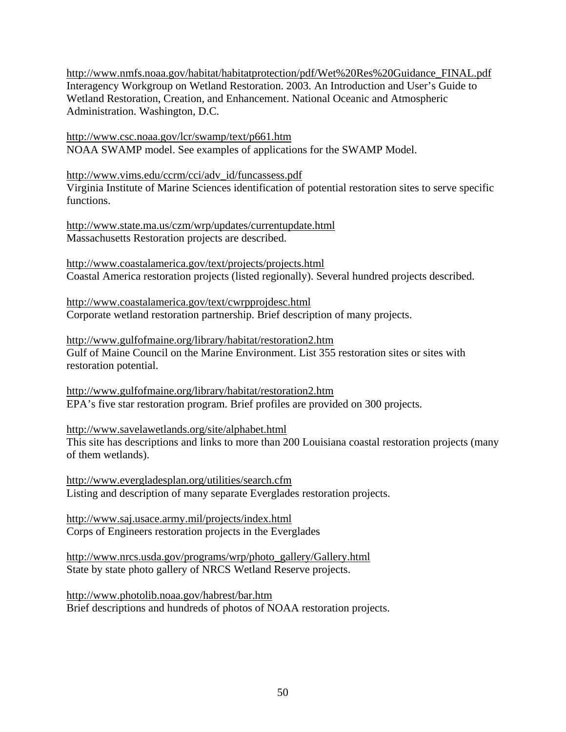http://www.nmfs.noaa.gov/habitat/habitatprotection/pdf/Wet%20Res%20Guidance_FINAL.pdf
Interagency Workgroup on Wetland Restoration. 2003. An Introduction and User's Guide to Wetland Restoration, Creation, and Enhancement. National Oceanic and Atmospheric Administration. Washington, D.C.

http://www.csc.noaa.gov/lcr/swamp/text/p661.htm
NOAA SWAMP model. See examples of applications for the SWAMP Model.

http://www.vims.edu/ccrm/cci/adv_id/funcassess.pdf
Virginia Institute of Marine Sciences identification of potential restoration sites to serve specific functions.

http://www.state.ma.us/czm/wrp/updates/currentupdate.html
Massachusetts Restoration projects are described.

http://www.coastalamerica.gov/text/projects/projects.html
Coastal America restoration projects (listed regionally). Several hundred projects described.

http://www.coastalamerica.gov/text/cwrpprojdesc.html
Corporate wetland restoration partnership. Brief description of many projects.

http://www.gulfofmaine.org/library/habitat/restoration2.htm
Gulf of Maine Council on the Marine Environment. List 355 restoration sites or sites with restoration potential.

http://www.gulfofmaine.org/library/habitat/restoration2.htm
EPA's five star restoration program. Brief profiles are provided on 300 projects.

http://www.savelawetlands.org/site/alphabet.html
This site has descriptions and links to more than 200 Louisiana coastal restoration projects (many of them wetlands).

http://www.evergladesplan.org/utilities/search.cfm
Listing and description of many separate Everglades restoration projects.

http://www.saj.usace.army.mil/projects/index.html
Corps of Engineers restoration projects in the Everglades

http://www.nrcs.usda.gov/programs/wrp/photo_gallery/Gallery.html
State by state photo gallery of NRCS Wetland Reserve projects.

http://www.photolib.noaa.gov/habrest/bar.htm
Brief descriptions and hundreds of photos of NOAA restoration projects.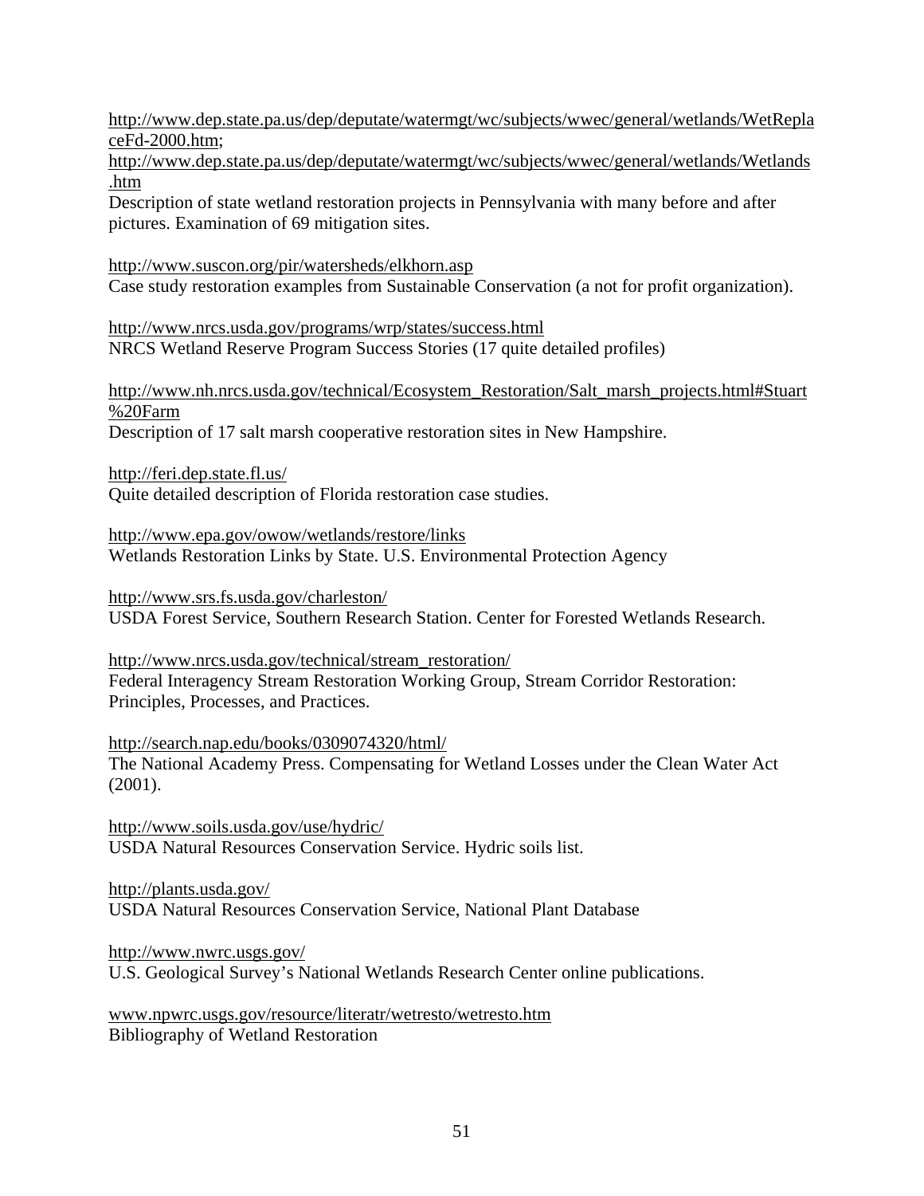http://www.dep.state.pa.us/dep/deputate/watermgt/wc/subjects/wwec/general/wetlands/WetReplaceFd-2000.htm;
http://www.dep.state.pa.us/dep/deputate/watermgt/wc/subjects/wwec/general/wetlands/Wetlands.htm
Description of state wetland restoration projects in Pennsylvania with many before and after pictures. Examination of 69 mitigation sites.

http://www.suscon.org/pir/watersheds/elkhorn.asp
Case study restoration examples from Sustainable Conservation (a not for profit organization).

http://www.nrcs.usda.gov/programs/wrp/states/success.html
NRCS Wetland Reserve Program Success Stories (17 quite detailed profiles)

http://www.nh.nrcs.usda.gov/technical/Ecosystem_Restoration/Salt_marsh_projects.html#Stuart%20Farm
Description of 17 salt marsh cooperative restoration sites in New Hampshire.

http://feri.dep.state.fl.us/
Quite detailed description of Florida restoration case studies.

http://www.epa.gov/owow/wetlands/restore/links
Wetlands Restoration Links by State. U.S. Environmental Protection Agency

http://www.srs.fs.usda.gov/charleston/
USDA Forest Service, Southern Research Station. Center for Forested Wetlands Research.

http://www.nrcs.usda.gov/technical/stream_restoration/
Federal Interagency Stream Restoration Working Group, Stream Corridor Restoration: Principles, Processes, and Practices.

http://search.nap.edu/books/0309074320/html/
The National Academy Press. Compensating for Wetland Losses under the Clean Water Act (2001).

http://www.soils.usda.gov/use/hydric/
USDA Natural Resources Conservation Service. Hydric soils list.

http://plants.usda.gov/
USDA Natural Resources Conservation Service, National Plant Database

http://www.nwrc.usgs.gov/
U.S. Geological Survey's National Wetlands Research Center online publications.

www.npwrc.usgs.gov/resource/literatr/wetresto/wetresto.htm
Bibliography of Wetland Restoration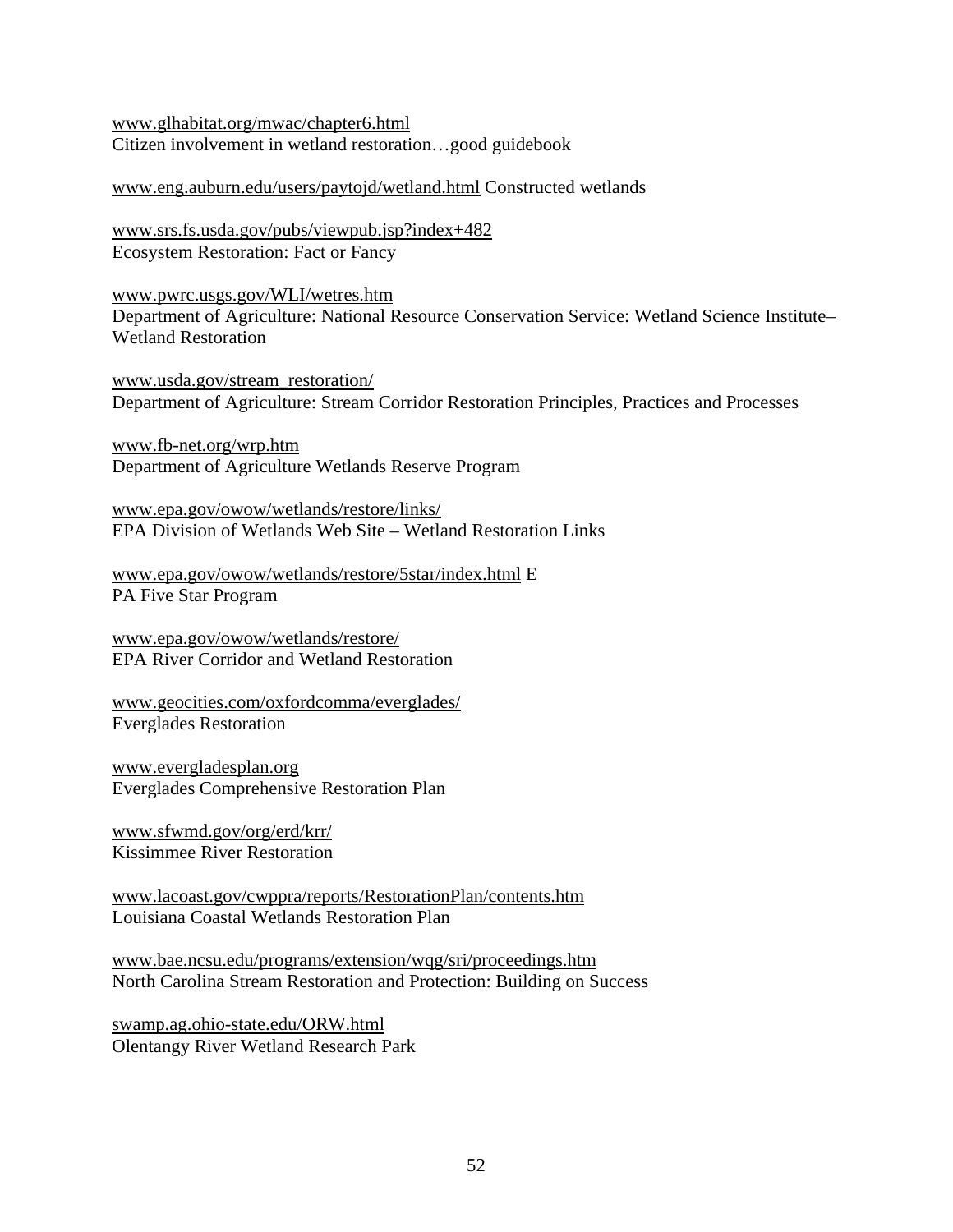www.glhabitat.org/mwac/chapter6.html
Citizen involvement in wetland restoration…good guidebook

www.eng.auburn.edu/users/paytojd/wetland.html Constructed wetlands

www.srs.fs.usda.gov/pubs/viewpub.jsp?index+482
Ecosystem Restoration: Fact or Fancy

www.pwrc.usgs.gov/WLI/wetres.htm
Department of Agriculture: National Resource Conservation Service: Wetland Science Institute–Wetland Restoration

www.usda.gov/stream_restoration/
Department of Agriculture: Stream Corridor Restoration Principles, Practices and Processes

www.fb-net.org/wrp.htm
Department of Agriculture Wetlands Reserve Program

www.epa.gov/owow/wetlands/restore/links/
EPA Division of Wetlands Web Site – Wetland Restoration Links

www.epa.gov/owow/wetlands/restore/5star/index.html E
PA Five Star Program

www.epa.gov/owow/wetlands/restore/
EPA River Corridor and Wetland Restoration

www.geocities.com/oxfordcomma/everglades/
Everglades Restoration

www.evergladesplan.org
Everglades Comprehensive Restoration Plan

www.sfwmd.gov/org/erd/krr/
Kissimmee River Restoration

www.lacoast.gov/cwppra/reports/RestorationPlan/contents.htm
Louisiana Coastal Wetlands Restoration Plan

www.bae.ncsu.edu/programs/extension/wqg/sri/proceedings.htm
North Carolina Stream Restoration and Protection: Building on Success

swamp.ag.ohio-state.edu/ORW.html
Olentangy River Wetland Research Park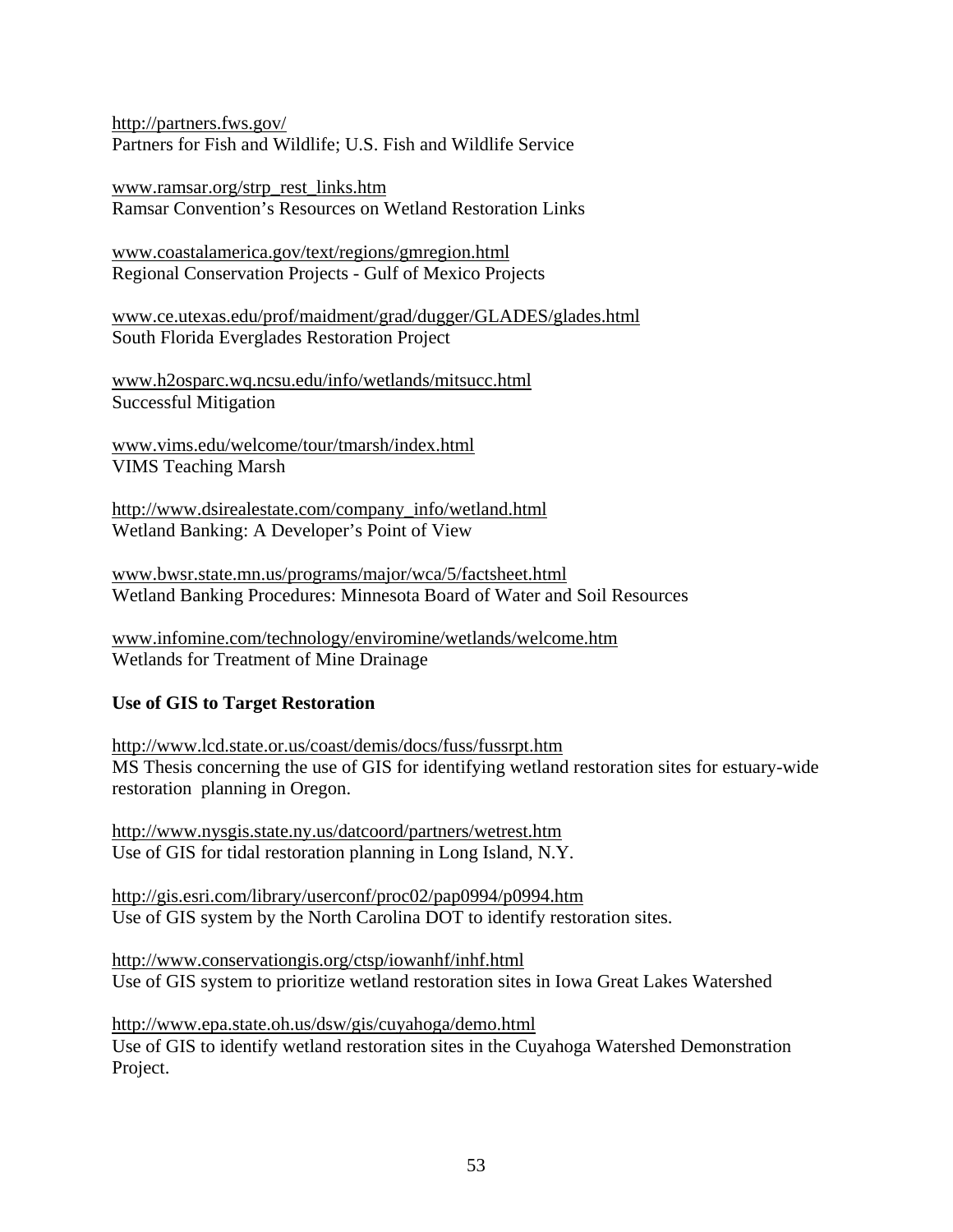http://partners.fws.gov/
Partners for Fish and Wildlife; U.S. Fish and Wildlife Service

www.ramsar.org/strp_rest_links.htm
Ramsar Convention's Resources on Wetland Restoration Links

www.coastalamerica.gov/text/regions/gmregion.html
Regional Conservation Projects - Gulf of Mexico Projects

www.ce.utexas.edu/prof/maidment/grad/dugger/GLADES/glades.html
South Florida Everglades Restoration Project

www.h2osparc.wq.ncsu.edu/info/wetlands/mitsucc.html
Successful Mitigation

www.vims.edu/welcome/tour/tmarsh/index.html
VIMS Teaching Marsh

http://www.dsirealestate.com/company_info/wetland.html
Wetland Banking: A Developer's Point of View

www.bwsr.state.mn.us/programs/major/wca/5/factsheet.html
Wetland Banking Procedures: Minnesota Board of Water and Soil Resources

www.infomine.com/technology/enviromine/wetlands/welcome.htm
Wetlands for Treatment of Mine Drainage

**Use of GIS to Target Restoration**

http://www.lcd.state.or.us/coast/demis/docs/fuss/fussrpt.htm
MS Thesis concerning the use of GIS for identifying wetland restoration sites for estuary-wide restoration planning in Oregon.

http://www.nysgis.state.ny.us/datcoord/partners/wetrest.htm
Use of GIS for tidal restoration planning in Long Island, N.Y.

http://gis.esri.com/library/userconf/proc02/pap0994/p0994.htm
Use of GIS system by the North Carolina DOT to identify restoration sites.

http://www.conservationgis.org/ctsp/iowanhf/inhf.html
Use of GIS system to prioritize wetland restoration sites in Iowa Great Lakes Watershed

http://www.epa.state.oh.us/dsw/gis/cuyahoga/demo.html
Use of GIS to identify wetland restoration sites in the Cuyahoga Watershed Demonstration Project.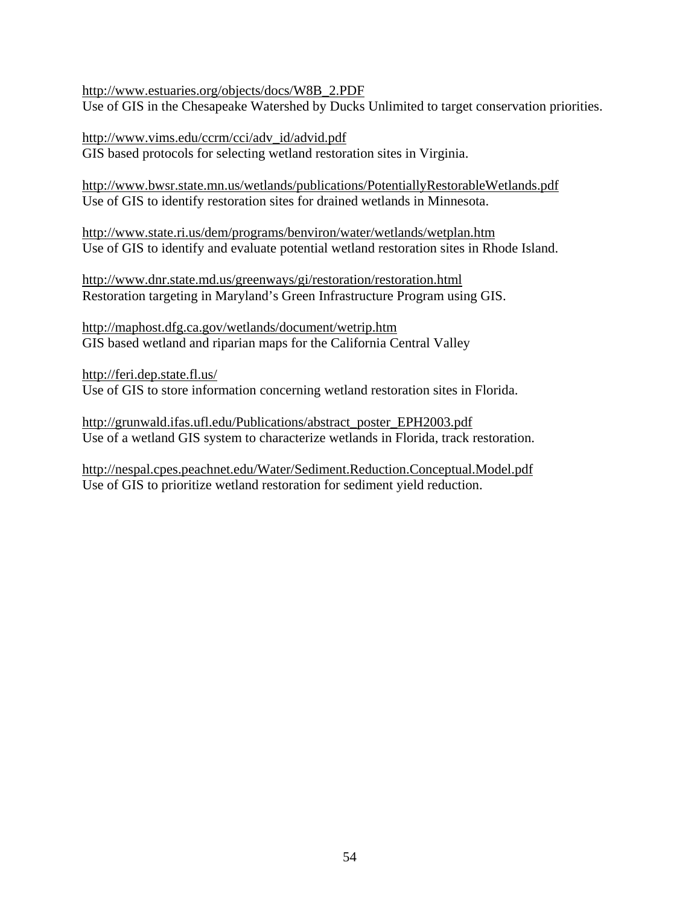http://www.estuaries.org/objects/docs/W8B_2.PDF
Use of GIS in the Chesapeake Watershed by Ducks Unlimited to target conservation priorities.

http://www.vims.edu/ccrm/cci/adv_id/advid.pdf
GIS based protocols for selecting wetland restoration sites in Virginia.

http://www.bwsr.state.mn.us/wetlands/publications/PotentiallyRestorableWetlands.pdf
Use of GIS to identify restoration sites for drained wetlands in Minnesota.

http://www.state.ri.us/dem/programs/benviron/water/wetlands/wetplan.htm
Use of GIS to identify and evaluate potential wetland restoration sites in Rhode Island.

http://www.dnr.state.md.us/greenways/gi/restoration/restoration.html
Restoration targeting in Maryland's Green Infrastructure Program using GIS.

http://maphost.dfg.ca.gov/wetlands/document/wetrip.htm
GIS based wetland and riparian maps for the California Central Valley

http://feri.dep.state.fl.us/
Use of GIS to store information concerning wetland restoration sites in Florida.

http://grunwald.ifas.ufl.edu/Publications/abstract_poster_EPH2003.pdf
Use of a wetland GIS system to characterize wetlands in Florida, track restoration.

http://nespal.cpes.peachnet.edu/Water/Sediment.Reduction.Conceptual.Model.pdf
Use of GIS to prioritize wetland restoration for sediment yield reduction.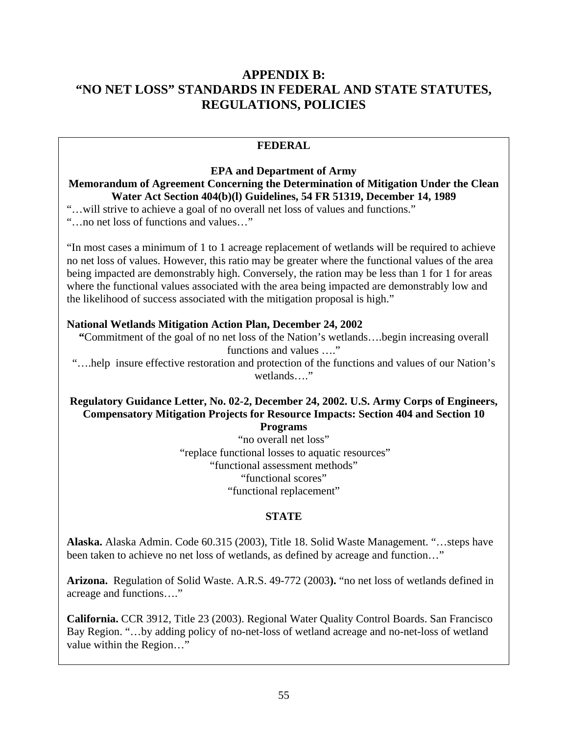# APPENDIX B:
# "NO NET LOSS" STANDARDS IN FEDERAL AND STATE STATUTES, REGULATIONS, POLICIES

## FEDERAL

**EPA and Department of Army**
**Memorandum of Agreement Concerning the Determination of Mitigation Under the Clean Water Act Section 404(b)(l) Guidelines, 54 FR 51319, December 14, 1989**

"…will strive to achieve a goal of no overall net loss of values and functions."
"…no net loss of functions and values…"

"In most cases a minimum of 1 to 1 acreage replacement of wetlands will be required to achieve no net loss of values. However, this ratio may be greater where the functional values of the area being impacted are demonstrably high. Conversely, the ration may be less than 1 for 1 for areas where the functional values associated with the area being impacted are demonstrably low and the likelihood of success associated with the mitigation proposal is high."

**National Wetlands Mitigation Action Plan, December 24, 2002**

"Commitment of the goal of no net loss of the Nation's wetlands….begin increasing overall functions and values …."

"….help insure effective restoration and protection of the functions and values of our Nation's wetlands…."

**Regulatory Guidance Letter, No. 02-2, December 24, 2002. U.S. Army Corps of Engineers, Compensatory Mitigation Projects for Resource Impacts: Section 404 and Section 10 Programs**

"no overall net loss"
"replace functional losses to aquatic resources"
"functional assessment methods"
"functional scores"
"functional replacement"

## STATE

**Alaska.** Alaska Admin. Code 60.315 (2003), Title 18. Solid Waste Management. "…steps have been taken to achieve no net loss of wetlands, as defined by acreage and function…"

**Arizona.** Regulation of Solid Waste. A.R.S. 49-772 (2003**).** "no net loss of wetlands defined in acreage and functions…."

**California.** CCR 3912, Title 23 (2003). Regional Water Quality Control Boards. San Francisco Bay Region. "…by adding policy of no-net-loss of wetland acreage and no-net-loss of wetland value within the Region…"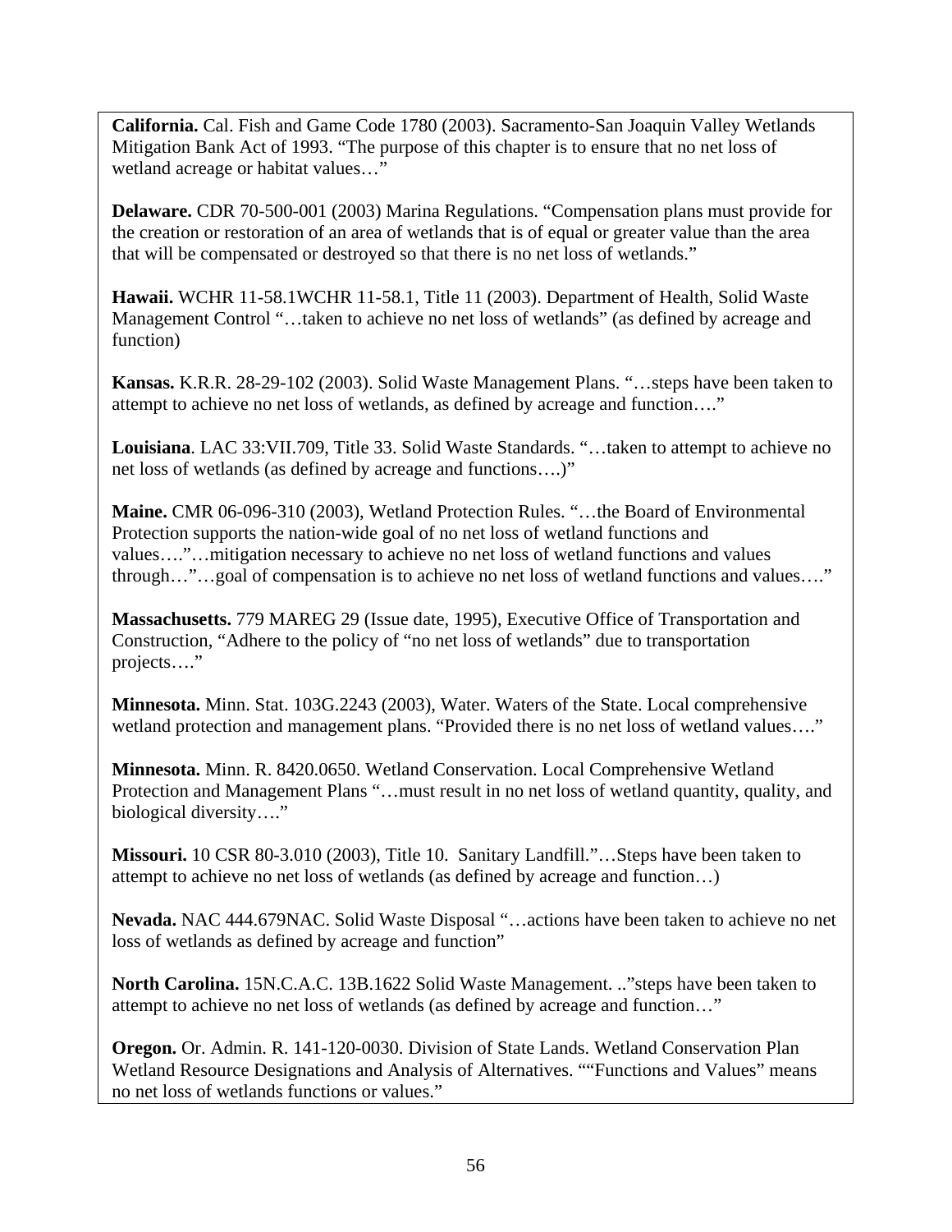**California.** Cal. Fish and Game Code 1780 (2003). Sacramento-San Joaquin Valley Wetlands Mitigation Bank Act of 1993. "The purpose of this chapter is to ensure that no net loss of wetland acreage or habitat values…"

**Delaware.** CDR 70-500-001 (2003) Marina Regulations. "Compensation plans must provide for the creation or restoration of an area of wetlands that is of equal or greater value than the area that will be compensated or destroyed so that there is no net loss of wetlands."

**Hawaii.** WCHR 11-58.1WCHR 11-58.1, Title 11 (2003). Department of Health, Solid Waste Management Control "…taken to achieve no net loss of wetlands" (as defined by acreage and function)

**Kansas.** K.R.R. 28-29-102 (2003). Solid Waste Management Plans. "…steps have been taken to attempt to achieve no net loss of wetlands, as defined by acreage and function…."

**Louisiana**. LAC 33:VII.709, Title 33. Solid Waste Standards. "…taken to attempt to achieve no net loss of wetlands (as defined by acreage and functions….)"

**Maine.** CMR 06-096-310 (2003), Wetland Protection Rules. "…the Board of Environmental Protection supports the nation-wide goal of no net loss of wetland functions and values…."…mitigation necessary to achieve no net loss of wetland functions and values through…"…goal of compensation is to achieve no net loss of wetland functions and values…."

**Massachusetts.** 779 MAREG 29 (Issue date, 1995), Executive Office of Transportation and Construction, "Adhere to the policy of "no net loss of wetlands" due to transportation projects…."

**Minnesota.** Minn. Stat. 103G.2243 (2003), Water. Waters of the State. Local comprehensive wetland protection and management plans. "Provided there is no net loss of wetland values…."

**Minnesota.** Minn. R. 8420.0650. Wetland Conservation. Local Comprehensive Wetland Protection and Management Plans "…must result in no net loss of wetland quantity, quality, and biological diversity…."

**Missouri.** 10 CSR 80-3.010 (2003), Title 10. Sanitary Landfill."…Steps have been taken to attempt to achieve no net loss of wetlands (as defined by acreage and function…)

**Nevada.** NAC 444.679NAC. Solid Waste Disposal "…actions have been taken to achieve no net loss of wetlands as defined by acreage and function"

**North Carolina.** 15N.C.A.C. 13B.1622 Solid Waste Management. .."steps have been taken to attempt to achieve no net loss of wetlands (as defined by acreage and function…"

**Oregon.** Or. Admin. R. 141-120-0030. Division of State Lands. Wetland Conservation Plan Wetland Resource Designations and Analysis of Alternatives. ""Functions and Values" means no net loss of wetlands functions or values."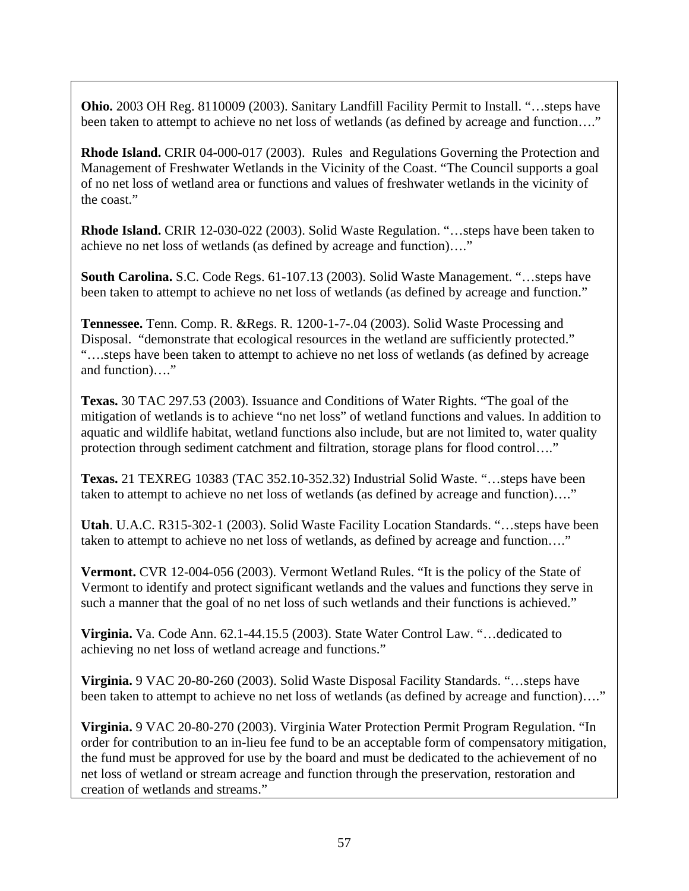**Ohio.** 2003 OH Reg. 8110009 (2003). Sanitary Landfill Facility Permit to Install. "…steps have been taken to attempt to achieve no net loss of wetlands (as defined by acreage and function…."

**Rhode Island.** CRIR 04-000-017 (2003). Rules and Regulations Governing the Protection and Management of Freshwater Wetlands in the Vicinity of the Coast. "The Council supports a goal of no net loss of wetland area or functions and values of freshwater wetlands in the vicinity of the coast."

**Rhode Island.** CRIR 12-030-022 (2003). Solid Waste Regulation. "…steps have been taken to achieve no net loss of wetlands (as defined by acreage and function)…."

**South Carolina.** S.C. Code Regs. 61-107.13 (2003). Solid Waste Management. "…steps have been taken to attempt to achieve no net loss of wetlands (as defined by acreage and function."

**Tennessee.** Tenn. Comp. R. &Regs. R. 1200-1-7-.04 (2003). Solid Waste Processing and Disposal. "demonstrate that ecological resources in the wetland are sufficiently protected." "….steps have been taken to attempt to achieve no net loss of wetlands (as defined by acreage and function)…."

**Texas.** 30 TAC 297.53 (2003). Issuance and Conditions of Water Rights. "The goal of the mitigation of wetlands is to achieve "no net loss" of wetland functions and values. In addition to aquatic and wildlife habitat, wetland functions also include, but are not limited to, water quality protection through sediment catchment and filtration, storage plans for flood control…."

**Texas.** 21 TEXREG 10383 (TAC 352.10-352.32) Industrial Solid Waste. "…steps have been taken to attempt to achieve no net loss of wetlands (as defined by acreage and function)…."

**Utah**. U.A.C. R315-302-1 (2003). Solid Waste Facility Location Standards. "…steps have been taken to attempt to achieve no net loss of wetlands, as defined by acreage and function…."

**Vermont.** CVR 12-004-056 (2003). Vermont Wetland Rules. "It is the policy of the State of Vermont to identify and protect significant wetlands and the values and functions they serve in such a manner that the goal of no net loss of such wetlands and their functions is achieved."

**Virginia.** Va. Code Ann. 62.1-44.15.5 (2003). State Water Control Law. "…dedicated to achieving no net loss of wetland acreage and functions."

**Virginia.** 9 VAC 20-80-260 (2003). Solid Waste Disposal Facility Standards. "…steps have been taken to attempt to achieve no net loss of wetlands (as defined by acreage and function)…."

**Virginia.** 9 VAC 20-80-270 (2003). Virginia Water Protection Permit Program Regulation. "In order for contribution to an in-lieu fee fund to be an acceptable form of compensatory mitigation, the fund must be approved for use by the board and must be dedicated to the achievement of no net loss of wetland or stream acreage and function through the preservation, restoration and creation of wetlands and streams."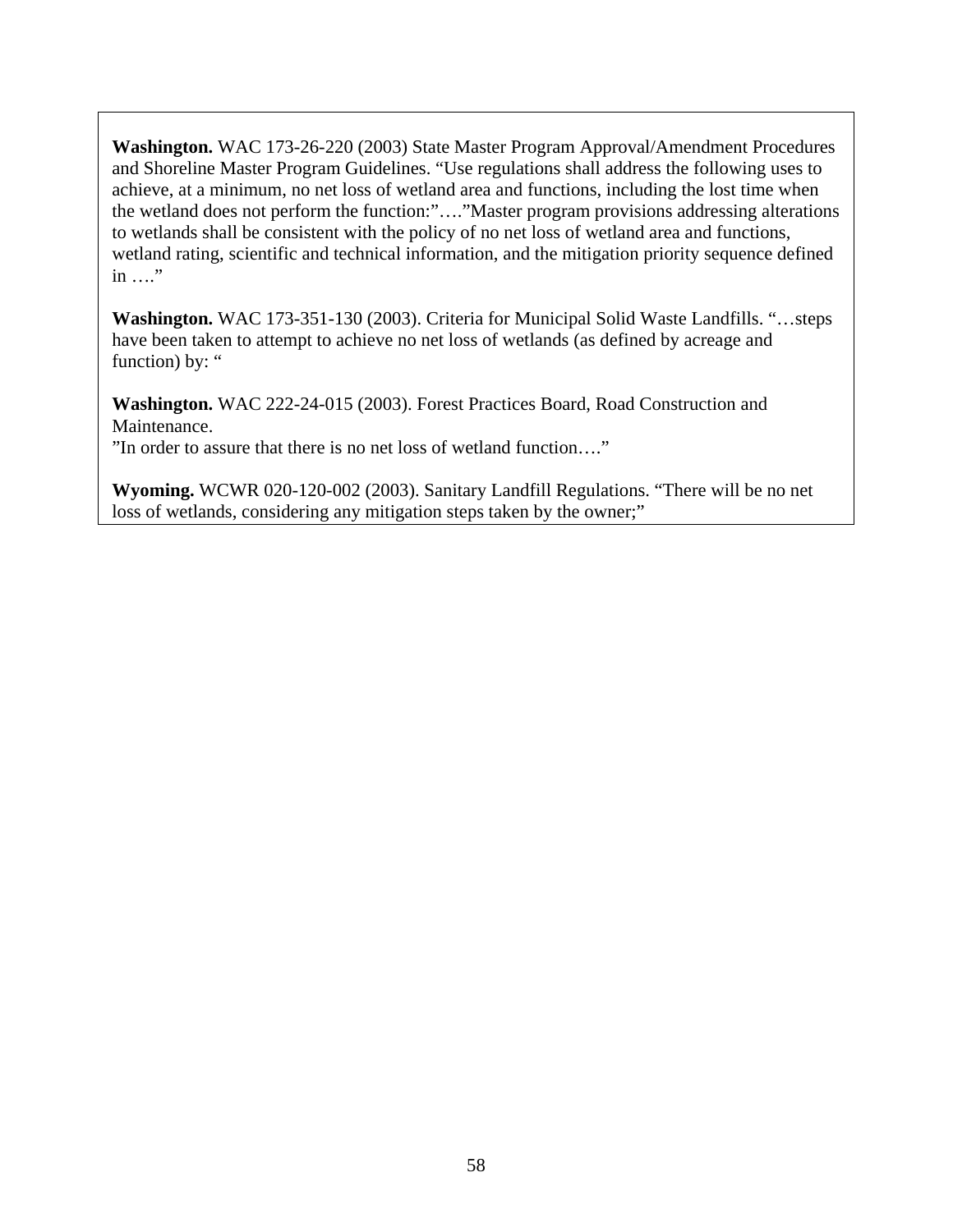**Washington.** WAC 173-26-220 (2003) State Master Program Approval/Amendment Procedures and Shoreline Master Program Guidelines. “Use regulations shall address the following uses to achieve, at a minimum, no net loss of wetland area and functions, including the lost time when the wetland does not perform the function:”….”Master program provisions addressing alterations to wetlands shall be consistent with the policy of no net loss of wetland area and functions, wetland rating, scientific and technical information, and the mitigation priority sequence defined in ….”

**Washington.** WAC 173-351-130 (2003). Criteria for Municipal Solid Waste Landfills. “…steps have been taken to attempt to achieve no net loss of wetlands (as defined by acreage and function) by: “

**Washington.** WAC 222-24-015 (2003). Forest Practices Board, Road Construction and Maintenance.
”In order to assure that there is no net loss of wetland function….”

**Wyoming.** WCWR 020-120-002 (2003). Sanitary Landfill Regulations. “There will be no net loss of wetlands, considering any mitigation steps taken by the owner;”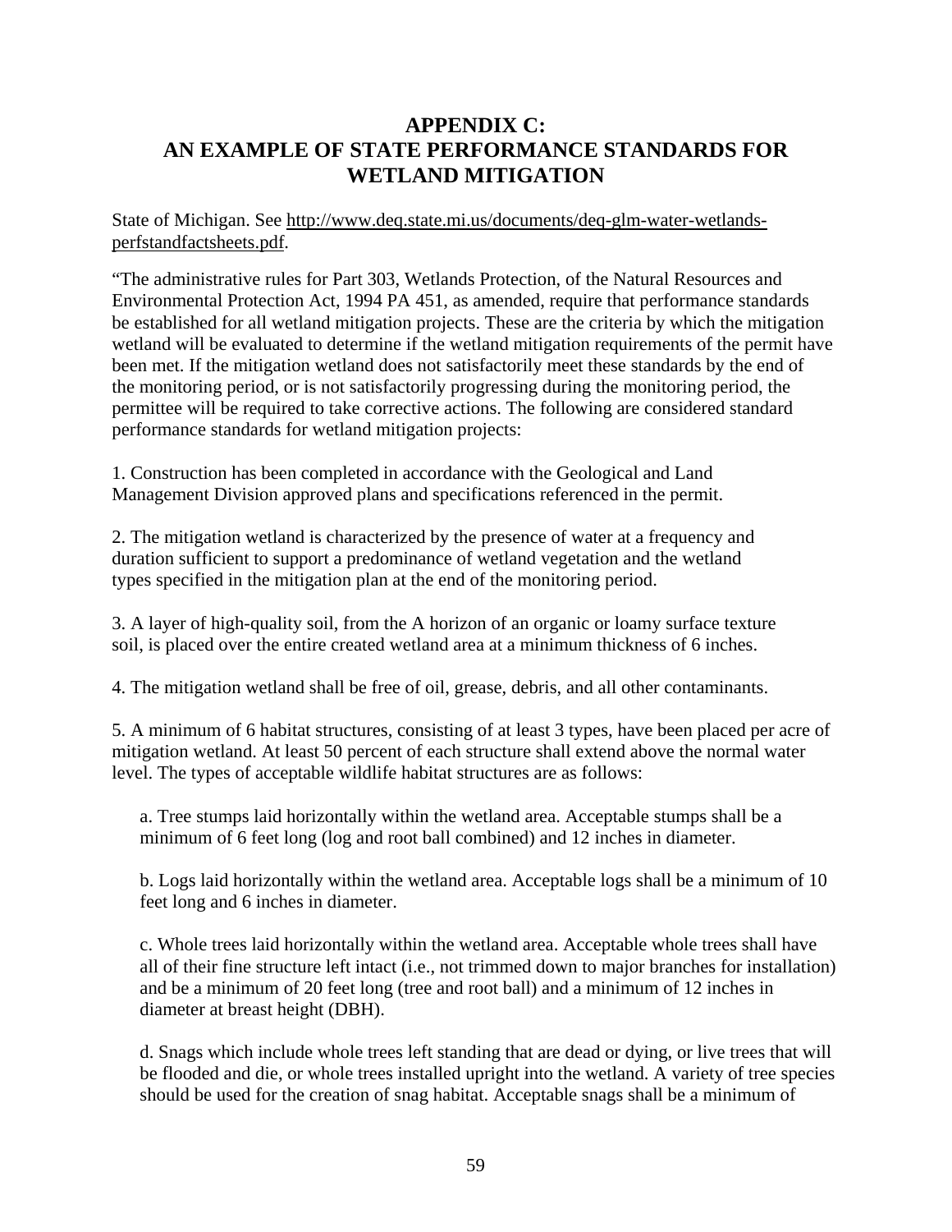## APPENDIX C:
## AN EXAMPLE OF STATE PERFORMANCE STANDARDS FOR WETLAND MITIGATION

State of Michigan. See http://www.deq.state.mi.us/documents/deq-glm-water-wetlands-perfstandfactsheets.pdf.

"The administrative rules for Part 303, Wetlands Protection, of the Natural Resources and Environmental Protection Act, 1994 PA 451, as amended, require that performance standards be established for all wetland mitigation projects. These are the criteria by which the mitigation wetland will be evaluated to determine if the wetland mitigation requirements of the permit have been met. If the mitigation wetland does not satisfactorily meet these standards by the end of the monitoring period, or is not satisfactorily progressing during the monitoring period, the permittee will be required to take corrective actions. The following are considered standard performance standards for wetland mitigation projects:

1. Construction has been completed in accordance with the Geological and Land Management Division approved plans and specifications referenced in the permit.

2. The mitigation wetland is characterized by the presence of water at a frequency and duration sufficient to support a predominance of wetland vegetation and the wetland types specified in the mitigation plan at the end of the monitoring period.

3. A layer of high-quality soil, from the A horizon of an organic or loamy surface texture soil, is placed over the entire created wetland area at a minimum thickness of 6 inches.

4. The mitigation wetland shall be free of oil, grease, debris, and all other contaminants.

5. A minimum of 6 habitat structures, consisting of at least 3 types, have been placed per acre of mitigation wetland. At least 50 percent of each structure shall extend above the normal water level. The types of acceptable wildlife habitat structures are as follows:

   a. Tree stumps laid horizontally within the wetland area. Acceptable stumps shall be a minimum of 6 feet long (log and root ball combined) and 12 inches in diameter.

   b. Logs laid horizontally within the wetland area. Acceptable logs shall be a minimum of 10 feet long and 6 inches in diameter.

   c. Whole trees laid horizontally within the wetland area. Acceptable whole trees shall have all of their fine structure left intact (i.e., not trimmed down to major branches for installation) and be a minimum of 20 feet long (tree and root ball) and a minimum of 12 inches in diameter at breast height (DBH).

   d. Snags which include whole trees left standing that are dead or dying, or live trees that will be flooded and die, or whole trees installed upright into the wetland. A variety of tree species should be used for the creation of snag habitat. Acceptable snags shall be a minimum of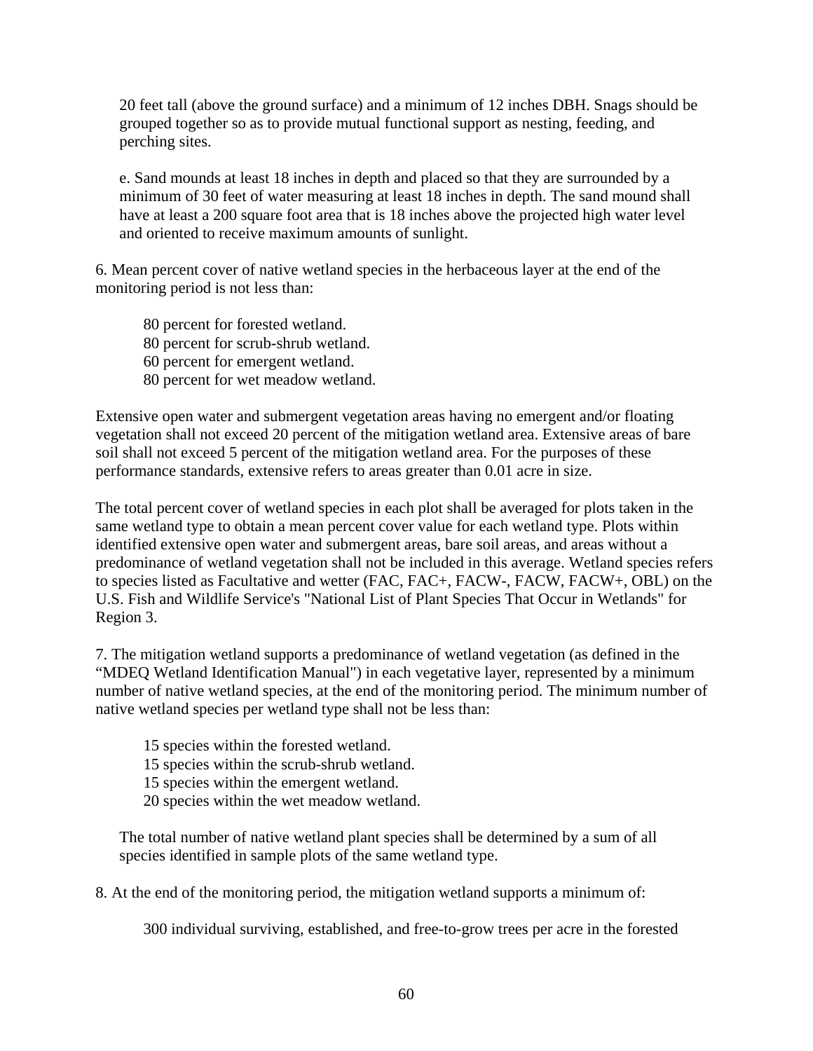20 feet tall (above the ground surface) and a minimum of 12 inches DBH. Snags should be grouped together so as to provide mutual functional support as nesting, feeding, and perching sites.

e. Sand mounds at least 18 inches in depth and placed so that they are surrounded by a minimum of 30 feet of water measuring at least 18 inches in depth. The sand mound shall have at least a 200 square foot area that is 18 inches above the projected high water level and oriented to receive maximum amounts of sunlight.

6. Mean percent cover of native wetland species in the herbaceous layer at the end of the monitoring period is not less than:

80 percent for forested wetland.
80 percent for scrub-shrub wetland.
60 percent for emergent wetland.
80 percent for wet meadow wetland.

Extensive open water and submergent vegetation areas having no emergent and/or floating vegetation shall not exceed 20 percent of the mitigation wetland area. Extensive areas of bare soil shall not exceed 5 percent of the mitigation wetland area. For the purposes of these performance standards, extensive refers to areas greater than 0.01 acre in size.

The total percent cover of wetland species in each plot shall be averaged for plots taken in the same wetland type to obtain a mean percent cover value for each wetland type. Plots within identified extensive open water and submergent areas, bare soil areas, and areas without a predominance of wetland vegetation shall not be included in this average. Wetland species refers to species listed as Facultative and wetter (FAC, FAC+, FACW-, FACW, FACW+, OBL) on the U.S. Fish and Wildlife Service's "National List of Plant Species That Occur in Wetlands" for Region 3.

7. The mitigation wetland supports a predominance of wetland vegetation (as defined in the "MDEQ Wetland Identification Manual") in each vegetative layer, represented by a minimum number of native wetland species, at the end of the monitoring period. The minimum number of native wetland species per wetland type shall not be less than:

15 species within the forested wetland.
15 species within the scrub-shrub wetland.
15 species within the emergent wetland.
20 species within the wet meadow wetland.

The total number of native wetland plant species shall be determined by a sum of all species identified in sample plots of the same wetland type.

8. At the end of the monitoring period, the mitigation wetland supports a minimum of:

300 individual surviving, established, and free-to-grow trees per acre in the forested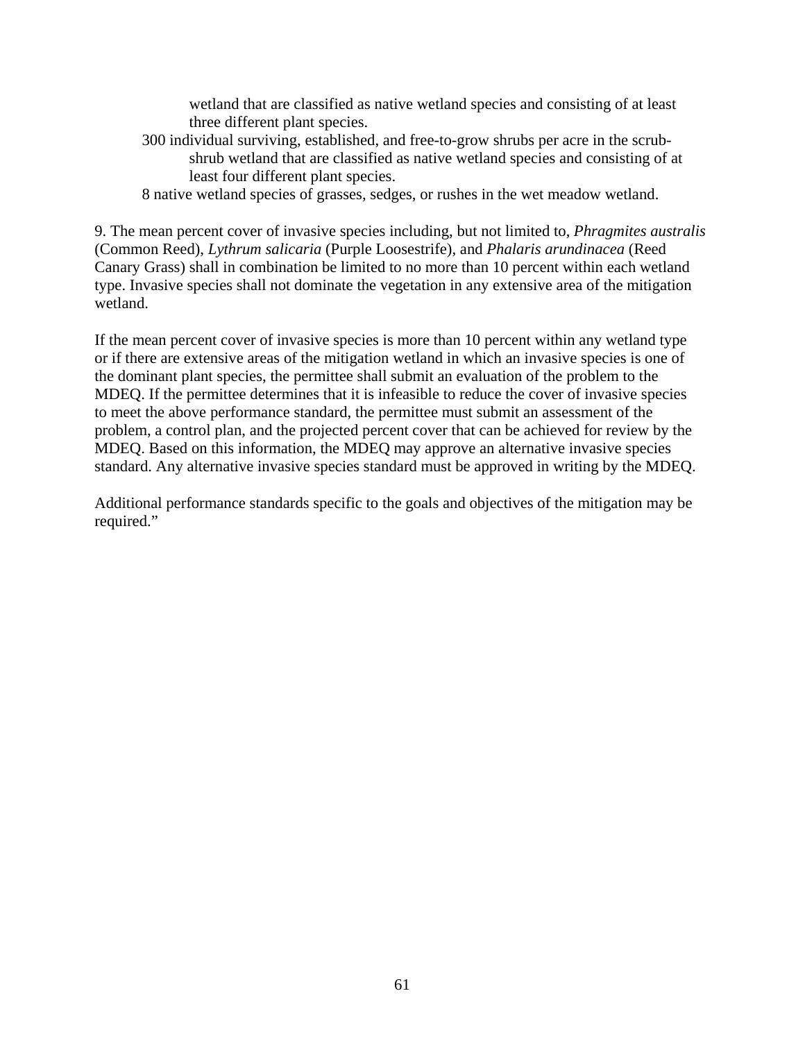wetland that are classified as native wetland species and consisting of at least three different plant species.

300 individual surviving, established, and free-to-grow shrubs per acre in the scrub-shrub wetland that are classified as native wetland species and consisting of at least four different plant species.

8 native wetland species of grasses, sedges, or rushes in the wet meadow wetland.

9. The mean percent cover of invasive species including, but not limited to, *Phragmites australis* (Common Reed), *Lythrum salicaria* (Purple Loosestrife), and *Phalaris arundinacea* (Reed Canary Grass) shall in combination be limited to no more than 10 percent within each wetland type. Invasive species shall not dominate the vegetation in any extensive area of the mitigation wetland.

If the mean percent cover of invasive species is more than 10 percent within any wetland type or if there are extensive areas of the mitigation wetland in which an invasive species is one of the dominant plant species, the permittee shall submit an evaluation of the problem to the MDEQ. If the permittee determines that it is infeasible to reduce the cover of invasive species to meet the above performance standard, the permittee must submit an assessment of the problem, a control plan, and the projected percent cover that can be achieved for review by the MDEQ. Based on this information, the MDEQ may approve an alternative invasive species standard. Any alternative invasive species standard must be approved in writing by the MDEQ.

Additional performance standards specific to the goals and objectives of the mitigation may be required."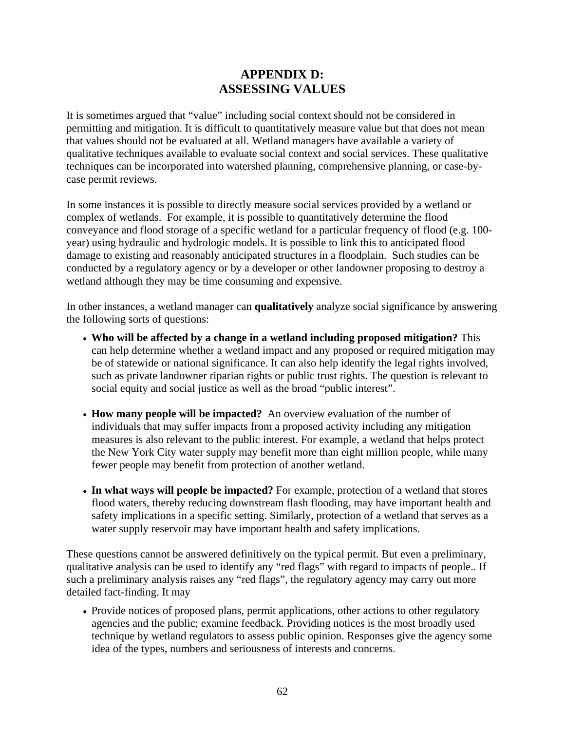# APPENDIX D: ASSESSING VALUES

It is sometimes argued that "value" including social context should not be considered in permitting and mitigation. It is difficult to quantitatively measure value but that does not mean that values should not be evaluated at all. Wetland managers have available a variety of qualitative techniques available to evaluate social context and social services. These qualitative techniques can be incorporated into watershed planning, comprehensive planning, or case-by-case permit reviews.

In some instances it is possible to directly measure social services provided by a wetland or complex of wetlands. For example, it is possible to quantitatively determine the flood conveyance and flood storage of a specific wetland for a particular frequency of flood (e.g. 100-year) using hydraulic and hydrologic models. It is possible to link this to anticipated flood damage to existing and reasonably anticipated structures in a floodplain. Such studies can be conducted by a regulatory agency or by a developer or other landowner proposing to destroy a wetland although they may be time consuming and expensive.

In other instances, a wetland manager can **qualitatively** analyze social significance by answering the following sorts of questions:

- **Who will be affected by a change in a wetland including proposed mitigation?** This can help determine whether a wetland impact and any proposed or required mitigation may be of statewide or national significance. It can also help identify the legal rights involved, such as private landowner riparian rights or public trust rights. The question is relevant to social equity and social justice as well as the broad "public interest".

- **How many people will be impacted?** An overview evaluation of the number of individuals that may suffer impacts from a proposed activity including any mitigation measures is also relevant to the public interest. For example, a wetland that helps protect the New York City water supply may benefit more than eight million people, while many fewer people may benefit from protection of another wetland.

- **In what ways will people be impacted?** For example, protection of a wetland that stores flood waters, thereby reducing downstream flash flooding, may have important health and safety implications in a specific setting. Similarly, protection of a wetland that serves as a water supply reservoir may have important health and safety implications.

These questions cannot be answered definitively on the typical permit. But even a preliminary, qualitative analysis can be used to identify any "red flags" with regard to impacts of people.. If such a preliminary analysis raises any "red flags", the regulatory agency may carry out more detailed fact-finding. It may

- Provide notices of proposed plans, permit applications, other actions to other regulatory agencies and the public; examine feedback. Providing notices is the most broadly used technique by wetland regulators to assess public opinion. Responses give the agency some idea of the types, numbers and seriousness of interests and concerns.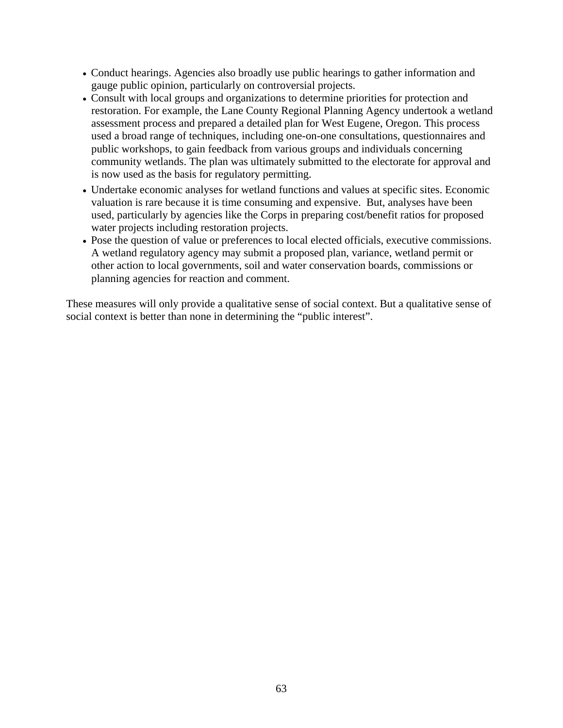- Conduct hearings. Agencies also broadly use public hearings to gather information and gauge public opinion, particularly on controversial projects.
- Consult with local groups and organizations to determine priorities for protection and restoration. For example, the Lane County Regional Planning Agency undertook a wetland assessment process and prepared a detailed plan for West Eugene, Oregon. This process used a broad range of techniques, including one-on-one consultations, questionnaires and public workshops, to gain feedback from various groups and individuals concerning community wetlands. The plan was ultimately submitted to the electorate for approval and is now used as the basis for regulatory permitting.
- Undertake economic analyses for wetland functions and values at specific sites. Economic valuation is rare because it is time consuming and expensive. But, analyses have been used, particularly by agencies like the Corps in preparing cost/benefit ratios for proposed water projects including restoration projects.
- Pose the question of value or preferences to local elected officials, executive commissions. A wetland regulatory agency may submit a proposed plan, variance, wetland permit or other action to local governments, soil and water conservation boards, commissions or planning agencies for reaction and comment.

These measures will only provide a qualitative sense of social context. But a qualitative sense of social context is better than none in determining the "public interest".